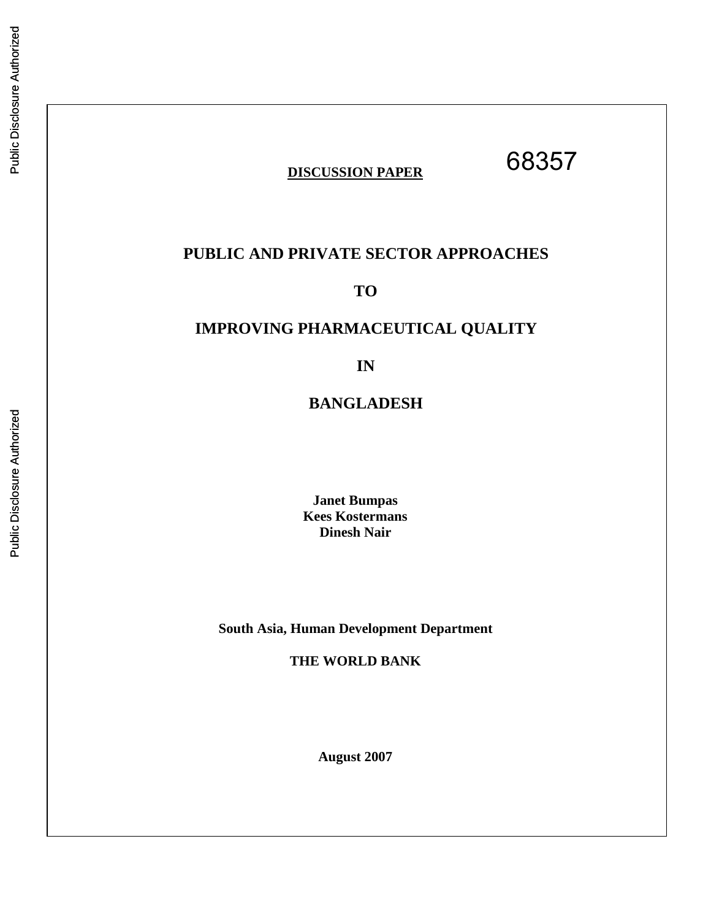"Public Disclosure Authorized" side text is a watermark; omit? It's repeated stamp. I'll omit.

**DISCUSSION PAPER** 68357

# PUBLIC AND PRIVATE SECTOR APPROACHES TO IMPROVING PHARMACEUTICAL QUALITY IN BANGLADESH

**Janet Bumpas**
**Kees Kostermans**
**Dinesh Nair**

**South Asia, Human Development Department**

**THE WORLD BANK**

**August 2007**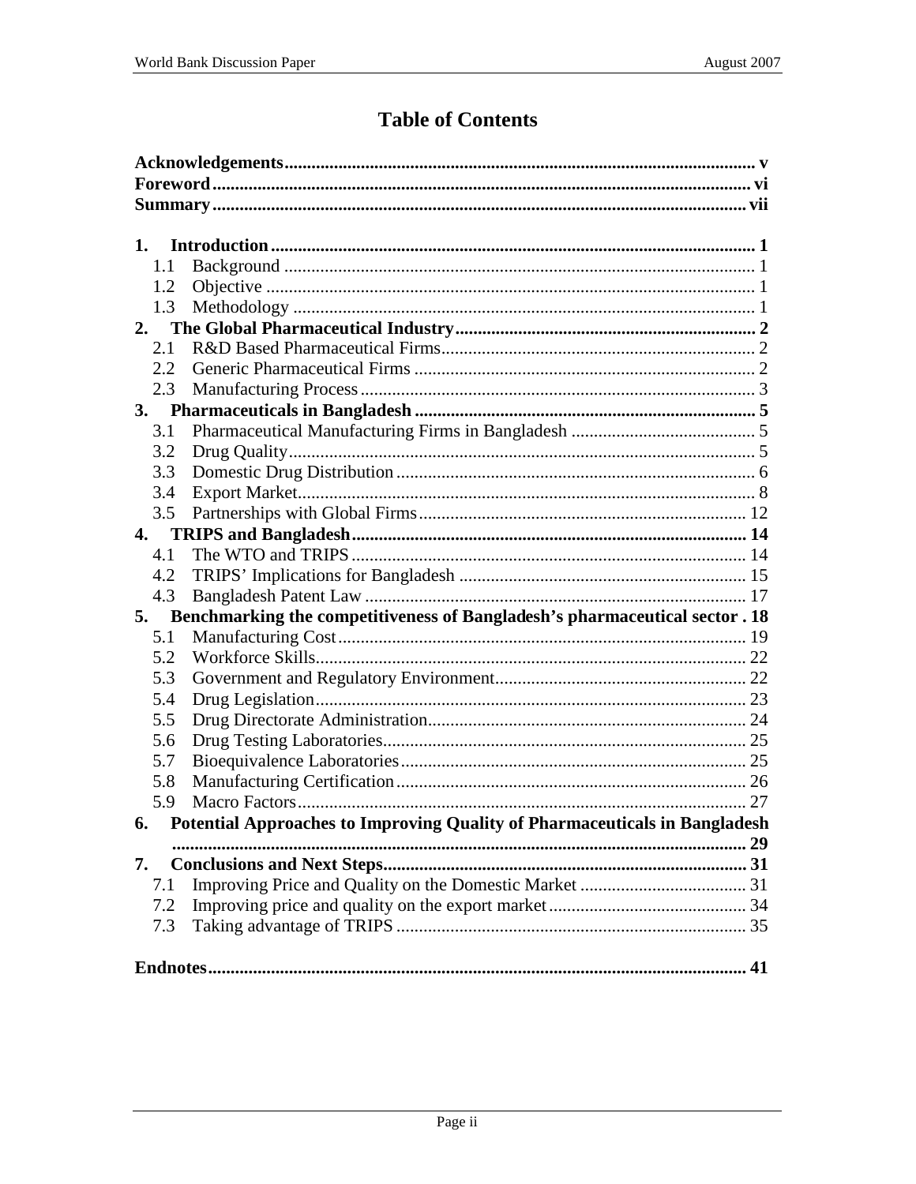# Table of Contents

**Acknowledgements** ........ v
**Foreword** ........ vi
**Summary** ........ vii

**1. Introduction** ........ 1
- 1.1 Background ........ 1
- 1.2 Objective ........ 1
- 1.3 Methodology ........ 1

**2. The Global Pharmaceutical Industry** ........ 2
- 2.1 R&D Based Pharmaceutical Firms ........ 2
- 2.2 Generic Pharmaceutical Firms ........ 2
- 2.3 Manufacturing Process ........ 3

**3. Pharmaceuticals in Bangladesh** ........ 5
- 3.1 Pharmaceutical Manufacturing Firms in Bangladesh ........ 5
- 3.2 Drug Quality ........ 5
- 3.3 Domestic Drug Distribution ........ 6
- 3.4 Export Market ........ 8
- 3.5 Partnerships with Global Firms ........ 12

**4. TRIPS and Bangladesh** ........ 14
- 4.1 The WTO and TRIPS ........ 14
- 4.2 TRIPS' Implications for Bangladesh ........ 15
- 4.3 Bangladesh Patent Law ........ 17

**5. Benchmarking the competitiveness of Bangladesh's pharmaceutical sector** . 18
- 5.1 Manufacturing Cost ........ 19
- 5.2 Workforce Skills ........ 22
- 5.3 Government and Regulatory Environment ........ 22
- 5.4 Drug Legislation ........ 23
- 5.5 Drug Directorate Administration ........ 24
- 5.6 Drug Testing Laboratories ........ 25
- 5.7 Bioequivalence Laboratories ........ 25
- 5.8 Manufacturing Certification ........ 26
- 5.9 Macro Factors ........ 27

**6. Potential Approaches to Improving Quality of Pharmaceuticals in Bangladesh** ........ 29

**7. Conclusions and Next Steps** ........ 31
- 7.1 Improving Price and Quality on the Domestic Market ........ 31
- 7.2 Improving price and quality on the export market ........ 34
- 7.3 Taking advantage of TRIPS ........ 35

**Endnotes** ........ 41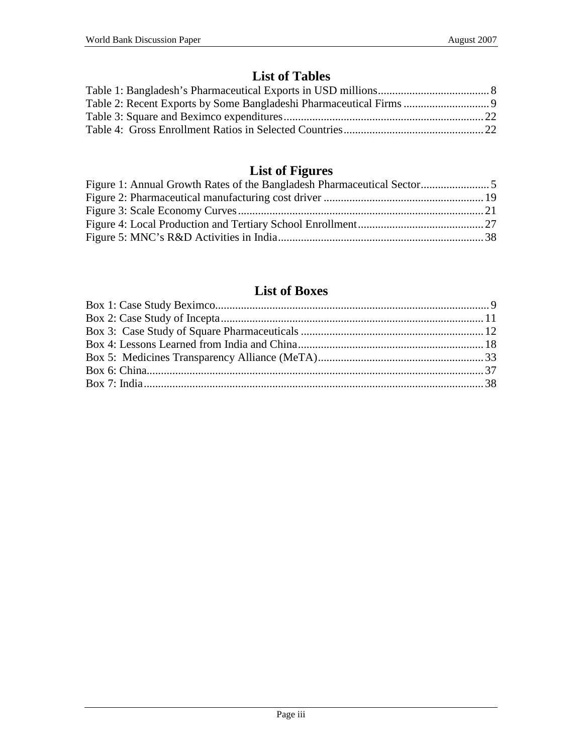## List of Tables

Table 1: Bangladesh's Pharmaceutical Exports in USD millions....................................... 8
Table 2: Recent Exports by Some Bangladeshi Pharmaceutical Firms .............................. 9
Table 3: Square and Beximco expenditures...................................................................... 22
Table 4: Gross Enrollment Ratios in Selected Countries................................................. 22

## List of Figures

Figure 1: Annual Growth Rates of the Bangladesh Pharmaceutical Sector........................ 5
Figure 2: Pharmaceutical manufacturing cost driver ........................................................ 19
Figure 3: Scale Economy Curves..................................................................................... 21
Figure 4: Local Production and Tertiary School Enrollment............................................ 27
Figure 5: MNC's R&D Activities in India........................................................................ 38

## List of Boxes

Box 1: Case Study Beximco............................................................................................... 9
Box 2: Case Study of Incepta........................................................................................... 11
Box 3: Case Study of Square Pharmaceuticals ................................................................ 12
Box 4: Lessons Learned from India and China................................................................ 18
Box 5: Medicines Transparency Alliance (MeTA).......................................................... 33
Box 6: China..................................................................................................................... 37
Box 7: India...................................................................................................................... 38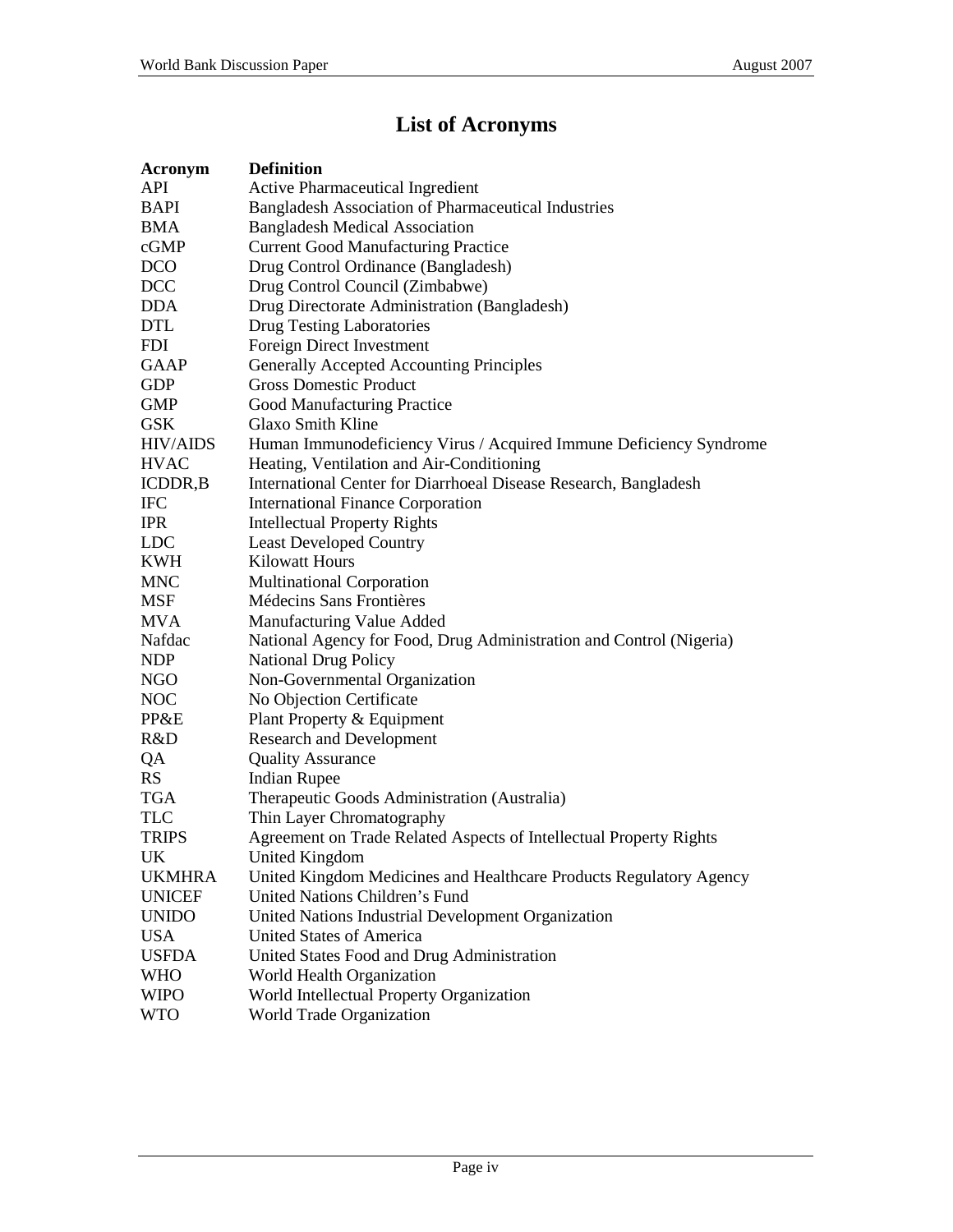# List of Acronyms

| Acronym | Definition |
| --- | --- |
| API | Active Pharmaceutical Ingredient |
| BAPI | Bangladesh Association of Pharmaceutical Industries |
| BMA | Bangladesh Medical Association |
| cGMP | Current Good Manufacturing Practice |
| DCO | Drug Control Ordinance (Bangladesh) |
| DCC | Drug Control Council (Zimbabwe) |
| DDA | Drug Directorate Administration (Bangladesh) |
| DTL | Drug Testing Laboratories |
| FDI | Foreign Direct Investment |
| GAAP | Generally Accepted Accounting Principles |
| GDP | Gross Domestic Product |
| GMP | Good Manufacturing Practice |
| GSK | Glaxo Smith Kline |
| HIV/AIDS | Human Immunodeficiency Virus / Acquired Immune Deficiency Syndrome |
| HVAC | Heating, Ventilation and Air-Conditioning |
| ICDDR,B | International Center for Diarrhoeal Disease Research, Bangladesh |
| IFC | International Finance Corporation |
| IPR | Intellectual Property Rights |
| LDC | Least Developed Country |
| KWH | Kilowatt Hours |
| MNC | Multinational Corporation |
| MSF | Médecins Sans Frontières |
| MVA | Manufacturing Value Added |
| Nafdac | National Agency for Food, Drug Administration and Control (Nigeria) |
| NDP | National Drug Policy |
| NGO | Non-Governmental Organization |
| NOC | No Objection Certificate |
| PP&E | Plant Property & Equipment |
| R&D | Research and Development |
| QA | Quality Assurance |
| RS | Indian Rupee |
| TGA | Therapeutic Goods Administration (Australia) |
| TLC | Thin Layer Chromatography |
| TRIPS | Agreement on Trade Related Aspects of Intellectual Property Rights |
| UK | United Kingdom |
| UKMHRA | United Kingdom Medicines and Healthcare Products Regulatory Agency |
| UNICEF | United Nations Children's Fund |
| UNIDO | United Nations Industrial Development Organization |
| USA | United States of America |
| USFDA | United States Food and Drug Administration |
| WHO | World Health Organization |
| WIPO | World Intellectual Property Organization |
| WTO | World Trade Organization |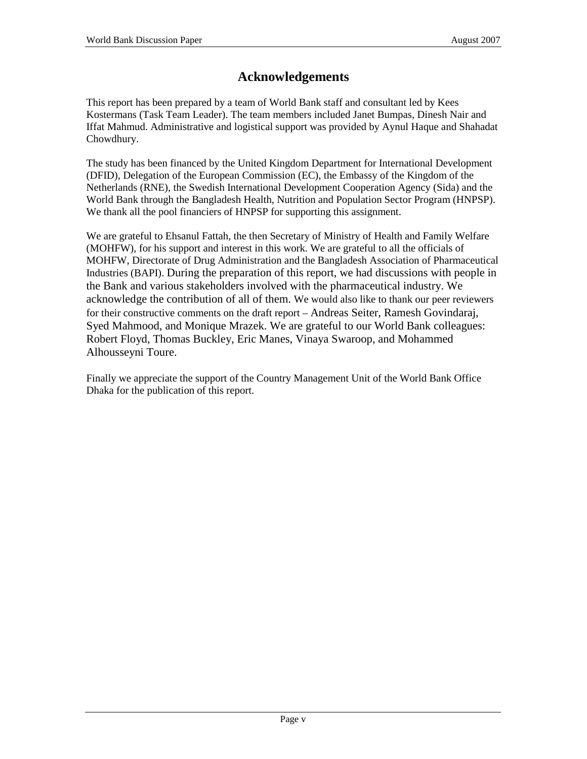# Acknowledgements

This report has been prepared by a team of World Bank staff and consultant led by Kees Kostermans (Task Team Leader). The team members included Janet Bumpas, Dinesh Nair and Iffat Mahmud. Administrative and logistical support was provided by Aynul Haque and Shahadat Chowdhury.

The study has been financed by the United Kingdom Department for International Development (DFID), Delegation of the European Commission (EC), the Embassy of the Kingdom of the Netherlands (RNE), the Swedish International Development Cooperation Agency (Sida) and the World Bank through the Bangladesh Health, Nutrition and Population Sector Program (HNPSP). We thank all the pool financiers of HNPSP for supporting this assignment.

We are grateful to Ehsanul Fattah, the then Secretary of Ministry of Health and Family Welfare (MOHFW), for his support and interest in this work. We are grateful to all the officials of MOHFW, Directorate of Drug Administration and the Bangladesh Association of Pharmaceutical Industries (BAPI). During the preparation of this report, we had discussions with people in the Bank and various stakeholders involved with the pharmaceutical industry. We acknowledge the contribution of all of them. We would also like to thank our peer reviewers for their constructive comments on the draft report – Andreas Seiter, Ramesh Govindaraj, Syed Mahmood, and Monique Mrazek. We are grateful to our World Bank colleagues: Robert Floyd, Thomas Buckley, Eric Manes, Vinaya Swaroop, and Mohammed Alhousseyni Toure.

Finally we appreciate the support of the Country Management Unit of the World Bank Office Dhaka for the publication of this report.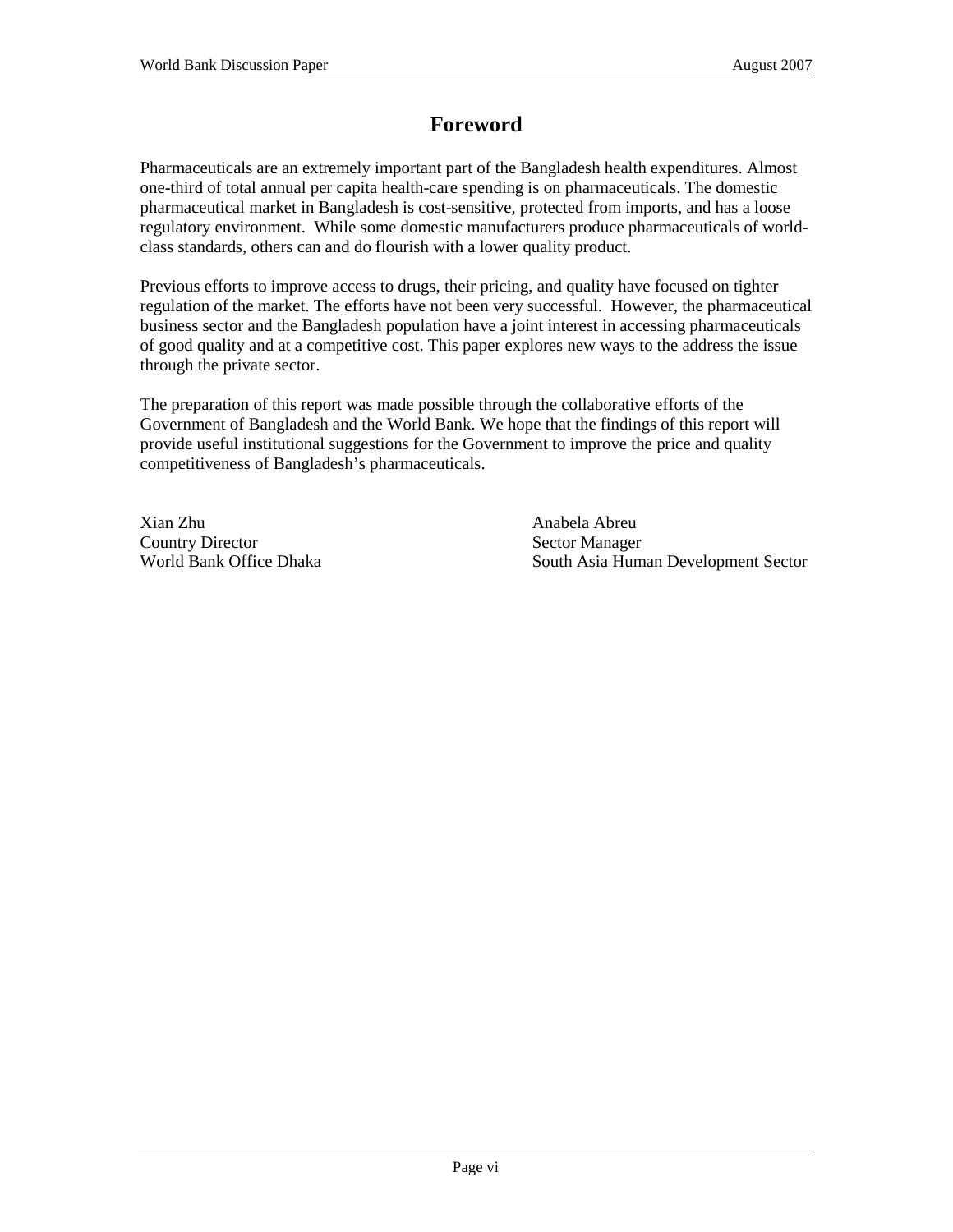# Foreword

Pharmaceuticals are an extremely important part of the Bangladesh health expenditures. Almost one-third of total annual per capita health-care spending is on pharmaceuticals. The domestic pharmaceutical market in Bangladesh is cost-sensitive, protected from imports, and has a loose regulatory environment. While some domestic manufacturers produce pharmaceuticals of world-class standards, others can and do flourish with a lower quality product.

Previous efforts to improve access to drugs, their pricing, and quality have focused on tighter regulation of the market. The efforts have not been very successful. However, the pharmaceutical business sector and the Bangladesh population have a joint interest in accessing pharmaceuticals of good quality and at a competitive cost. This paper explores new ways to the address the issue through the private sector.

The preparation of this report was made possible through the collaborative efforts of the Government of Bangladesh and the World Bank. We hope that the findings of this report will provide useful institutional suggestions for the Government to improve the price and quality competitiveness of Bangladesh's pharmaceuticals.

Xian Zhu
Country Director
World Bank Office Dhaka

Anabela Abreu
Sector Manager
South Asia Human Development Sector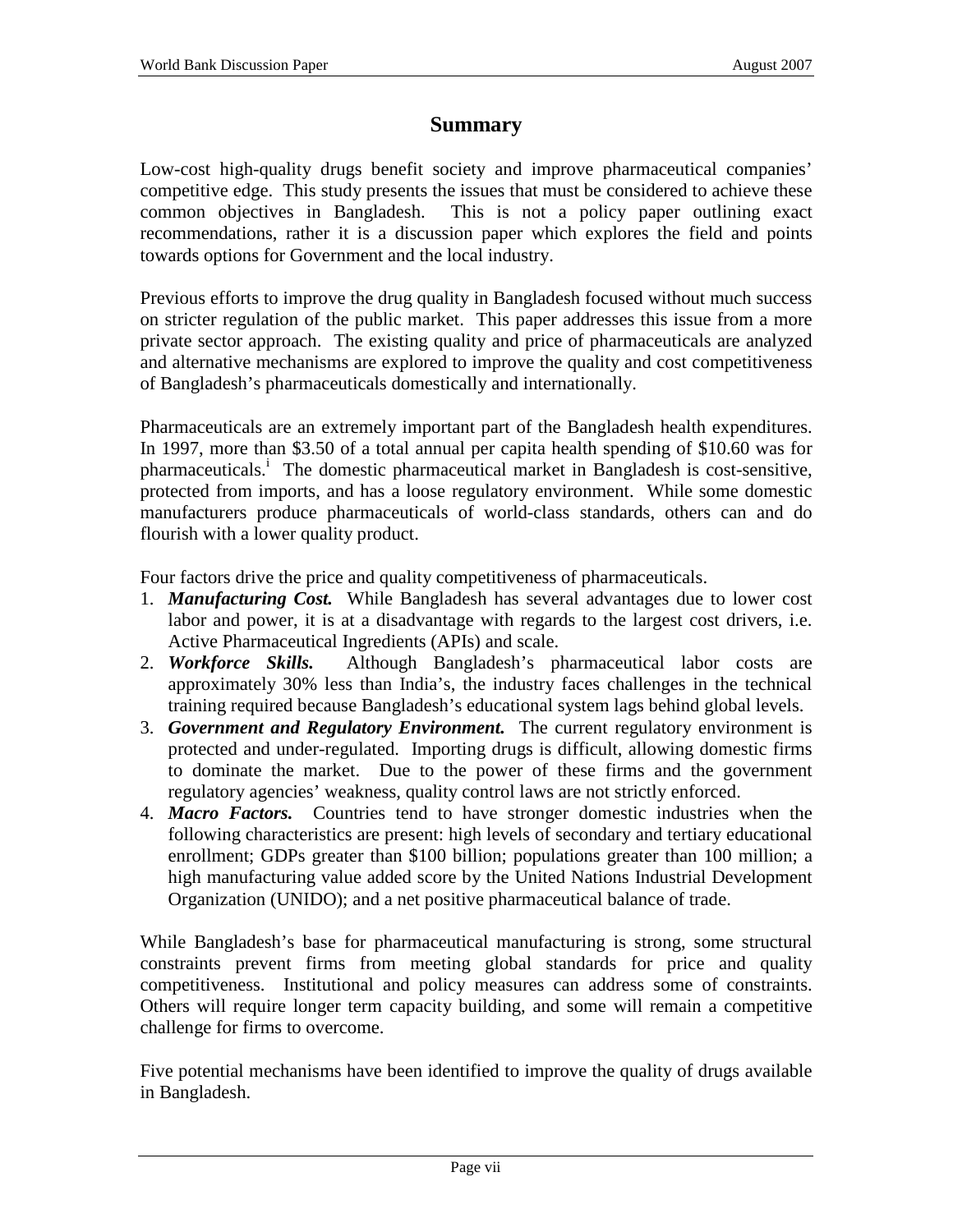# Summary

Low-cost high-quality drugs benefit society and improve pharmaceutical companies' competitive edge. This study presents the issues that must be considered to achieve these common objectives in Bangladesh. This is not a policy paper outlining exact recommendations, rather it is a discussion paper which explores the field and points towards options for Government and the local industry.

Previous efforts to improve the drug quality in Bangladesh focused without much success on stricter regulation of the public market. This paper addresses this issue from a more private sector approach. The existing quality and price of pharmaceuticals are analyzed and alternative mechanisms are explored to improve the quality and cost competitiveness of Bangladesh's pharmaceuticals domestically and internationally.

Pharmaceuticals are an extremely important part of the Bangladesh health expenditures. In 1997, more than \$3.50 of a total annual per capita health spending of \$10.60 was for pharmaceuticals.[i] The domestic pharmaceutical market in Bangladesh is cost-sensitive, protected from imports, and has a loose regulatory environment. While some domestic manufacturers produce pharmaceuticals of world-class standards, others can and do flourish with a lower quality product.

Four factors drive the price and quality competitiveness of pharmaceuticals.

1. ***Manufacturing Cost.*** While Bangladesh has several advantages due to lower cost labor and power, it is at a disadvantage with regards to the largest cost drivers, i.e. Active Pharmaceutical Ingredients (APIs) and scale.
2. ***Workforce Skills.*** Although Bangladesh's pharmaceutical labor costs are approximately 30% less than India's, the industry faces challenges in the technical training required because Bangladesh's educational system lags behind global levels.
3. ***Government and Regulatory Environment.*** The current regulatory environment is protected and under-regulated. Importing drugs is difficult, allowing domestic firms to dominate the market. Due to the power of these firms and the government regulatory agencies' weakness, quality control laws are not strictly enforced.
4. ***Macro Factors.*** Countries tend to have stronger domestic industries when the following characteristics are present: high levels of secondary and tertiary educational enrollment; GDPs greater than \$100 billion; populations greater than 100 million; a high manufacturing value added score by the United Nations Industrial Development Organization (UNIDO); and a net positive pharmaceutical balance of trade.

While Bangladesh's base for pharmaceutical manufacturing is strong, some structural constraints prevent firms from meeting global standards for price and quality competitiveness. Institutional and policy measures can address some of constraints. Others will require longer term capacity building, and some will remain a competitive challenge for firms to overcome.

Five potential mechanisms have been identified to improve the quality of drugs available in Bangladesh.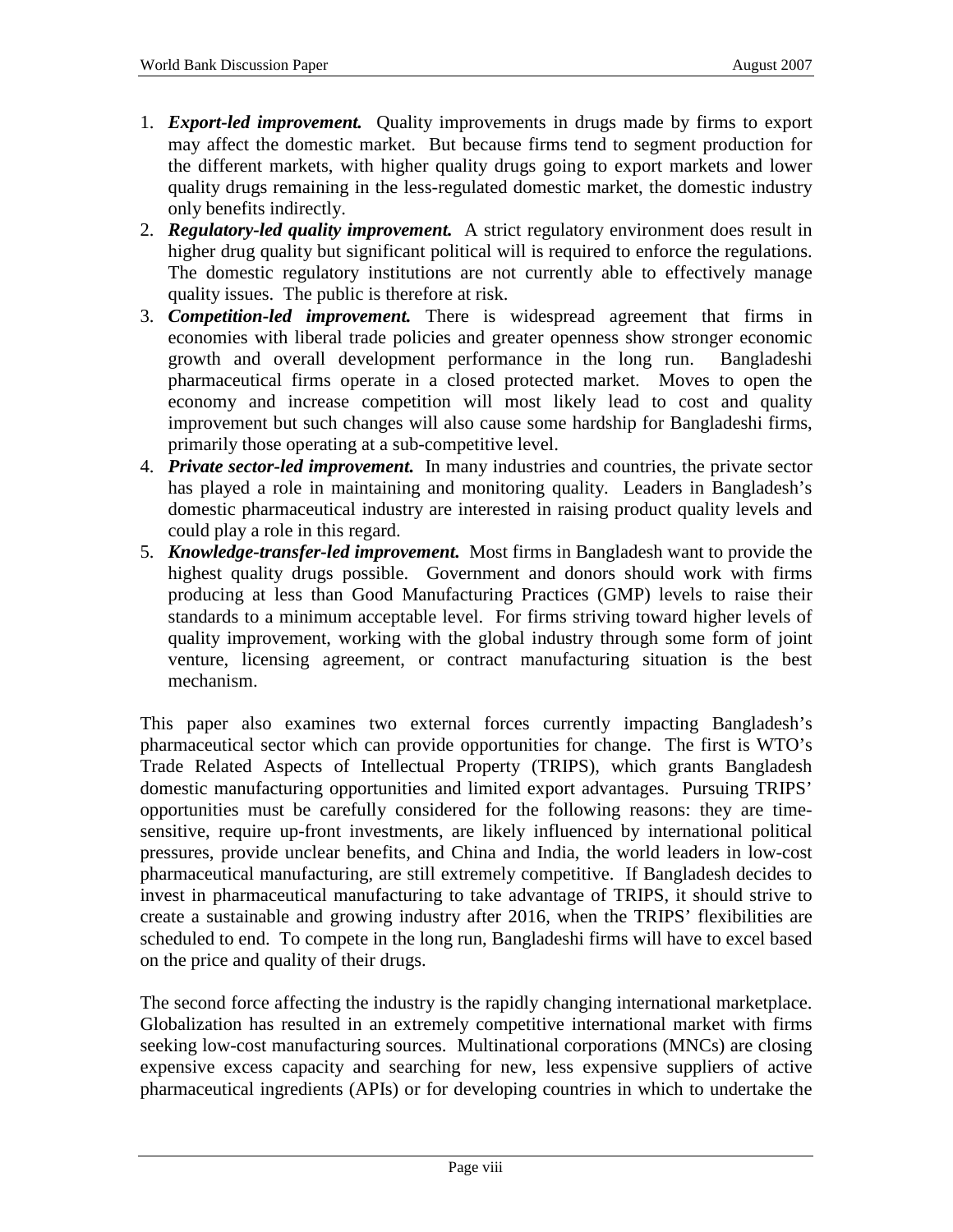1. ***Export-led improvement.*** Quality improvements in drugs made by firms to export may affect the domestic market. But because firms tend to segment production for the different markets, with higher quality drugs going to export markets and lower quality drugs remaining in the less-regulated domestic market, the domestic industry only benefits indirectly.
2. ***Regulatory-led quality improvement.*** A strict regulatory environment does result in higher drug quality but significant political will is required to enforce the regulations. The domestic regulatory institutions are not currently able to effectively manage quality issues. The public is therefore at risk.
3. ***Competition-led improvement.*** There is widespread agreement that firms in economies with liberal trade policies and greater openness show stronger economic growth and overall development performance in the long run. Bangladeshi pharmaceutical firms operate in a closed protected market. Moves to open the economy and increase competition will most likely lead to cost and quality improvement but such changes will also cause some hardship for Bangladeshi firms, primarily those operating at a sub-competitive level.
4. ***Private sector-led improvement.*** In many industries and countries, the private sector has played a role in maintaining and monitoring quality. Leaders in Bangladesh's domestic pharmaceutical industry are interested in raising product quality levels and could play a role in this regard.
5. ***Knowledge-transfer-led improvement.*** Most firms in Bangladesh want to provide the highest quality drugs possible. Government and donors should work with firms producing at less than Good Manufacturing Practices (GMP) levels to raise their standards to a minimum acceptable level. For firms striving toward higher levels of quality improvement, working with the global industry through some form of joint venture, licensing agreement, or contract manufacturing situation is the best mechanism.

This paper also examines two external forces currently impacting Bangladesh's pharmaceutical sector which can provide opportunities for change. The first is WTO's Trade Related Aspects of Intellectual Property (TRIPS), which grants Bangladesh domestic manufacturing opportunities and limited export advantages. Pursuing TRIPS' opportunities must be carefully considered for the following reasons: they are time-sensitive, require up-front investments, are likely influenced by international political pressures, provide unclear benefits, and China and India, the world leaders in low-cost pharmaceutical manufacturing, are still extremely competitive. If Bangladesh decides to invest in pharmaceutical manufacturing to take advantage of TRIPS, it should strive to create a sustainable and growing industry after 2016, when the TRIPS' flexibilities are scheduled to end. To compete in the long run, Bangladeshi firms will have to excel based on the price and quality of their drugs.

The second force affecting the industry is the rapidly changing international marketplace. Globalization has resulted in an extremely competitive international market with firms seeking low-cost manufacturing sources. Multinational corporations (MNCs) are closing expensive excess capacity and searching for new, less expensive suppliers of active pharmaceutical ingredients (APIs) or for developing countries in which to undertake the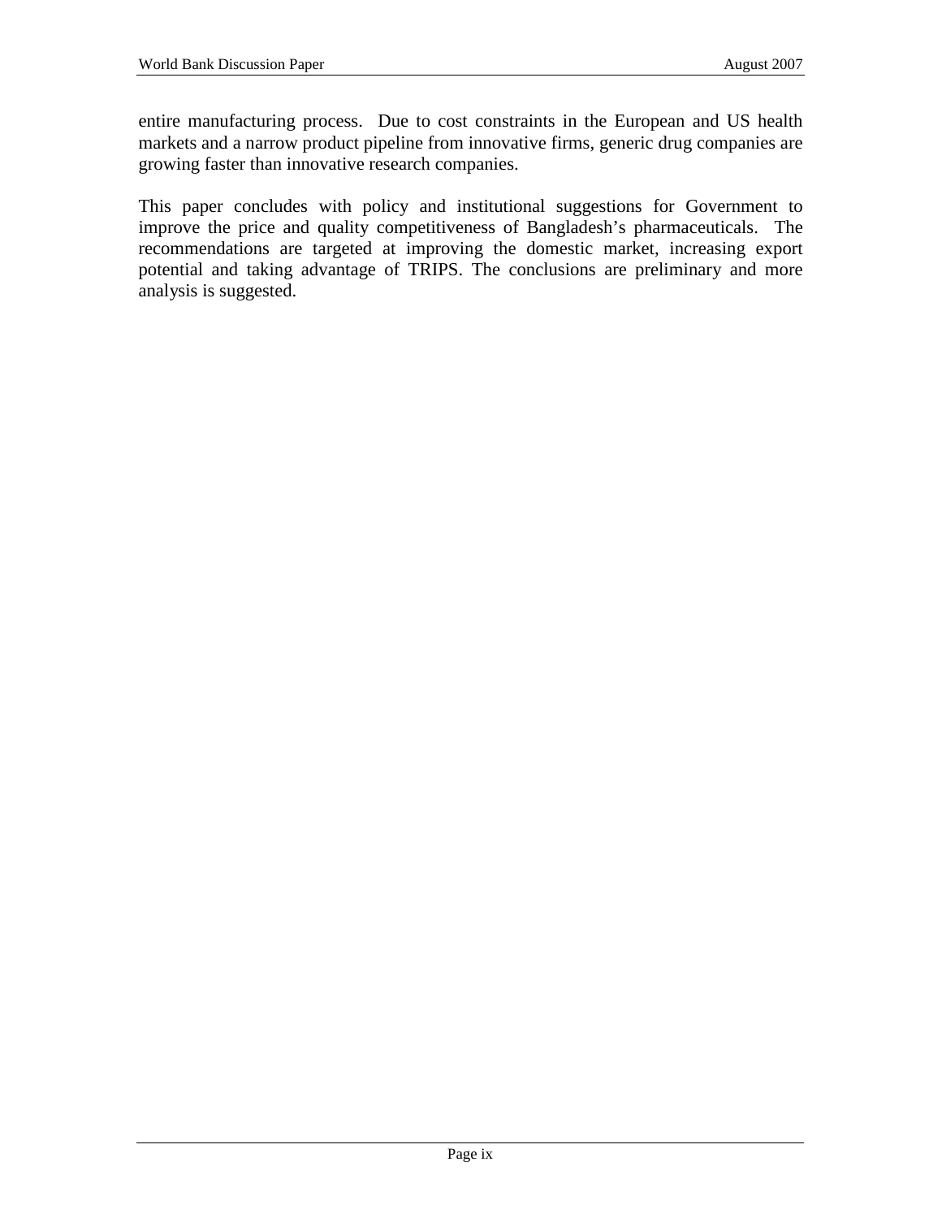entire manufacturing process. Due to cost constraints in the European and US health markets and a narrow product pipeline from innovative firms, generic drug companies are growing faster than innovative research companies.

This paper concludes with policy and institutional suggestions for Government to improve the price and quality competitiveness of Bangladesh's pharmaceuticals. The recommendations are targeted at improving the domestic market, increasing export potential and taking advantage of TRIPS. The conclusions are preliminary and more analysis is suggested.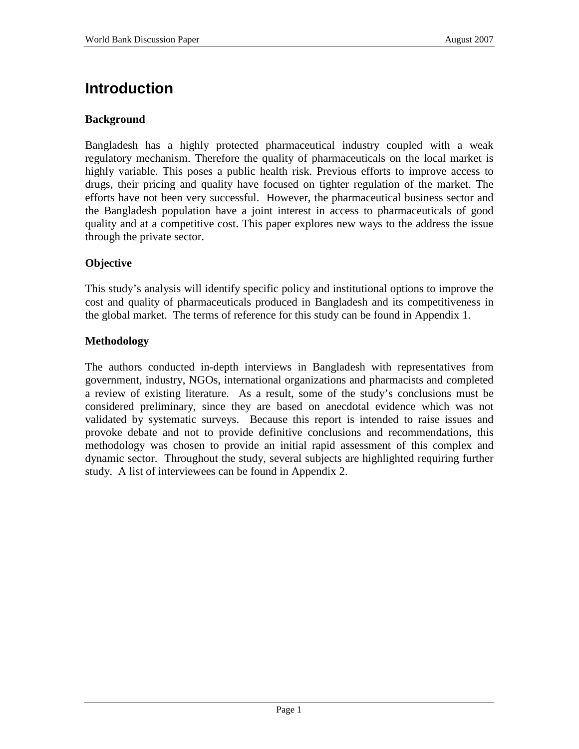# Introduction

### Background

Bangladesh has a highly protected pharmaceutical industry coupled with a weak regulatory mechanism. Therefore the quality of pharmaceuticals on the local market is highly variable. This poses a public health risk. Previous efforts to improve access to drugs, their pricing and quality have focused on tighter regulation of the market. The efforts have not been very successful. However, the pharmaceutical business sector and the Bangladesh population have a joint interest in access to pharmaceuticals of good quality and at a competitive cost. This paper explores new ways to the address the issue through the private sector.

### Objective

This study's analysis will identify specific policy and institutional options to improve the cost and quality of pharmaceuticals produced in Bangladesh and its competitiveness in the global market. The terms of reference for this study can be found in Appendix 1.

### Methodology

The authors conducted in-depth interviews in Bangladesh with representatives from government, industry, NGOs, international organizations and pharmacists and completed a review of existing literature. As a result, some of the study's conclusions must be considered preliminary, since they are based on anecdotal evidence which was not validated by systematic surveys. Because this report is intended to raise issues and provoke debate and not to provide definitive conclusions and recommendations, this methodology was chosen to provide an initial rapid assessment of this complex and dynamic sector. Throughout the study, several subjects are highlighted requiring further study. A list of interviewees can be found in Appendix 2.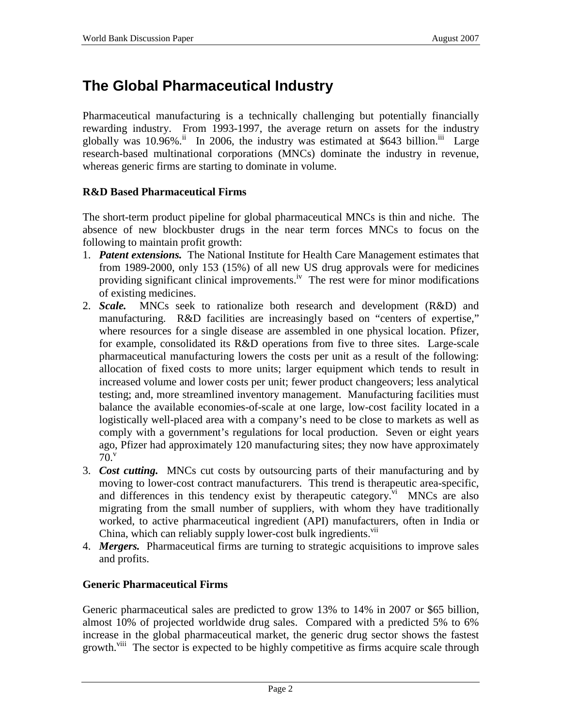# The Global Pharmaceutical Industry

Pharmaceutical manufacturing is a technically challenging but potentially financially rewarding industry. From 1993-1997, the average return on assets for the industry globally was 10.96%.[ii] In 2006, the industry was estimated at $643 billion.[iii] Large research-based multinational corporations (MNCs) dominate the industry in revenue, whereas generic firms are starting to dominate in volume.

**R&D Based Pharmaceutical Firms**

The short-term product pipeline for global pharmaceutical MNCs is thin and niche. The absence of new blockbuster drugs in the near term forces MNCs to focus on the following to maintain profit growth:

1. ***Patent extensions.*** The National Institute for Health Care Management estimates that from 1989-2000, only 153 (15%) of all new US drug approvals were for medicines providing significant clinical improvements.[iv] The rest were for minor modifications of existing medicines.
2. ***Scale.*** MNCs seek to rationalize both research and development (R&D) and manufacturing. R&D facilities are increasingly based on "centers of expertise," where resources for a single disease are assembled in one physical location. Pfizer, for example, consolidated its R&D operations from five to three sites. Large-scale pharmaceutical manufacturing lowers the costs per unit as a result of the following: allocation of fixed costs to more units; larger equipment which tends to result in increased volume and lower costs per unit; fewer product changeovers; less analytical testing; and, more streamlined inventory management. Manufacturing facilities must balance the available economies-of-scale at one large, low-cost facility located in a logistically well-placed area with a company's need to be close to markets as well as comply with a government's regulations for local production. Seven or eight years ago, Pfizer had approximately 120 manufacturing sites; they now have approximately 70.[v]
3. ***Cost cutting.*** MNCs cut costs by outsourcing parts of their manufacturing and by moving to lower-cost contract manufacturers. This trend is therapeutic area-specific, and differences in this tendency exist by therapeutic category.[vi] MNCs are also migrating from the small number of suppliers, with whom they have traditionally worked, to active pharmaceutical ingredient (API) manufacturers, often in India or China, which can reliably supply lower-cost bulk ingredients.[vii]
4. ***Mergers.*** Pharmaceutical firms are turning to strategic acquisitions to improve sales and profits.

**Generic Pharmaceutical Firms**

Generic pharmaceutical sales are predicted to grow 13% to 14% in 2007 or $65 billion, almost 10% of projected worldwide drug sales. Compared with a predicted 5% to 6% increase in the global pharmaceutical market, the generic drug sector shows the fastest growth.[viii] The sector is expected to be highly competitive as firms acquire scale through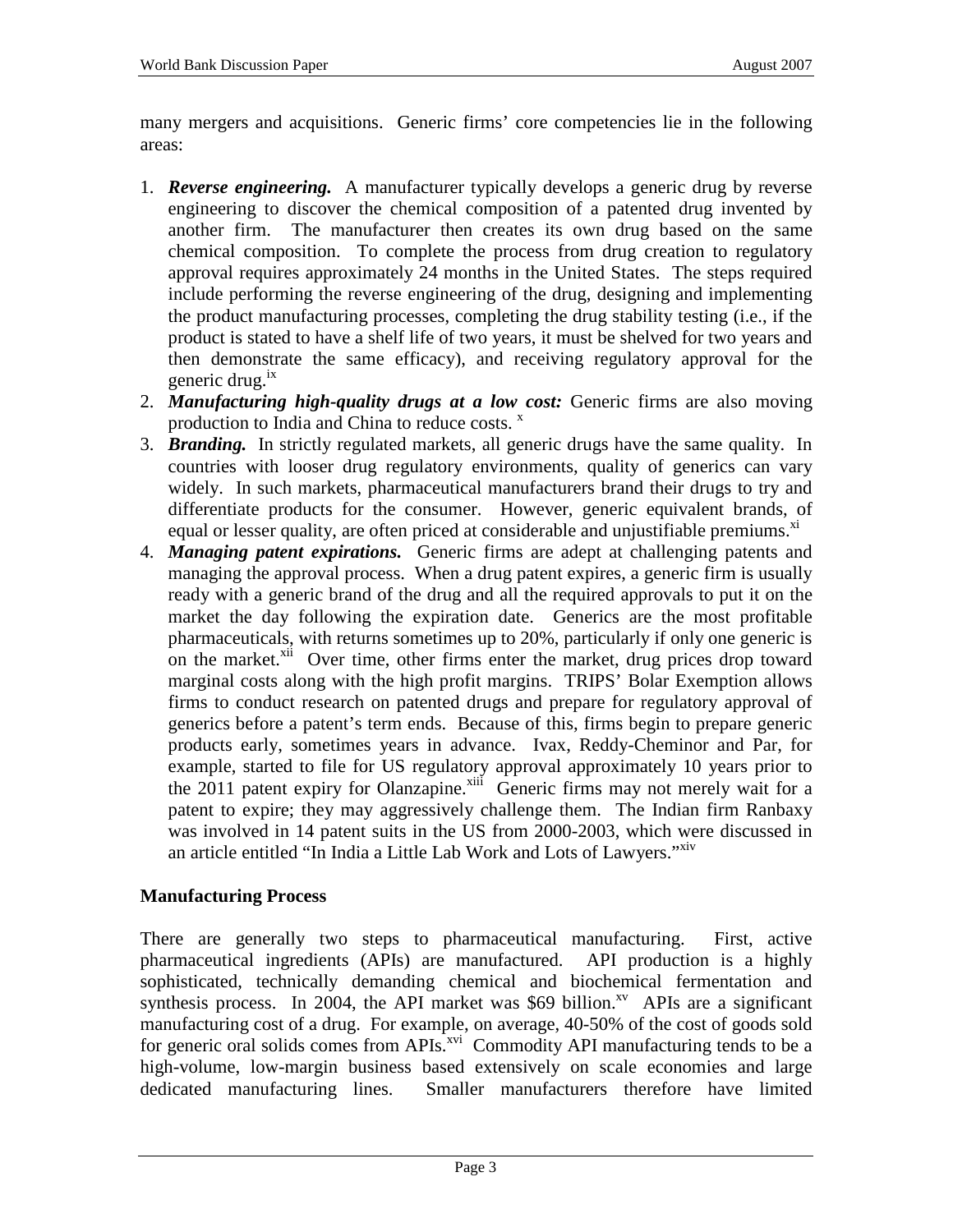many mergers and acquisitions. Generic firms' core competencies lie in the following areas:

1. ***Reverse engineering.*** A manufacturer typically develops a generic drug by reverse engineering to discover the chemical composition of a patented drug invented by another firm. The manufacturer then creates its own drug based on the same chemical composition. To complete the process from drug creation to regulatory approval requires approximately 24 months in the United States. The steps required include performing the reverse engineering of the drug, designing and implementing the product manufacturing processes, completing the drug stability testing (i.e., if the product is stated to have a shelf life of two years, it must be shelved for two years and then demonstrate the same efficacy), and receiving regulatory approval for the generic drug.[ix]
2. ***Manufacturing high-quality drugs at a low cost:*** Generic firms are also moving production to India and China to reduce costs. [x]
3. ***Branding.*** In strictly regulated markets, all generic drugs have the same quality. In countries with looser drug regulatory environments, quality of generics can vary widely. In such markets, pharmaceutical manufacturers brand their drugs to try and differentiate products for the consumer. However, generic equivalent brands, of equal or lesser quality, are often priced at considerable and unjustifiable premiums.[xi]
4. ***Managing patent expirations.*** Generic firms are adept at challenging patents and managing the approval process. When a drug patent expires, a generic firm is usually ready with a generic brand of the drug and all the required approvals to put it on the market the day following the expiration date. Generics are the most profitable pharmaceuticals, with returns sometimes up to 20%, particularly if only one generic is on the market.[xii] Over time, other firms enter the market, drug prices drop toward marginal costs along with the high profit margins. TRIPS' Bolar Exemption allows firms to conduct research on patented drugs and prepare for regulatory approval of generics before a patent's term ends. Because of this, firms begin to prepare generic products early, sometimes years in advance. Ivax, Reddy-Cheminor and Par, for example, started to file for US regulatory approval approximately 10 years prior to the 2011 patent expiry for Olanzapine.[xiii] Generic firms may not merely wait for a patent to expire; they may aggressively challenge them. The Indian firm Ranbaxy was involved in 14 patent suits in the US from 2000-2003, which were discussed in an article entitled "In India a Little Lab Work and Lots of Lawyers."[xiv]

### Manufacturing Process

There are generally two steps to pharmaceutical manufacturing. First, active pharmaceutical ingredients (APIs) are manufactured. API production is a highly sophisticated, technically demanding chemical and biochemical fermentation and synthesis process. In 2004, the API market was $69 billion.[xv] APIs are a significant manufacturing cost of a drug. For example, on average, 40-50% of the cost of goods sold for generic oral solids comes from APIs.[xvi] Commodity API manufacturing tends to be a high-volume, low-margin business based extensively on scale economies and large dedicated manufacturing lines. Smaller manufacturers therefore have limited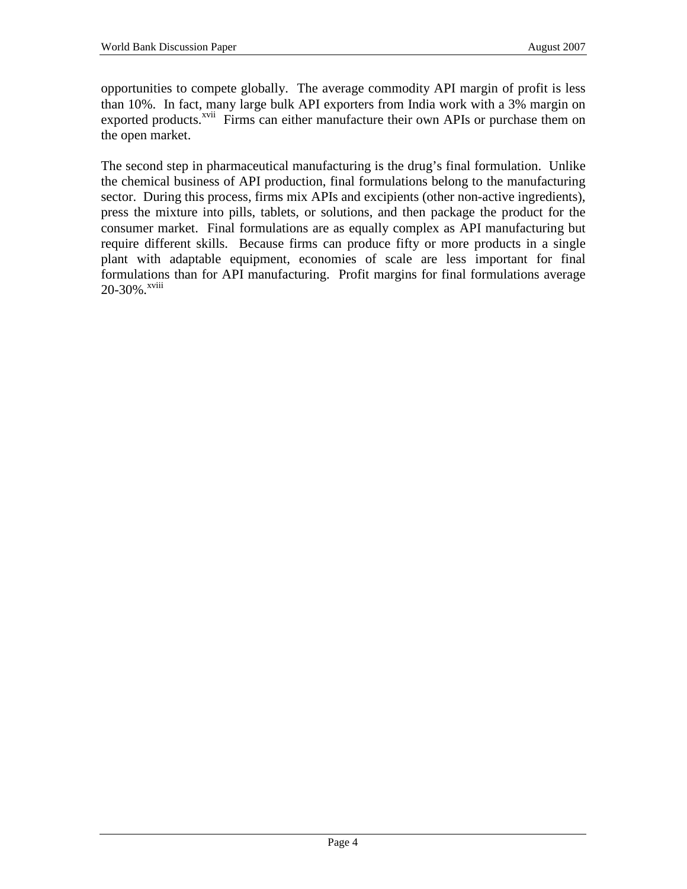opportunities to compete globally. The average commodity API margin of profit is less than 10%. In fact, many large bulk API exporters from India work with a 3% margin on exported products.[xvii] Firms can either manufacture their own APIs or purchase them on the open market.

The second step in pharmaceutical manufacturing is the drug's final formulation. Unlike the chemical business of API production, final formulations belong to the manufacturing sector. During this process, firms mix APIs and excipients (other non-active ingredients), press the mixture into pills, tablets, or solutions, and then package the product for the consumer market. Final formulations are as equally complex as API manufacturing but require different skills. Because firms can produce fifty or more products in a single plant with adaptable equipment, economies of scale are less important for final formulations than for API manufacturing. Profit margins for final formulations average 20-30%.[xviii]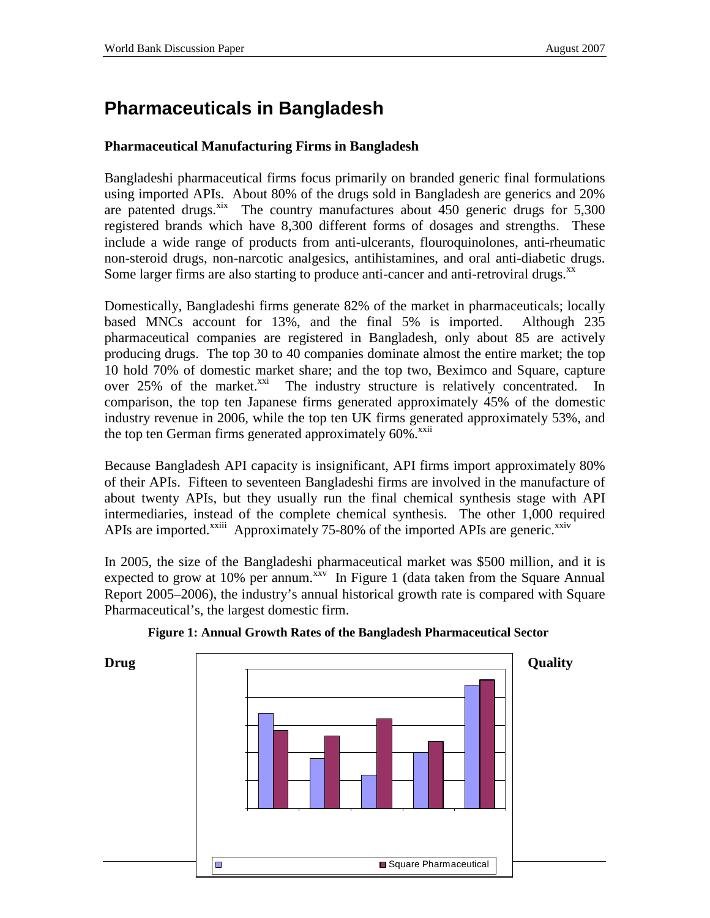# Pharmaceuticals in Bangladesh

### Pharmaceutical Manufacturing Firms in Bangladesh

Bangladeshi pharmaceutical firms focus primarily on branded generic final formulations using imported APIs. About 80% of the drugs sold in Bangladesh are generics and 20% are patented drugs.[xix] The country manufactures about 450 generic drugs for 5,300 registered brands which have 8,300 different forms of dosages and strengths. These include a wide range of products from anti-ulcerants, flouroquinolones, anti-rheumatic non-steroid drugs, non-narcotic analgesics, antihistamines, and oral anti-diabetic drugs. Some larger firms are also starting to produce anti-cancer and anti-retroviral drugs.[xx]

Domestically, Bangladeshi firms generate 82% of the market in pharmaceuticals; locally based MNCs account for 13%, and the final 5% is imported. Although 235 pharmaceutical companies are registered in Bangladesh, only about 85 are actively producing drugs. The top 30 to 40 companies dominate almost the entire market; the top 10 hold 70% of domestic market share; and the top two, Beximco and Square, capture over 25% of the market.[xxi] The industry structure is relatively concentrated. In comparison, the top ten Japanese firms generated approximately 45% of the domestic industry revenue in 2006, while the top ten UK firms generated approximately 53%, and the top ten German firms generated approximately 60%.[xxii]

Because Bangladesh API capacity is insignificant, API firms import approximately 80% of their APIs. Fifteen to seventeen Bangladeshi firms are involved in the manufacture of about twenty APIs, but they usually run the final chemical synthesis stage with API intermediaries, instead of the complete chemical synthesis. The other 1,000 required APIs are imported.[xxiii] Approximately 75-80% of the imported APIs are generic.[xxiv]

In 2005, the size of the Bangladeshi pharmaceutical market was \$500 million, and it is expected to grow at 10% per annum.[xxv] In Figure 1 (data taken from the Square Annual Report 2005–2006), the industry's annual historical growth rate is compared with Square Pharmaceutical's, the largest domestic firm.

**Figure 1: Annual Growth Rates of the Bangladesh Pharmaceutical Sector**

**Drug Quality**

Square Pharmaceutical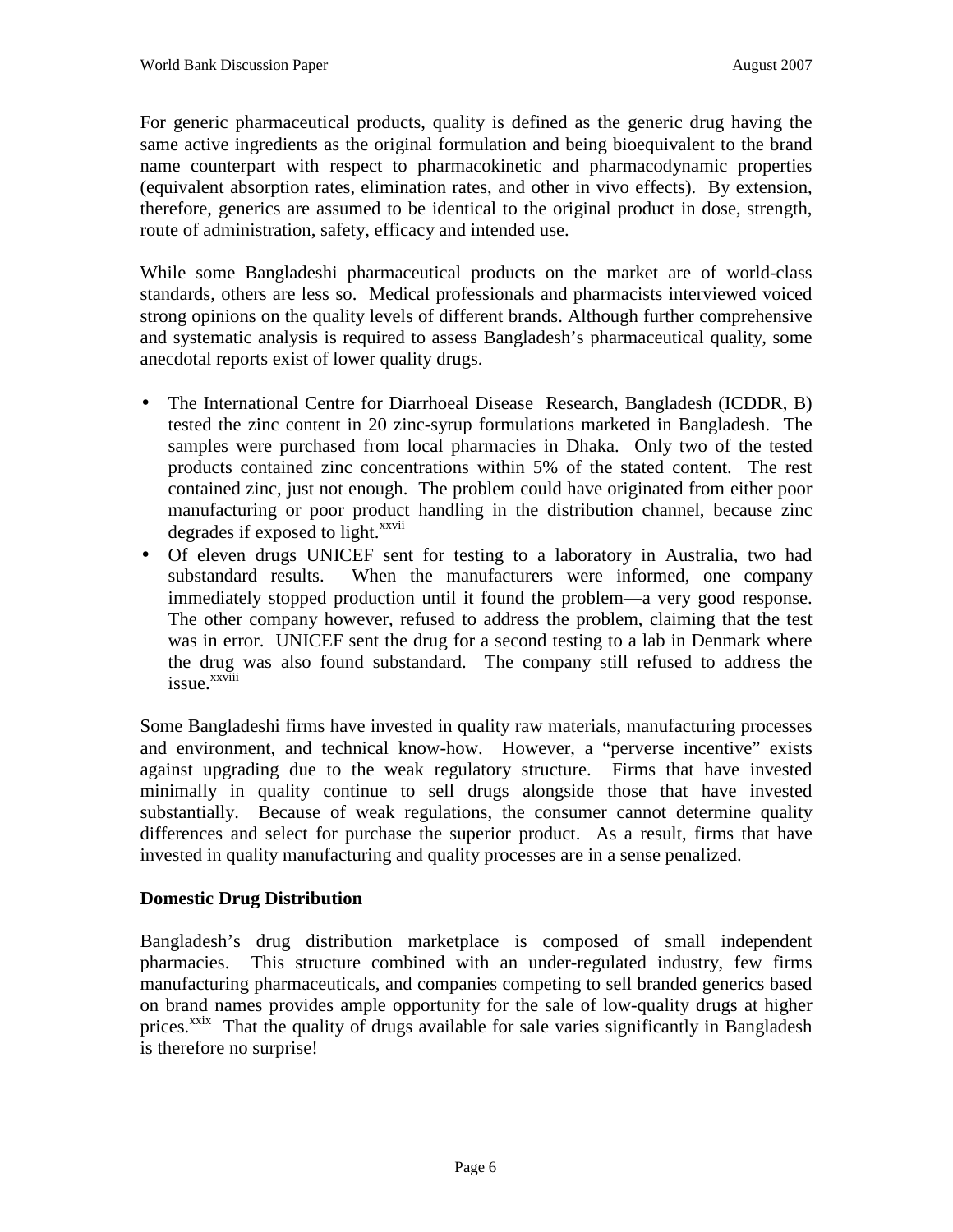For generic pharmaceutical products, quality is defined as the generic drug having the same active ingredients as the original formulation and being bioequivalent to the brand name counterpart with respect to pharmacokinetic and pharmacodynamic properties (equivalent absorption rates, elimination rates, and other in vivo effects). By extension, therefore, generics are assumed to be identical to the original product in dose, strength, route of administration, safety, efficacy and intended use.

While some Bangladeshi pharmaceutical products on the market are of world-class standards, others are less so. Medical professionals and pharmacists interviewed voiced strong opinions on the quality levels of different brands. Although further comprehensive and systematic analysis is required to assess Bangladesh's pharmaceutical quality, some anecdotal reports exist of lower quality drugs.

- The International Centre for Diarrhoeal Disease Research, Bangladesh (ICDDR, B) tested the zinc content in 20 zinc-syrup formulations marketed in Bangladesh. The samples were purchased from local pharmacies in Dhaka. Only two of the tested products contained zinc concentrations within 5% of the stated content. The rest contained zinc, just not enough. The problem could have originated from either poor manufacturing or poor product handling in the distribution channel, because zinc degrades if exposed to light.[xxvii]
- Of eleven drugs UNICEF sent for testing to a laboratory in Australia, two had substandard results. When the manufacturers were informed, one company immediately stopped production until it found the problem—a very good response. The other company however, refused to address the problem, claiming that the test was in error. UNICEF sent the drug for a second testing to a lab in Denmark where the drug was also found substandard. The company still refused to address the issue.[xxviii]

Some Bangladeshi firms have invested in quality raw materials, manufacturing processes and environment, and technical know-how. However, a "perverse incentive" exists against upgrading due to the weak regulatory structure. Firms that have invested minimally in quality continue to sell drugs alongside those that have invested substantially. Because of weak regulations, the consumer cannot determine quality differences and select for purchase the superior product. As a result, firms that have invested in quality manufacturing and quality processes are in a sense penalized.

**Domestic Drug Distribution**

Bangladesh's drug distribution marketplace is composed of small independent pharmacies. This structure combined with an under-regulated industry, few firms manufacturing pharmaceuticals, and companies competing to sell branded generics based on brand names provides ample opportunity for the sale of low-quality drugs at higher prices.[xxix] That the quality of drugs available for sale varies significantly in Bangladesh is therefore no surprise!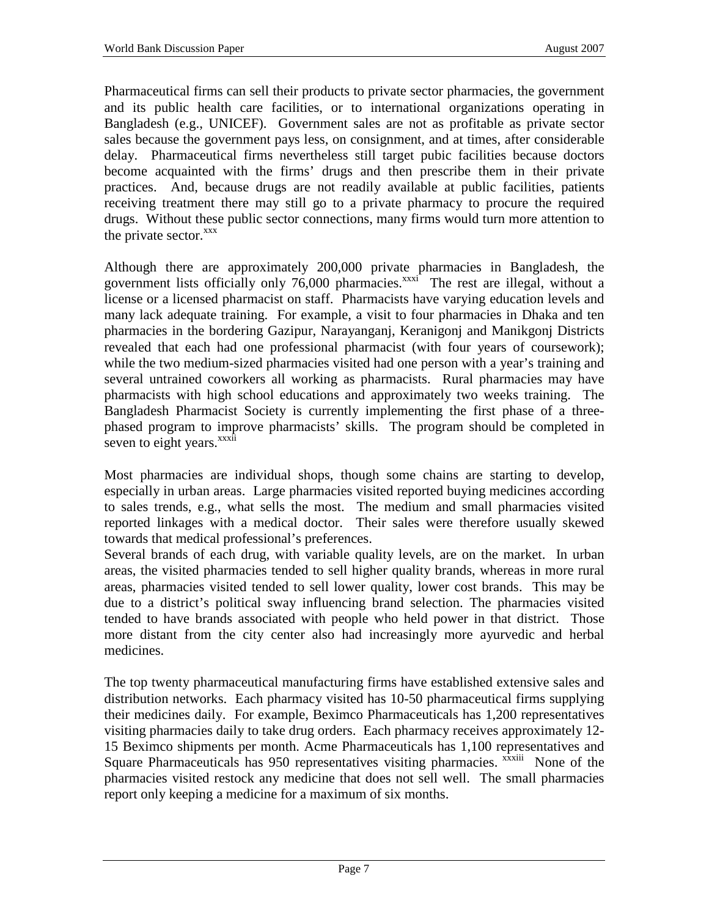Pharmaceutical firms can sell their products to private sector pharmacies, the government and its public health care facilities, or to international organizations operating in Bangladesh (e.g., UNICEF). Government sales are not as profitable as private sector sales because the government pays less, on consignment, and at times, after considerable delay. Pharmaceutical firms nevertheless still target pubic facilities because doctors become acquainted with the firms' drugs and then prescribe them in their private practices. And, because drugs are not readily available at public facilities, patients receiving treatment there may still go to a private pharmacy to procure the required drugs. Without these public sector connections, many firms would turn more attention to the private sector.[xxx]

Although there are approximately 200,000 private pharmacies in Bangladesh, the government lists officially only 76,000 pharmacies.[xxxi] The rest are illegal, without a license or a licensed pharmacist on staff. Pharmacists have varying education levels and many lack adequate training. For example, a visit to four pharmacies in Dhaka and ten pharmacies in the bordering Gazipur, Narayanganj, Keranigonj and Manikgonj Districts revealed that each had one professional pharmacist (with four years of coursework); while the two medium-sized pharmacies visited had one person with a year's training and several untrained coworkers all working as pharmacists. Rural pharmacies may have pharmacists with high school educations and approximately two weeks training. The Bangladesh Pharmacist Society is currently implementing the first phase of a three-phased program to improve pharmacists' skills. The program should be completed in seven to eight years.[xxxii]

Most pharmacies are individual shops, though some chains are starting to develop, especially in urban areas. Large pharmacies visited reported buying medicines according to sales trends, e.g., what sells the most. The medium and small pharmacies visited reported linkages with a medical doctor. Their sales were therefore usually skewed towards that medical professional's preferences.

Several brands of each drug, with variable quality levels, are on the market. In urban areas, the visited pharmacies tended to sell higher quality brands, whereas in more rural areas, pharmacies visited tended to sell lower quality, lower cost brands. This may be due to a district's political sway influencing brand selection. The pharmacies visited tended to have brands associated with people who held power in that district. Those more distant from the city center also had increasingly more ayurvedic and herbal medicines.

The top twenty pharmaceutical manufacturing firms have established extensive sales and distribution networks. Each pharmacy visited has 10-50 pharmaceutical firms supplying their medicines daily. For example, Beximco Pharmaceuticals has 1,200 representatives visiting pharmacies daily to take drug orders. Each pharmacy receives approximately 12-15 Beximco shipments per month. Acme Pharmaceuticals has 1,100 representatives and Square Pharmaceuticals has 950 representatives visiting pharmacies.[xxxiii] None of the pharmacies visited restock any medicine that does not sell well. The small pharmacies report only keeping a medicine for a maximum of six months.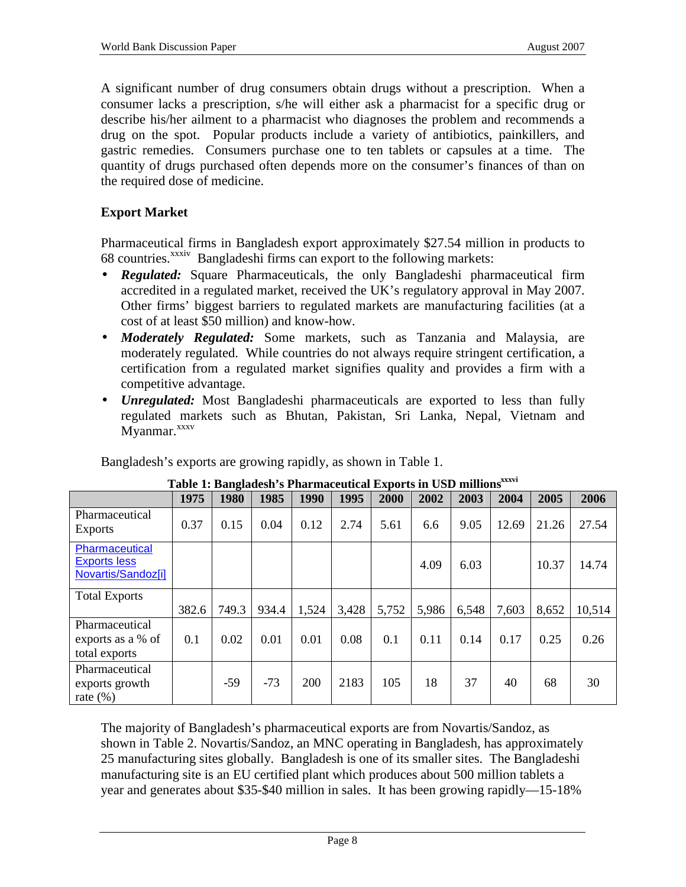A significant number of drug consumers obtain drugs without a prescription. When a consumer lacks a prescription, s/he will either ask a pharmacist for a specific drug or describe his/her ailment to a pharmacist who diagnoses the problem and recommends a drug on the spot. Popular products include a variety of antibiotics, painkillers, and gastric remedies. Consumers purchase one to ten tablets or capsules at a time. The quantity of drugs purchased often depends more on the consumer's finances of than on the required dose of medicine.

### Export Market

Pharmaceutical firms in Bangladesh export approximately $27.54 million in products to 68 countries.[xxxiv] Bangladeshi firms can export to the following markets:

- ***Regulated:*** Square Pharmaceuticals, the only Bangladeshi pharmaceutical firm accredited in a regulated market, received the UK's regulatory approval in May 2007. Other firms' biggest barriers to regulated markets are manufacturing facilities (at a cost of at least $50 million) and know-how.
- ***Moderately Regulated:*** Some markets, such as Tanzania and Malaysia, are moderately regulated. While countries do not always require stringent certification, a certification from a regulated market signifies quality and provides a firm with a competitive advantage.
- ***Unregulated:*** Most Bangladeshi pharmaceuticals are exported to less than fully regulated markets such as Bhutan, Pakistan, Sri Lanka, Nepal, Vietnam and Myanmar.[xxxv]

Bangladesh's exports are growing rapidly, as shown in Table 1.

**Table 1: Bangladesh's Pharmaceutical Exports in USD millions[xxxvi]**

| | 1975 | 1980 | 1985 | 1990 | 1995 | 2000 | 2002 | 2003 | 2004 | 2005 | 2006 |
|---|---|---|---|---|---|---|---|---|---|---|---|
| Pharmaceutical Exports | 0.37 | 0.15 | 0.04 | 0.12 | 2.74 | 5.61 | 6.6 | 9.05 | 12.69 | 21.26 | 27.54 |
| Pharmaceutical Exports less Novartis/Sandoz[i] | | | | | | | 4.09 | 6.03 | | 10.37 | 14.74 |
| Total Exports | 382.6 | 749.3 | 934.4 | 1,524 | 3,428 | 5,752 | 5,986 | 6,548 | 7,603 | 8,652 | 10,514 |
| Pharmaceutical exports as a % of total exports | 0.1 | 0.02 | 0.01 | 0.01 | 0.08 | 0.1 | 0.11 | 0.14 | 0.17 | 0.25 | 0.26 |
| Pharmaceutical exports growth rate (%) | | -59 | -73 | 200 | 2183 | 105 | 18 | 37 | 40 | 68 | 30 |

The majority of Bangladesh's pharmaceutical exports are from Novartis/Sandoz, as shown in Table 2. Novartis/Sandoz, an MNC operating in Bangladesh, has approximately 25 manufacturing sites globally. Bangladesh is one of its smaller sites. The Bangladeshi manufacturing site is an EU certified plant which produces about 500 million tablets a year and generates about $35-$40 million in sales. It has been growing rapidly—15-18%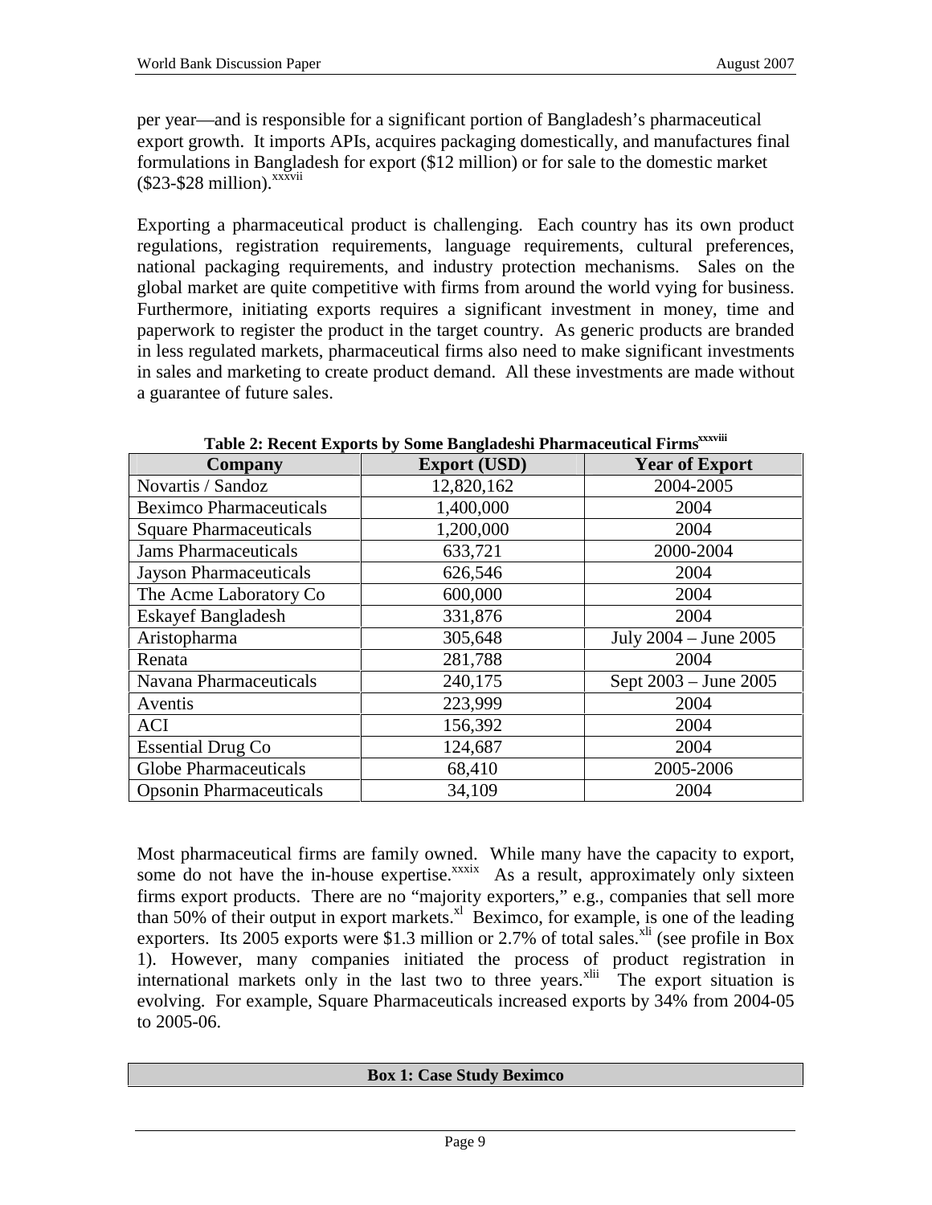per year—and is responsible for a significant portion of Bangladesh's pharmaceutical export growth. It imports APIs, acquires packaging domestically, and manufactures final formulations in Bangladesh for export ($12 million) or for sale to the domestic market ($23-$28 million).[xxxvii]

Exporting a pharmaceutical product is challenging. Each country has its own product regulations, registration requirements, language requirements, cultural preferences, national packaging requirements, and industry protection mechanisms. Sales on the global market are quite competitive with firms from around the world vying for business. Furthermore, initiating exports requires a significant investment in money, time and paperwork to register the product in the target country. As generic products are branded in less regulated markets, pharmaceutical firms also need to make significant investments in sales and marketing to create product demand. All these investments are made without a guarantee of future sales.

**Table 2: Recent Exports by Some Bangladeshi Pharmaceutical Firms[xxxviii]**

| Company | Export (USD) | Year of Export |
|---|---|---|
| Novartis / Sandoz | 12,820,162 | 2004-2005 |
| Beximco Pharmaceuticals | 1,400,000 | 2004 |
| Square Pharmaceuticals | 1,200,000 | 2004 |
| Jams Pharmaceuticals | 633,721 | 2000-2004 |
| Jayson Pharmaceuticals | 626,546 | 2004 |
| The Acme Laboratory Co | 600,000 | 2004 |
| Eskayef Bangladesh | 331,876 | 2004 |
| Aristopharma | 305,648 | July 2004 – June 2005 |
| Renata | 281,788 | 2004 |
| Navana Pharmaceuticals | 240,175 | Sept 2003 – June 2005 |
| Aventis | 223,999 | 2004 |
| ACI | 156,392 | 2004 |
| Essential Drug Co | 124,687 | 2004 |
| Globe Pharmaceuticals | 68,410 | 2005-2006 |
| Opsonin Pharmaceuticals | 34,109 | 2004 |

Most pharmaceutical firms are family owned. While many have the capacity to export, some do not have the in-house expertise.[xxxix] As a result, approximately only sixteen firms export products. There are no "majority exporters," e.g., companies that sell more than 50% of their output in export markets.[xl] Beximco, for example, is one of the leading exporters. Its 2005 exports were $1.3 million or 2.7% of total sales.[xli] (see profile in Box 1). However, many companies initiated the process of product registration in international markets only in the last two to three years.[xlii] The export situation is evolving. For example, Square Pharmaceuticals increased exports by 34% from 2004-05 to 2005-06.

**Box 1: Case Study Beximco**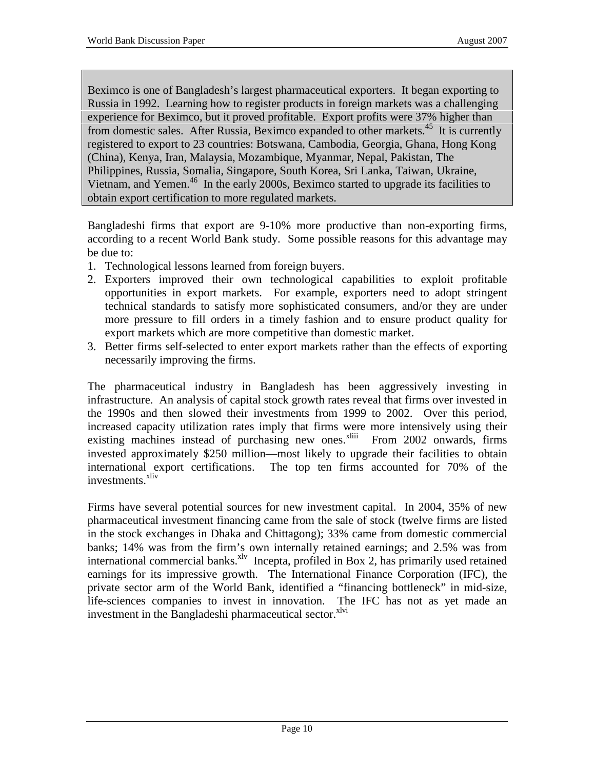> Beximco is one of Bangladesh's largest pharmaceutical exporters. It began exporting to Russia in 1992. Learning how to register products in foreign markets was a challenging experience for Beximco, but it proved profitable. Export profits were 37% higher than from domestic sales. After Russia, Beximco expanded to other markets.[45] It is currently registered to export to 23 countries: Botswana, Cambodia, Georgia, Ghana, Hong Kong (China), Kenya, Iran, Malaysia, Mozambique, Myanmar, Nepal, Pakistan, The Philippines, Russia, Somalia, Singapore, South Korea, Sri Lanka, Taiwan, Ukraine, Vietnam, and Yemen.[46] In the early 2000s, Beximco started to upgrade its facilities to obtain export certification to more regulated markets.

Bangladeshi firms that export are 9-10% more productive than non-exporting firms, according to a recent World Bank study. Some possible reasons for this advantage may be due to:

1. Technological lessons learned from foreign buyers.
2. Exporters improved their own technological capabilities to exploit profitable opportunities in export markets. For example, exporters need to adopt stringent technical standards to satisfy more sophisticated consumers, and/or they are under more pressure to fill orders in a timely fashion and to ensure product quality for export markets which are more competitive than domestic market.
3. Better firms self-selected to enter export markets rather than the effects of exporting necessarily improving the firms.

The pharmaceutical industry in Bangladesh has been aggressively investing in infrastructure. An analysis of capital stock growth rates reveal that firms over invested in the 1990s and then slowed their investments from 1999 to 2002. Over this period, increased capacity utilization rates imply that firms were more intensively using their existing machines instead of purchasing new ones.[xliii] From 2002 onwards, firms invested approximately $250 million—most likely to upgrade their facilities to obtain international export certifications. The top ten firms accounted for 70% of the investments.[xliv]

Firms have several potential sources for new investment capital. In 2004, 35% of new pharmaceutical investment financing came from the sale of stock (twelve firms are listed in the stock exchanges in Dhaka and Chittagong); 33% came from domestic commercial banks; 14% was from the firm's own internally retained earnings; and 2.5% was from international commercial banks.[xlv] Incepta, profiled in Box 2, has primarily used retained earnings for its impressive growth. The International Finance Corporation (IFC), the private sector arm of the World Bank, identified a "financing bottleneck" in mid-size, life-sciences companies to invest in innovation. The IFC has not as yet made an investment in the Bangladeshi pharmaceutical sector.[xlvi]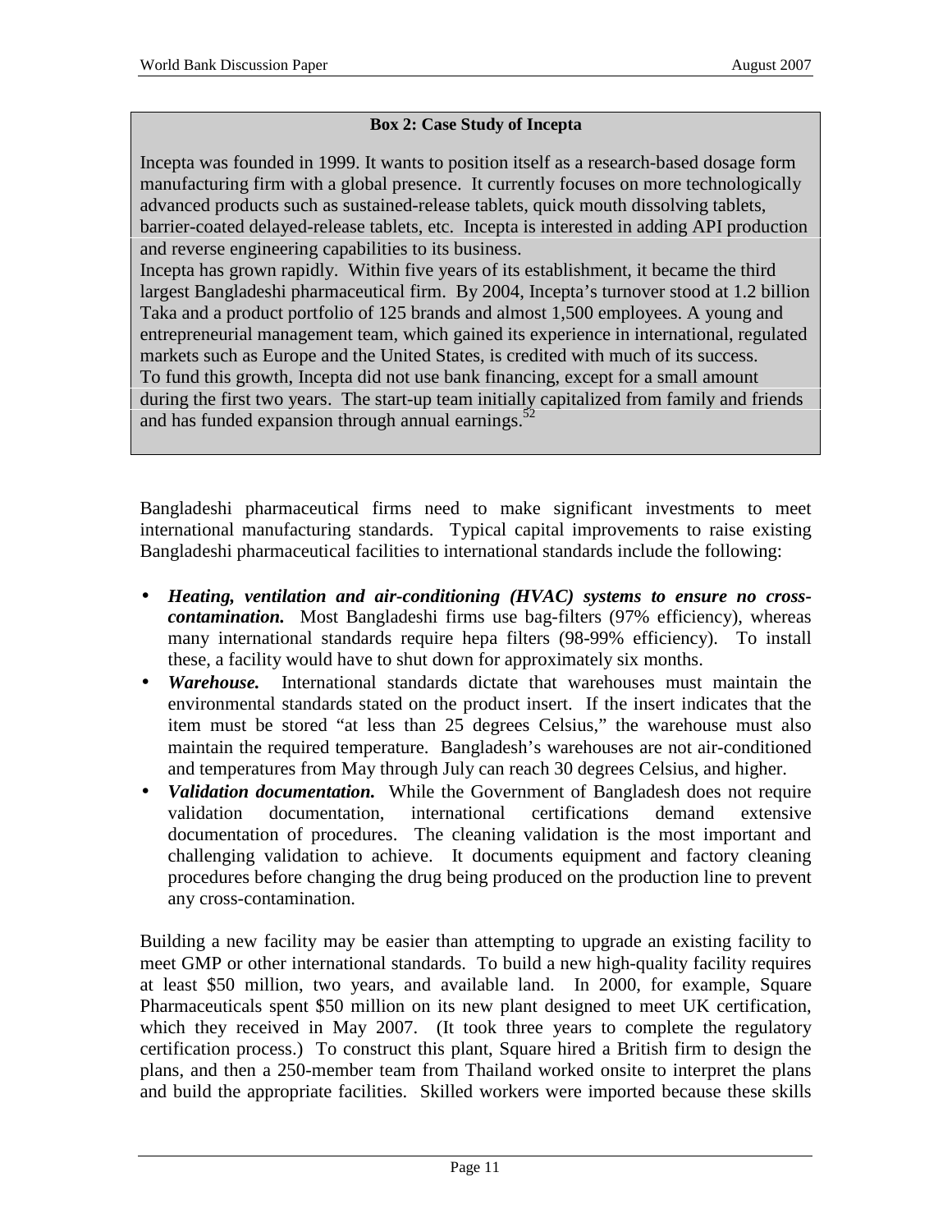**Box 2: Case Study of Incepta**

Incepta was founded in 1999. It wants to position itself as a research-based dosage form manufacturing firm with a global presence. It currently focuses on more technologically advanced products such as sustained-release tablets, quick mouth dissolving tablets, barrier-coated delayed-release tablets, etc. Incepta is interested in adding API production and reverse engineering capabilities to its business.

Incepta has grown rapidly. Within five years of its establishment, it became the third largest Bangladeshi pharmaceutical firm. By 2004, Incepta's turnover stood at 1.2 billion Taka and a product portfolio of 125 brands and almost 1,500 employees. A young and entrepreneurial management team, which gained its experience in international, regulated markets such as Europe and the United States, is credited with much of its success.

To fund this growth, Incepta did not use bank financing, except for a small amount during the first two years. The start-up team initially capitalized from family and friends and has funded expansion through annual earnings.[52]

Bangladeshi pharmaceutical firms need to make significant investments to meet international manufacturing standards. Typical capital improvements to raise existing Bangladeshi pharmaceutical facilities to international standards include the following:

- ***Heating, ventilation and air-conditioning (HVAC) systems to ensure no cross-contamination.*** Most Bangladeshi firms use bag-filters (97% efficiency), whereas many international standards require hepa filters (98-99% efficiency). To install these, a facility would have to shut down for approximately six months.
- ***Warehouse.*** International standards dictate that warehouses must maintain the environmental standards stated on the product insert. If the insert indicates that the item must be stored "at less than 25 degrees Celsius," the warehouse must also maintain the required temperature. Bangladesh's warehouses are not air-conditioned and temperatures from May through July can reach 30 degrees Celsius, and higher.
- ***Validation documentation.*** While the Government of Bangladesh does not require validation documentation, international certifications demand extensive documentation of procedures. The cleaning validation is the most important and challenging validation to achieve. It documents equipment and factory cleaning procedures before changing the drug being produced on the production line to prevent any cross-contamination.

Building a new facility may be easier than attempting to upgrade an existing facility to meet GMP or other international standards. To build a new high-quality facility requires at least \$50 million, two years, and available land. In 2000, for example, Square Pharmaceuticals spent \$50 million on its new plant designed to meet UK certification, which they received in May 2007. (It took three years to complete the regulatory certification process.) To construct this plant, Square hired a British firm to design the plans, and then a 250-member team from Thailand worked onsite to interpret the plans and build the appropriate facilities. Skilled workers were imported because these skills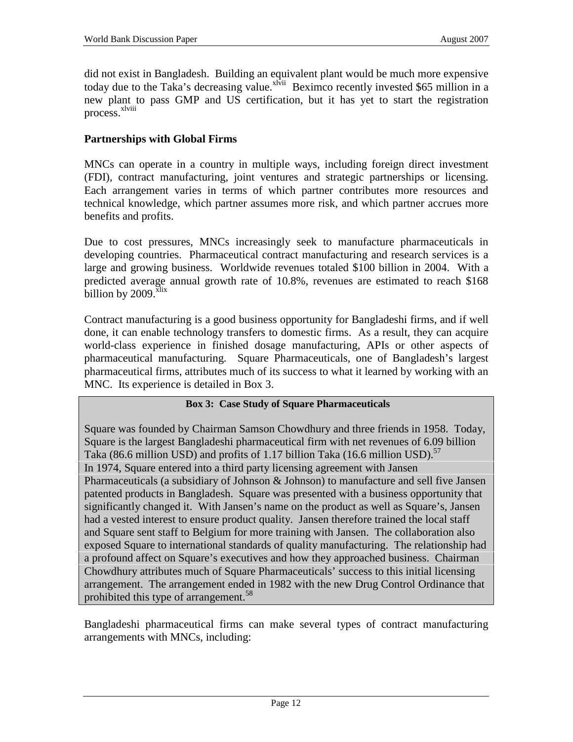did not exist in Bangladesh. Building an equivalent plant would be much more expensive today due to the Taka's decreasing value.[xlvii] Beximco recently invested $65 million in a new plant to pass GMP and US certification, but it has yet to start the registration process.[xlviii]

**Partnerships with Global Firms**

MNCs can operate in a country in multiple ways, including foreign direct investment (FDI), contract manufacturing, joint ventures and strategic partnerships or licensing. Each arrangement varies in terms of which partner contributes more resources and technical knowledge, which partner assumes more risk, and which partner accrues more benefits and profits.

Due to cost pressures, MNCs increasingly seek to manufacture pharmaceuticals in developing countries. Pharmaceutical contract manufacturing and research services is a large and growing business. Worldwide revenues totaled $100 billion in 2004. With a predicted average annual growth rate of 10.8%, revenues are estimated to reach $168 billion by 2009.[xlix]

Contract manufacturing is a good business opportunity for Bangladeshi firms, and if well done, it can enable technology transfers to domestic firms. As a result, they can acquire world-class experience in finished dosage manufacturing, APIs or other aspects of pharmaceutical manufacturing. Square Pharmaceuticals, one of Bangladesh's largest pharmaceutical firms, attributes much of its success to what it learned by working with an MNC. Its experience is detailed in Box 3.

**Box 3: Case Study of Square Pharmaceuticals**

Square was founded by Chairman Samson Chowdhury and three friends in 1958. Today, Square is the largest Bangladeshi pharmaceutical firm with net revenues of 6.09 billion Taka (86.6 million USD) and profits of 1.17 billion Taka (16.6 million USD).[57]

In 1974, Square entered into a third party licensing agreement with Jansen Pharmaceuticals (a subsidiary of Johnson & Johnson) to manufacture and sell five Jansen patented products in Bangladesh. Square was presented with a business opportunity that significantly changed it. With Jansen's name on the product as well as Square's, Jansen had a vested interest to ensure product quality. Jansen therefore trained the local staff and Square sent staff to Belgium for more training with Jansen. The collaboration also exposed Square to international standards of quality manufacturing. The relationship had a profound affect on Square's executives and how they approached business. Chairman Chowdhury attributes much of Square Pharmaceuticals' success to this initial licensing arrangement. The arrangement ended in 1982 with the new Drug Control Ordinance that prohibited this type of arrangement.[58]

Bangladeshi pharmaceutical firms can make several types of contract manufacturing arrangements with MNCs, including: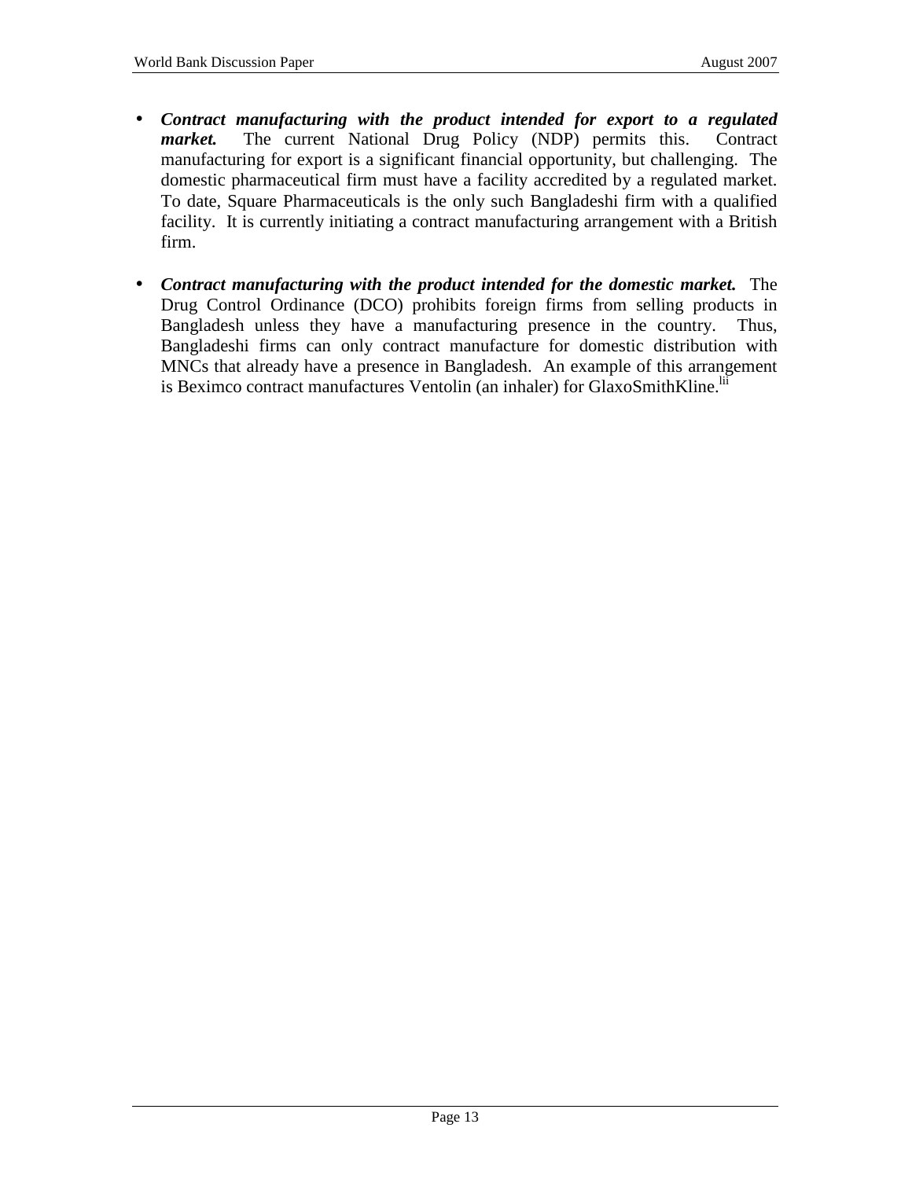- ***Contract manufacturing with the product intended for export to a regulated market.*** The current National Drug Policy (NDP) permits this. Contract manufacturing for export is a significant financial opportunity, but challenging. The domestic pharmaceutical firm must have a facility accredited by a regulated market. To date, Square Pharmaceuticals is the only such Bangladeshi firm with a qualified facility. It is currently initiating a contract manufacturing arrangement with a British firm.

- ***Contract manufacturing with the product intended for the domestic market.*** The Drug Control Ordinance (DCO) prohibits foreign firms from selling products in Bangladesh unless they have a manufacturing presence in the country. Thus, Bangladeshi firms can only contract manufacture for domestic distribution with MNCs that already have a presence in Bangladesh. An example of this arrangement is Beximco contract manufactures Ventolin (an inhaler) for GlaxoSmithKline.[lii]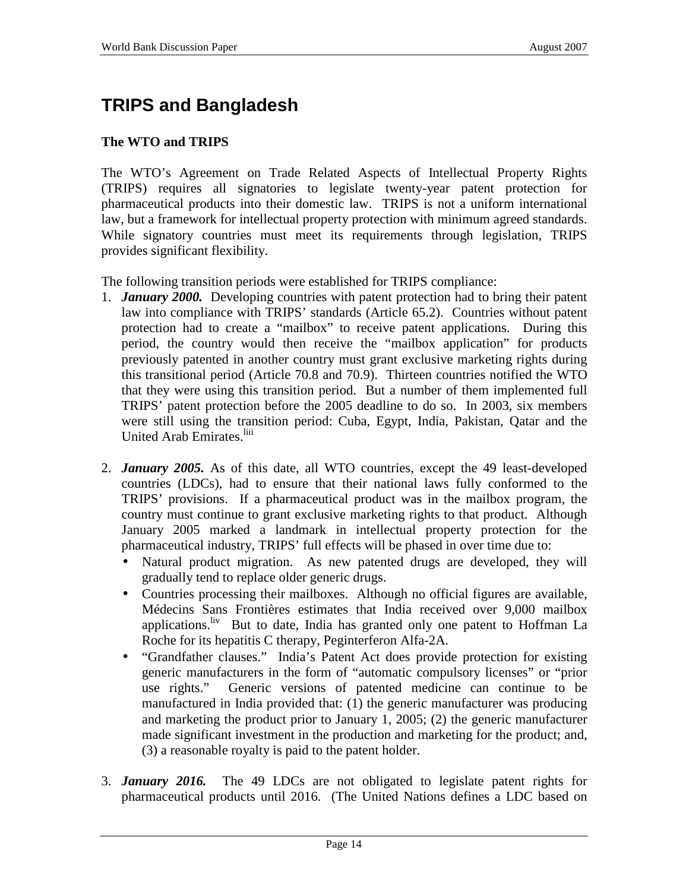# TRIPS and Bangladesh

### The WTO and TRIPS

The WTO's Agreement on Trade Related Aspects of Intellectual Property Rights (TRIPS) requires all signatories to legislate twenty-year patent protection for pharmaceutical products into their domestic law. TRIPS is not a uniform international law, but a framework for intellectual property protection with minimum agreed standards. While signatory countries must meet its requirements through legislation, TRIPS provides significant flexibility.

The following transition periods were established for TRIPS compliance:

1. ***January 2000.*** Developing countries with patent protection had to bring their patent law into compliance with TRIPS' standards (Article 65.2). Countries without patent protection had to create a "mailbox" to receive patent applications. During this period, the country would then receive the "mailbox application" for products previously patented in another country must grant exclusive marketing rights during this transitional period (Article 70.8 and 70.9). Thirteen countries notified the WTO that they were using this transition period. But a number of them implemented full TRIPS' patent protection before the 2005 deadline to do so. In 2003, six members were still using the transition period: Cuba, Egypt, India, Pakistan, Qatar and the United Arab Emirates.[liii]

2. ***January 2005.*** As of this date, all WTO countries, except the 49 least-developed countries (LDCs), had to ensure that their national laws fully conformed to the TRIPS' provisions. If a pharmaceutical product was in the mailbox program, the country must continue to grant exclusive marketing rights to that product. Although January 2005 marked a landmark in intellectual property protection for the pharmaceutical industry, TRIPS' full effects will be phased in over time due to:
   - Natural product migration. As new patented drugs are developed, they will gradually tend to replace older generic drugs.
   - Countries processing their mailboxes. Although no official figures are available, Médecins Sans Frontières estimates that India received over 9,000 mailbox applications.[liv] But to date, India has granted only one patent to Hoffman La Roche for its hepatitis C therapy, Peginterferon Alfa-2A.
   - "Grandfather clauses." India's Patent Act does provide protection for existing generic manufacturers in the form of "automatic compulsory licenses" or "prior use rights." Generic versions of patented medicine can continue to be manufactured in India provided that: (1) the generic manufacturer was producing and marketing the product prior to January 1, 2005; (2) the generic manufacturer made significant investment in the production and marketing for the product; and, (3) a reasonable royalty is paid to the patent holder.

3. ***January 2016.*** The 49 LDCs are not obligated to legislate patent rights for pharmaceutical products until 2016. (The United Nations defines a LDC based on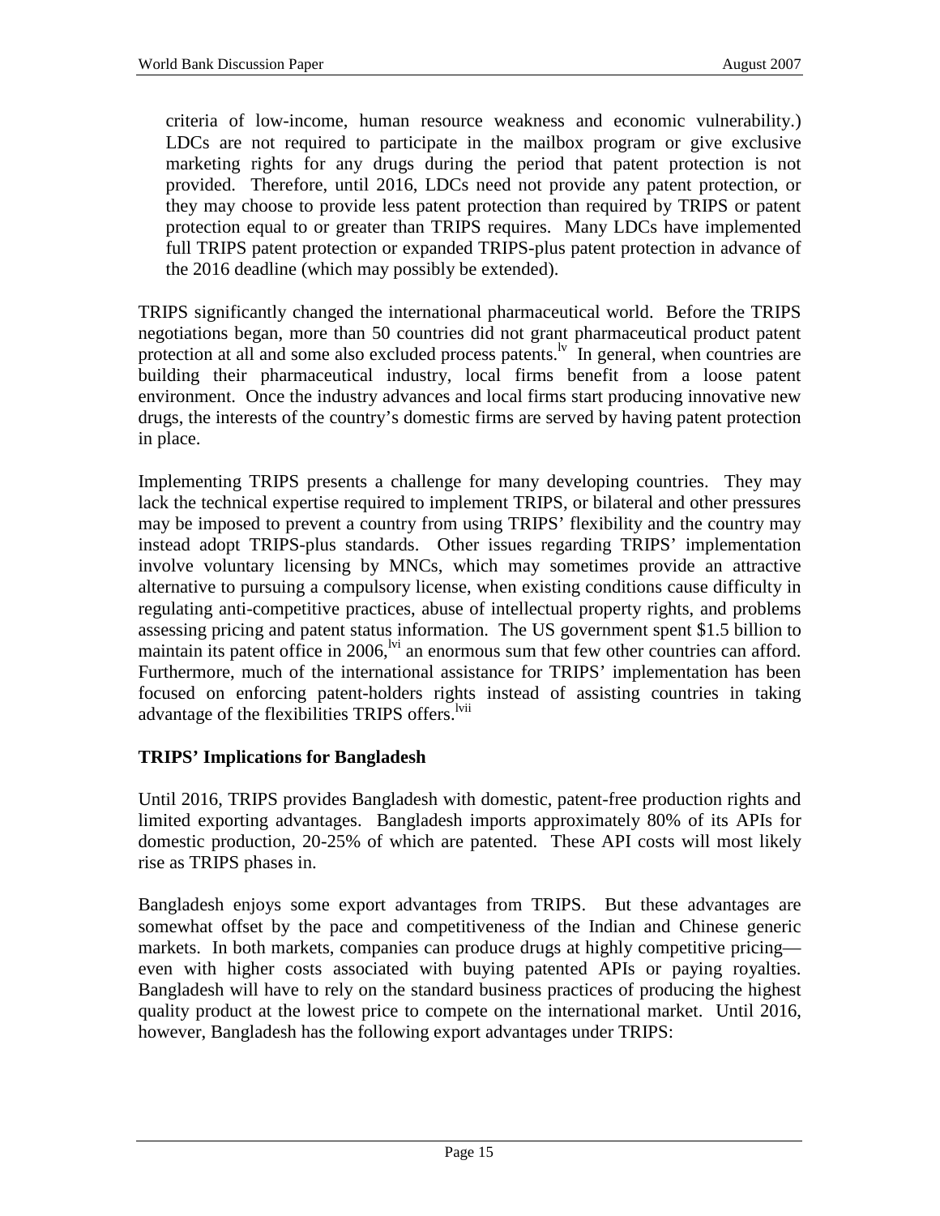criteria of low-income, human resource weakness and economic vulnerability.) LDCs are not required to participate in the mailbox program or give exclusive marketing rights for any drugs during the period that patent protection is not provided. Therefore, until 2016, LDCs need not provide any patent protection, or they may choose to provide less patent protection than required by TRIPS or patent protection equal to or greater than TRIPS requires. Many LDCs have implemented full TRIPS patent protection or expanded TRIPS-plus patent protection in advance of the 2016 deadline (which may possibly be extended).

TRIPS significantly changed the international pharmaceutical world. Before the TRIPS negotiations began, more than 50 countries did not grant pharmaceutical product patent protection at all and some also excluded process patents.[lv] In general, when countries are building their pharmaceutical industry, local firms benefit from a loose patent environment. Once the industry advances and local firms start producing innovative new drugs, the interests of the country's domestic firms are served by having patent protection in place.

Implementing TRIPS presents a challenge for many developing countries. They may lack the technical expertise required to implement TRIPS, or bilateral and other pressures may be imposed to prevent a country from using TRIPS' flexibility and the country may instead adopt TRIPS-plus standards. Other issues regarding TRIPS' implementation involve voluntary licensing by MNCs, which may sometimes provide an attractive alternative to pursuing a compulsory license, when existing conditions cause difficulty in regulating anti-competitive practices, abuse of intellectual property rights, and problems assessing pricing and patent status information. The US government spent $1.5 billion to maintain its patent office in 2006,[lvi] an enormous sum that few other countries can afford. Furthermore, much of the international assistance for TRIPS' implementation has been focused on enforcing patent-holders rights instead of assisting countries in taking advantage of the flexibilities TRIPS offers.[lvii]

**TRIPS' Implications for Bangladesh**

Until 2016, TRIPS provides Bangladesh with domestic, patent-free production rights and limited exporting advantages. Bangladesh imports approximately 80% of its APIs for domestic production, 20-25% of which are patented. These API costs will most likely rise as TRIPS phases in.

Bangladesh enjoys some export advantages from TRIPS. But these advantages are somewhat offset by the pace and competitiveness of the Indian and Chinese generic markets. In both markets, companies can produce drugs at highly competitive pricing—even with higher costs associated with buying patented APIs or paying royalties. Bangladesh will have to rely on the standard business practices of producing the highest quality product at the lowest price to compete on the international market. Until 2016, however, Bangladesh has the following export advantages under TRIPS: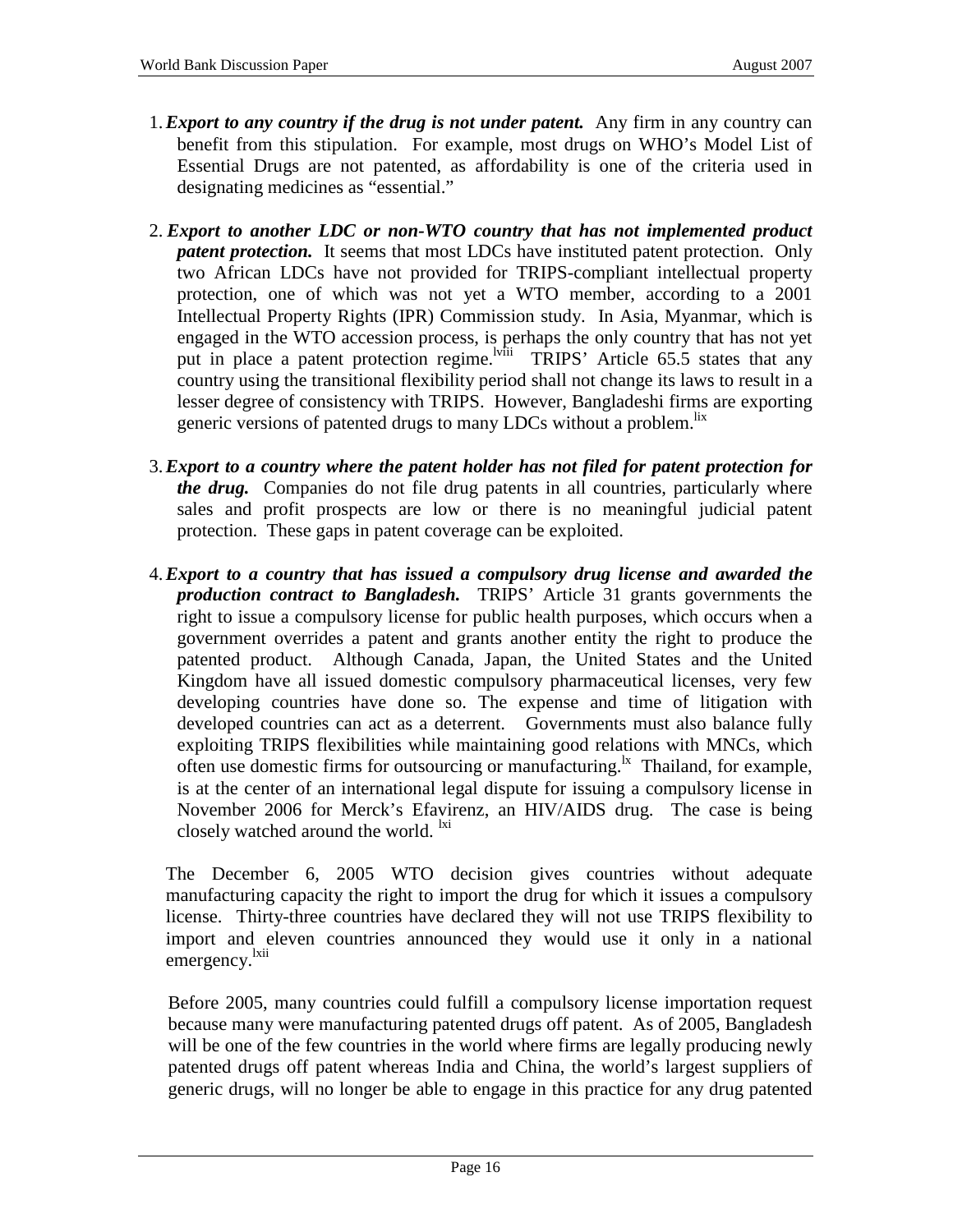1. ***Export to any country if the drug is not under patent.*** Any firm in any country can benefit from this stipulation. For example, most drugs on WHO's Model List of Essential Drugs are not patented, as affordability is one of the criteria used in designating medicines as "essential."

2. ***Export to another LDC or non-WTO country that has not implemented product patent protection.*** It seems that most LDCs have instituted patent protection. Only two African LDCs have not provided for TRIPS-compliant intellectual property protection, one of which was not yet a WTO member, according to a 2001 Intellectual Property Rights (IPR) Commission study. In Asia, Myanmar, which is engaged in the WTO accession process, is perhaps the only country that has not yet put in place a patent protection regime.[lviii] TRIPS' Article 65.5 states that any country using the transitional flexibility period shall not change its laws to result in a lesser degree of consistency with TRIPS. However, Bangladeshi firms are exporting generic versions of patented drugs to many LDCs without a problem.[lix]

3. ***Export to a country where the patent holder has not filed for patent protection for the drug.*** Companies do not file drug patents in all countries, particularly where sales and profit prospects are low or there is no meaningful judicial patent protection. These gaps in patent coverage can be exploited.

4. ***Export to a country that has issued a compulsory drug license and awarded the production contract to Bangladesh.*** TRIPS' Article 31 grants governments the right to issue a compulsory license for public health purposes, which occurs when a government overrides a patent and grants another entity the right to produce the patented product. Although Canada, Japan, the United States and the United Kingdom have all issued domestic compulsory pharmaceutical licenses, very few developing countries have done so. The expense and time of litigation with developed countries can act as a deterrent. Governments must also balance fully exploiting TRIPS flexibilities while maintaining good relations with MNCs, which often use domestic firms for outsourcing or manufacturing.[lx] Thailand, for example, is at the center of an international legal dispute for issuing a compulsory license in November 2006 for Merck's Efavirenz, an HIV/AIDS drug. The case is being closely watched around the world.[lxi]

   The December 6, 2005 WTO decision gives countries without adequate manufacturing capacity the right to import the drug for which it issues a compulsory license. Thirty-three countries have declared they will not use TRIPS flexibility to import and eleven countries announced they would use it only in a national emergency.[lxii]

   Before 2005, many countries could fulfill a compulsory license importation request because many were manufacturing patented drugs off patent. As of 2005, Bangladesh will be one of the few countries in the world where firms are legally producing newly patented drugs off patent whereas India and China, the world's largest suppliers of generic drugs, will no longer be able to engage in this practice for any drug patented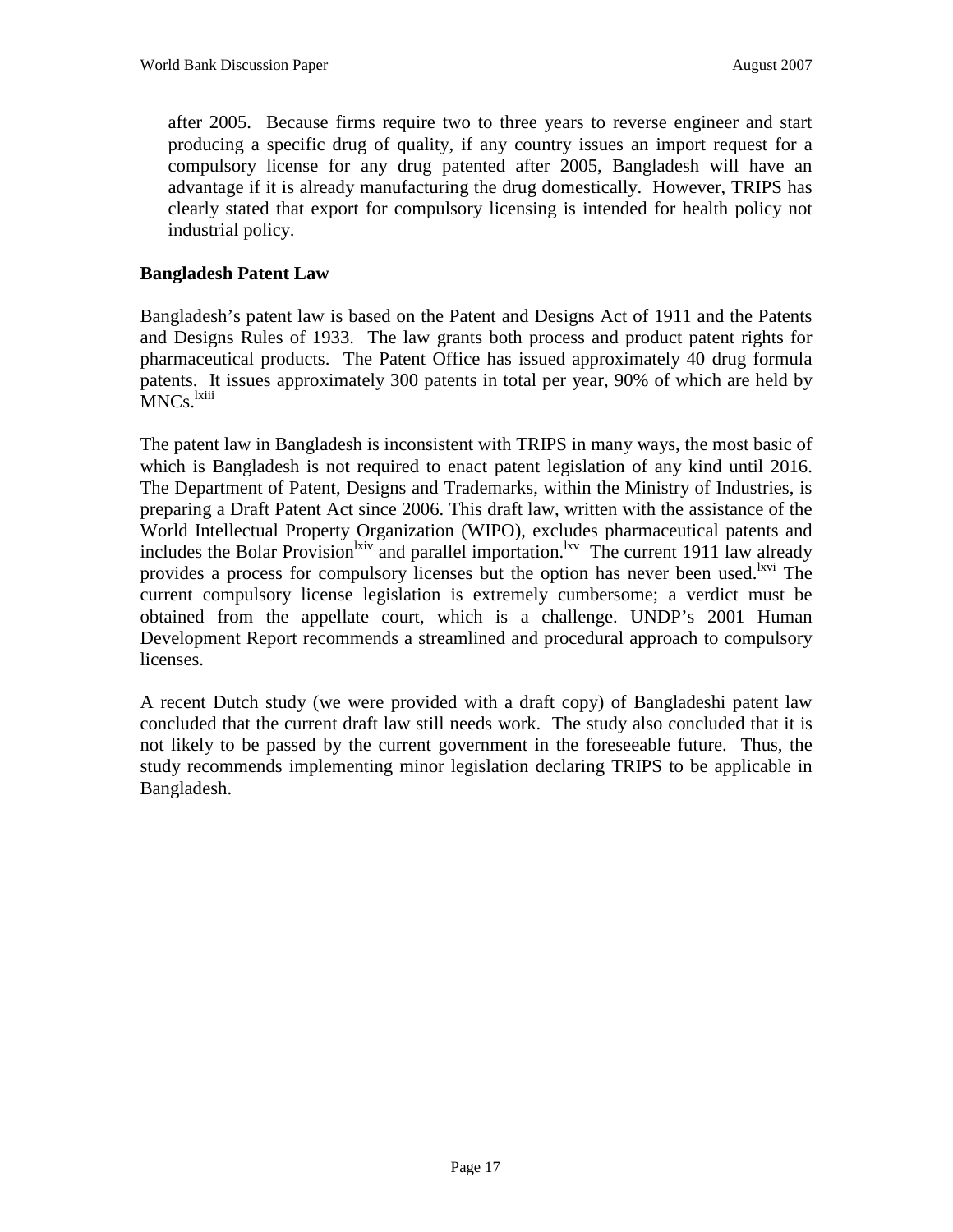after 2005. Because firms require two to three years to reverse engineer and start producing a specific drug of quality, if any country issues an import request for a compulsory license for any drug patented after 2005, Bangladesh will have an advantage if it is already manufacturing the drug domestically. However, TRIPS has clearly stated that export for compulsory licensing is intended for health policy not industrial policy.

## Bangladesh Patent Law

Bangladesh's patent law is based on the Patent and Designs Act of 1911 and the Patents and Designs Rules of 1933. The law grants both process and product patent rights for pharmaceutical products. The Patent Office has issued approximately 40 drug formula patents. It issues approximately 300 patents in total per year, 90% of which are held by MNCs.[lxiii]

The patent law in Bangladesh is inconsistent with TRIPS in many ways, the most basic of which is Bangladesh is not required to enact patent legislation of any kind until 2016. The Department of Patent, Designs and Trademarks, within the Ministry of Industries, is preparing a Draft Patent Act since 2006. This draft law, written with the assistance of the World Intellectual Property Organization (WIPO), excludes pharmaceutical patents and includes the Bolar Provision[lxiv] and parallel importation.[lxv] The current 1911 law already provides a process for compulsory licenses but the option has never been used.[lxvi] The current compulsory license legislation is extremely cumbersome; a verdict must be obtained from the appellate court, which is a challenge. UNDP's 2001 Human Development Report recommends a streamlined and procedural approach to compulsory licenses.

A recent Dutch study (we were provided with a draft copy) of Bangladeshi patent law concluded that the current draft law still needs work. The study also concluded that it is not likely to be passed by the current government in the foreseeable future. Thus, the study recommends implementing minor legislation declaring TRIPS to be applicable in Bangladesh.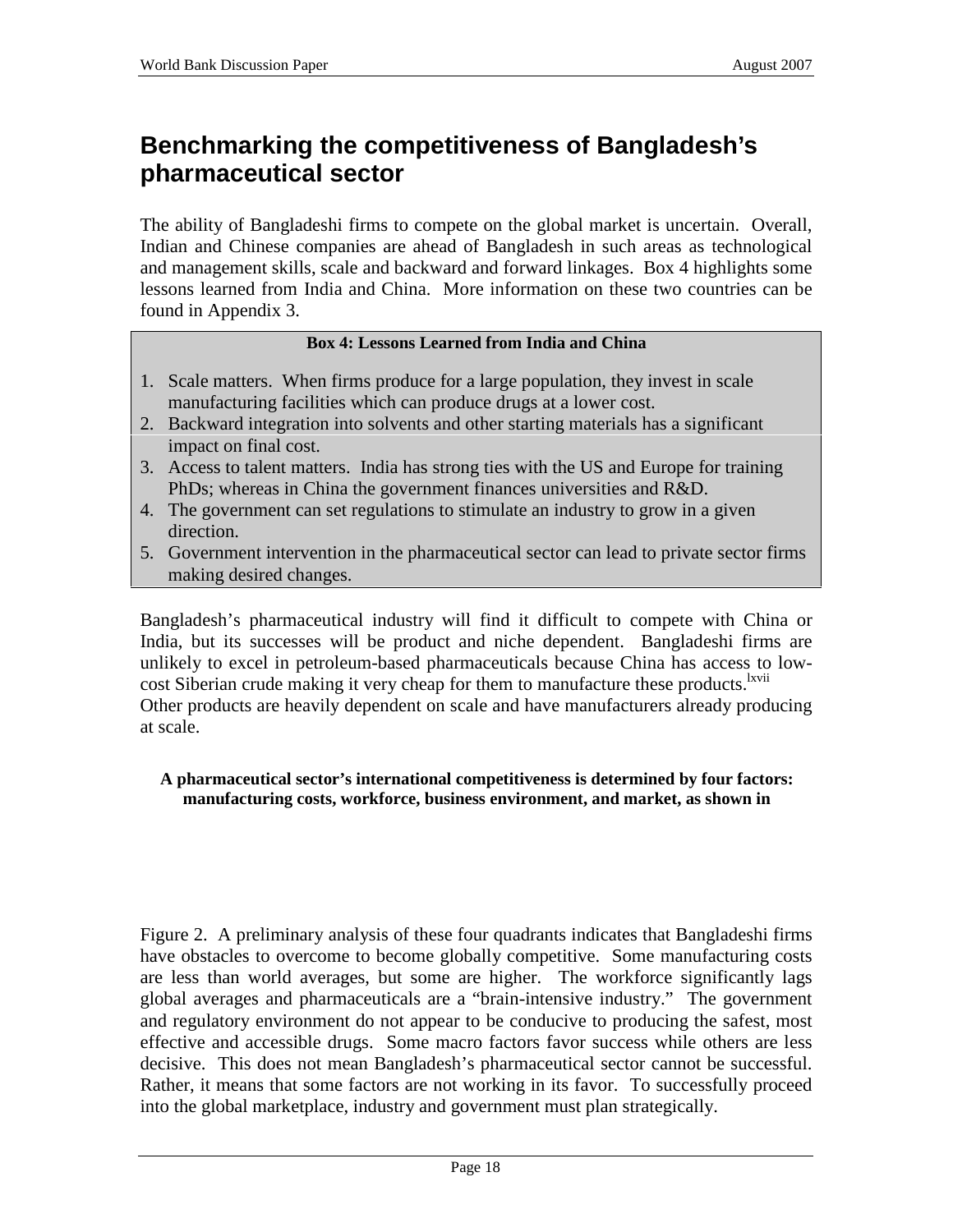## Benchmarking the competitiveness of Bangladesh's pharmaceutical sector

The ability of Bangladeshi firms to compete on the global market is uncertain. Overall, Indian and Chinese companies are ahead of Bangladesh in such areas as technological and management skills, scale and backward and forward linkages. Box 4 highlights some lessons learned from India and China. More information on these two countries can be found in Appendix 3.

**Box 4: Lessons Learned from India and China**

1. Scale matters. When firms produce for a large population, they invest in scale manufacturing facilities which can produce drugs at a lower cost.
2. Backward integration into solvents and other starting materials has a significant impact on final cost.
3. Access to talent matters. India has strong ties with the US and Europe for training PhDs; whereas in China the government finances universities and R&D.
4. The government can set regulations to stimulate an industry to grow in a given direction.
5. Government intervention in the pharmaceutical sector can lead to private sector firms making desired changes.

Bangladesh's pharmaceutical industry will find it difficult to compete with China or India, but its successes will be product and niche dependent. Bangladeshi firms are unlikely to excel in petroleum-based pharmaceuticals because China has access to low-cost Siberian crude making it very cheap for them to manufacture these products.[lxvii] Other products are heavily dependent on scale and have manufacturers already producing at scale.

**A pharmaceutical sector's international competitiveness is determined by four factors: manufacturing costs, workforce, business environment, and market, as shown in**

Figure 2. A preliminary analysis of these four quadrants indicates that Bangladeshi firms have obstacles to overcome to become globally competitive. Some manufacturing costs are less than world averages, but some are higher. The workforce significantly lags global averages and pharmaceuticals are a "brain-intensive industry." The government and regulatory environment do not appear to be conducive to producing the safest, most effective and accessible drugs. Some macro factors favor success while others are less decisive. This does not mean Bangladesh's pharmaceutical sector cannot be successful. Rather, it means that some factors are not working in its favor. To successfully proceed into the global marketplace, industry and government must plan strategically.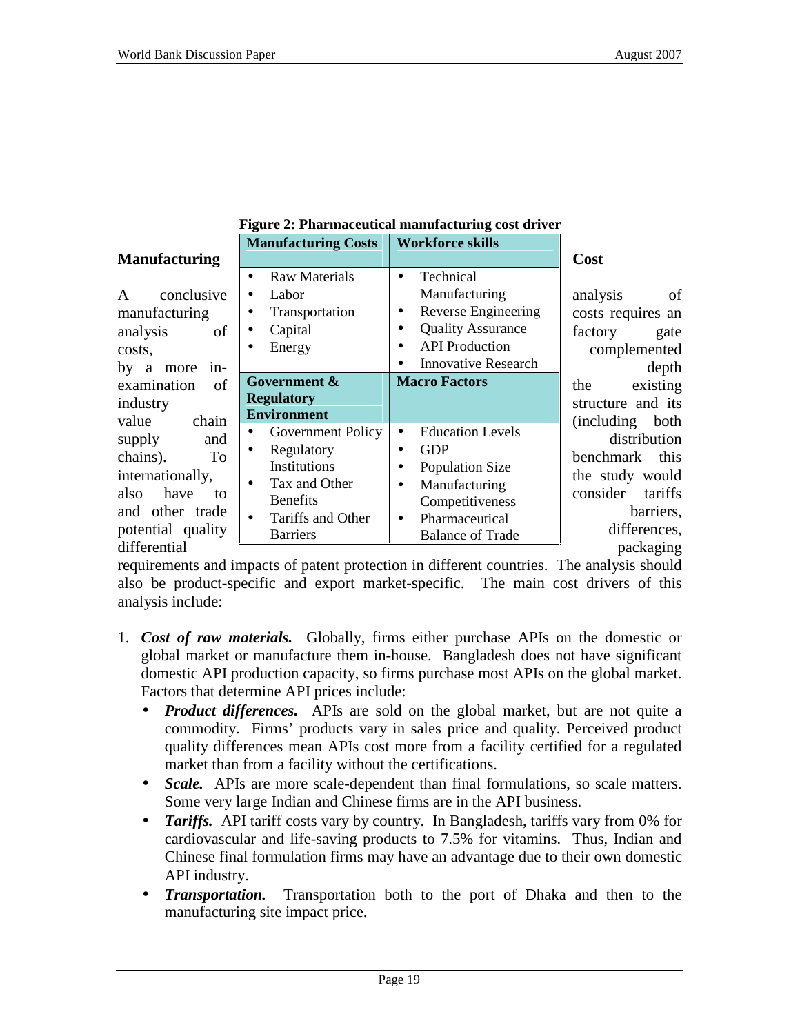## Manufacturing Cost

A conclusive analysis of manufacturing costs requires an analysis of factory gate costs, complemented by a more in-depth examination of the existing industry structure and its value chain (including both supply and distribution chains). To benchmark this internationally, the study would also have to consider tariffs and other trade barriers, potential quality differences, differential packaging requirements and impacts of patent protection in different countries. The analysis should also be product-specific and export market-specific. The main cost drivers of this analysis include:

**Figure 2: Pharmaceutical manufacturing cost driver**

| **Manufacturing Costs** | **Workforce skills** |
|---|---|
| • Raw Materials<br>• Labor<br>• Transportation<br>• Capital<br>• Energy | • Technical Manufacturing<br>• Reverse Engineering<br>• Quality Assurance<br>• API Production<br>• Innovative Research |
| **Government & Regulatory Environment** | **Macro Factors** |
| • Government Policy<br>• Regulatory Institutions<br>• Tax and Other Benefits<br>• Tariffs and Other Barriers | • Education Levels<br>• GDP<br>• Population Size<br>• Manufacturing Competitiveness<br>• Pharmaceutical Balance of Trade |

1. ***Cost of raw materials.*** Globally, firms either purchase APIs on the domestic or global market or manufacture them in-house. Bangladesh does not have significant domestic API production capacity, so firms purchase most APIs on the global market. Factors that determine API prices include:
   - ***Product differences.*** APIs are sold on the global market, but are not quite a commodity. Firms' products vary in sales price and quality. Perceived product quality differences mean APIs cost more from a facility certified for a regulated market than from a facility without the certifications.
   - ***Scale.*** APIs are more scale-dependent than final formulations, so scale matters. Some very large Indian and Chinese firms are in the API business.
   - ***Tariffs.*** API tariff costs vary by country. In Bangladesh, tariffs vary from 0% for cardiovascular and life-saving products to 7.5% for vitamins. Thus, Indian and Chinese final formulation firms may have an advantage due to their own domestic API industry.
   - ***Transportation.*** Transportation both to the port of Dhaka and then to the manufacturing site impact price.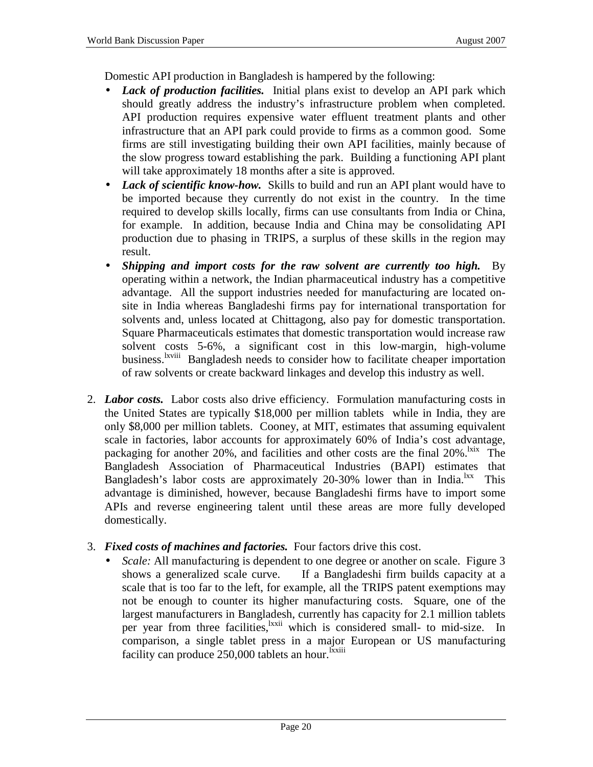Domestic API production in Bangladesh is hampered by the following:

- ***Lack of production facilities.*** Initial plans exist to develop an API park which should greatly address the industry's infrastructure problem when completed. API production requires expensive water effluent treatment plants and other infrastructure that an API park could provide to firms as a common good. Some firms are still investigating building their own API facilities, mainly because of the slow progress toward establishing the park. Building a functioning API plant will take approximately 18 months after a site is approved.
- ***Lack of scientific know-how.*** Skills to build and run an API plant would have to be imported because they currently do not exist in the country. In the time required to develop skills locally, firms can use consultants from India or China, for example. In addition, because India and China may be consolidating API production due to phasing in TRIPS, a surplus of these skills in the region may result.
- ***Shipping and import costs for the raw solvent are currently too high.*** By operating within a network, the Indian pharmaceutical industry has a competitive advantage. All the support industries needed for manufacturing are located on-site in India whereas Bangladeshi firms pay for international transportation for solvents and, unless located at Chittagong, also pay for domestic transportation. Square Pharmaceuticals estimates that domestic transportation would increase raw solvent costs 5-6%, a significant cost in this low-margin, high-volume business.[lxviii] Bangladesh needs to consider how to facilitate cheaper importation of raw solvents or create backward linkages and develop this industry as well.

2. ***Labor costs.*** Labor costs also drive efficiency. Formulation manufacturing costs in the United States are typically $18,000 per million tablets while in India, they are only $8,000 per million tablets. Cooney, at MIT, estimates that assuming equivalent scale in factories, labor accounts for approximately 60% of India's cost advantage, packaging for another 20%, and facilities and other costs are the final 20%.[lxix] The Bangladesh Association of Pharmaceutical Industries (BAPI) estimates that Bangladesh's labor costs are approximately 20-30% lower than in India.[lxx] This advantage is diminished, however, because Bangladeshi firms have to import some APIs and reverse engineering talent until these areas are more fully developed domestically.

3. ***Fixed costs of machines and factories.*** Four factors drive this cost.
   - *Scale:* All manufacturing is dependent to one degree or another on scale. Figure 3 shows a generalized scale curve. If a Bangladeshi firm builds capacity at a scale that is too far to the left, for example, all the TRIPS patent exemptions may not be enough to counter its higher manufacturing costs. Square, one of the largest manufacturers in Bangladesh, currently has capacity for 2.1 million tablets per year from three facilities,[lxxii] which is considered small- to mid-size. In comparison, a single tablet press in a major European or US manufacturing facility can produce 250,000 tablets an hour.[lxxiii]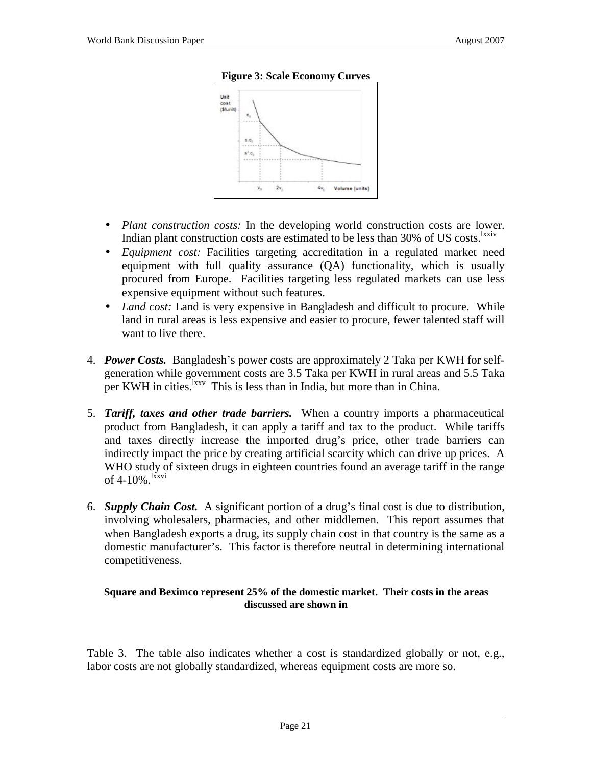**Figure 3: Scale Economy Curves**

- *Plant construction costs:* In the developing world construction costs are lower. Indian plant construction costs are estimated to be less than 30% of US costs.[lxxiv]
- *Equipment cost:* Facilities targeting accreditation in a regulated market need equipment with full quality assurance (QA) functionality, which is usually procured from Europe. Facilities targeting less regulated markets can use less expensive equipment without such features.
- *Land cost:* Land is very expensive in Bangladesh and difficult to procure. While land in rural areas is less expensive and easier to procure, fewer talented staff will want to live there.

4. ***Power Costs.*** Bangladesh's power costs are approximately 2 Taka per KWH for self-generation while government costs are 3.5 Taka per KWH in rural areas and 5.5 Taka per KWH in cities.[lxxv] This is less than in India, but more than in China.

5. ***Tariff, taxes and other trade barriers.*** When a country imports a pharmaceutical product from Bangladesh, it can apply a tariff and tax to the product. While tariffs and taxes directly increase the imported drug's price, other trade barriers can indirectly impact the price by creating artificial scarcity which can drive up prices. A WHO study of sixteen drugs in eighteen countries found an average tariff in the range of 4-10%.[lxxvi]

6. ***Supply Chain Cost.*** A significant portion of a drug's final cost is due to distribution, involving wholesalers, pharmacies, and other middlemen. This report assumes that when Bangladesh exports a drug, its supply chain cost in that country is the same as a domestic manufacturer's. This factor is therefore neutral in determining international competitiveness.

**Square and Beximco represent 25% of the domestic market. Their costs in the areas discussed are shown in**

Table 3. The table also indicates whether a cost is standardized globally or not, e.g., labor costs are not globally standardized, whereas equipment costs are more so.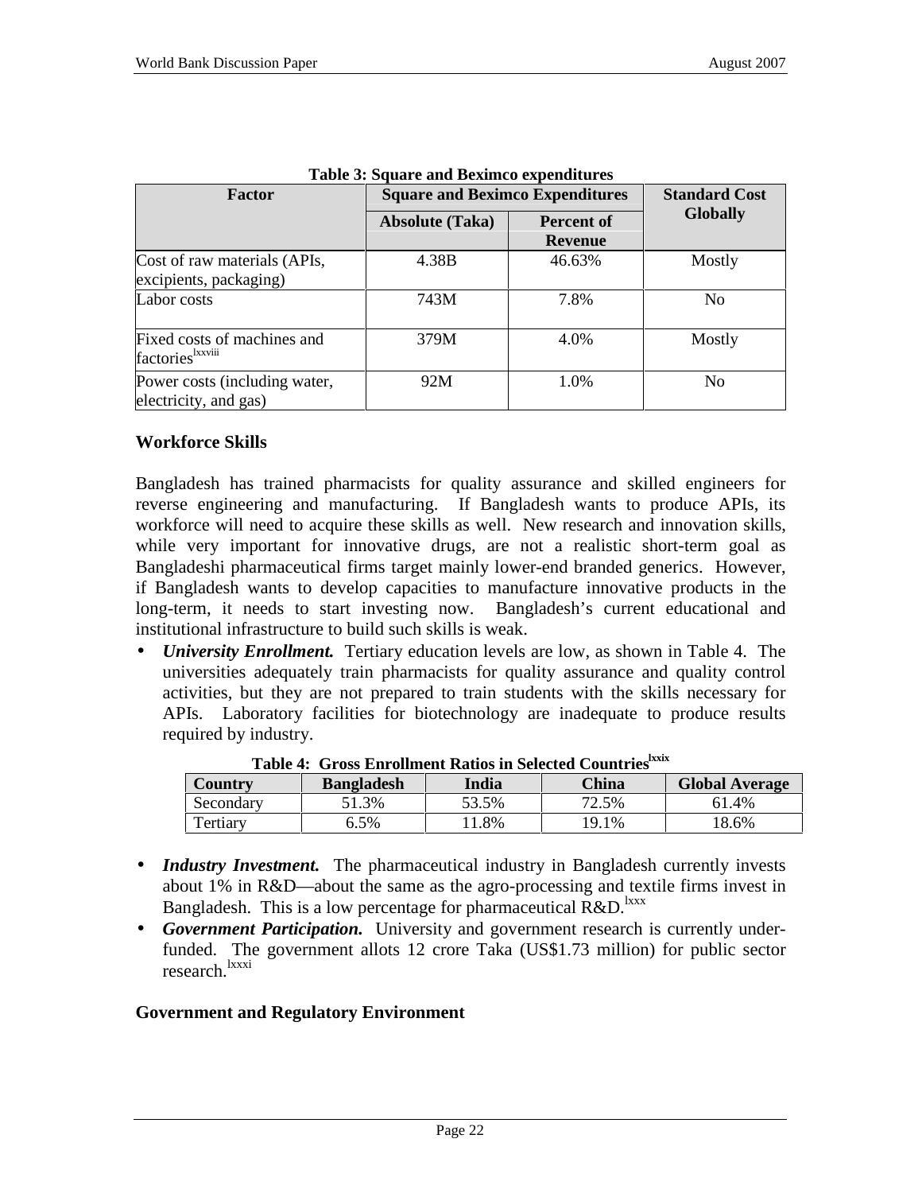Table 3: Square and Beximco expenditures

| Factor | Square and Beximco Expenditures | | Standard Cost Globally |
|---|---|---|---|
| | Absolute (Taka) | Percent of Revenue | |
| Cost of raw materials (APIs, excipients, packaging) | 4.38B | 46.63% | Mostly |
| Labor costs | 743M | 7.8% | No |
| Fixed costs of machines and factories[lxxviii] | 379M | 4.0% | Mostly |
| Power costs (including water, electricity, and gas) | 92M | 1.0% | No |

### Workforce Skills

Bangladesh has trained pharmacists for quality assurance and skilled engineers for reverse engineering and manufacturing. If Bangladesh wants to produce APIs, its workforce will need to acquire these skills as well. New research and innovation skills, while very important for innovative drugs, are not a realistic short-term goal as Bangladeshi pharmaceutical firms target mainly lower-end branded generics. However, if Bangladesh wants to develop capacities to manufacture innovative products in the long-term, it needs to start investing now. Bangladesh's current educational and institutional infrastructure to build such skills is weak.

- ***University Enrollment.*** Tertiary education levels are low, as shown in Table 4. The universities adequately train pharmacists for quality assurance and quality control activities, but they are not prepared to train students with the skills necessary for APIs. Laboratory facilities for biotechnology are inadequate to produce results required by industry.

Table 4: Gross Enrollment Ratios in Selected Countries[lxxix]

| Country | Bangladesh | India | China | Global Average |
|---|---|---|---|---|
| Secondary | 51.3% | 53.5% | 72.5% | 61.4% |
| Tertiary | 6.5% | 11.8% | 19.1% | 18.6% |

- ***Industry Investment.*** The pharmaceutical industry in Bangladesh currently invests about 1% in R&D—about the same as the agro-processing and textile firms invest in Bangladesh. This is a low percentage for pharmaceutical R&D.[lxxx]
- ***Government Participation.*** University and government research is currently under-funded. The government allots 12 crore Taka (US$1.73 million) for public sector research.[lxxxi]

### Government and Regulatory Environment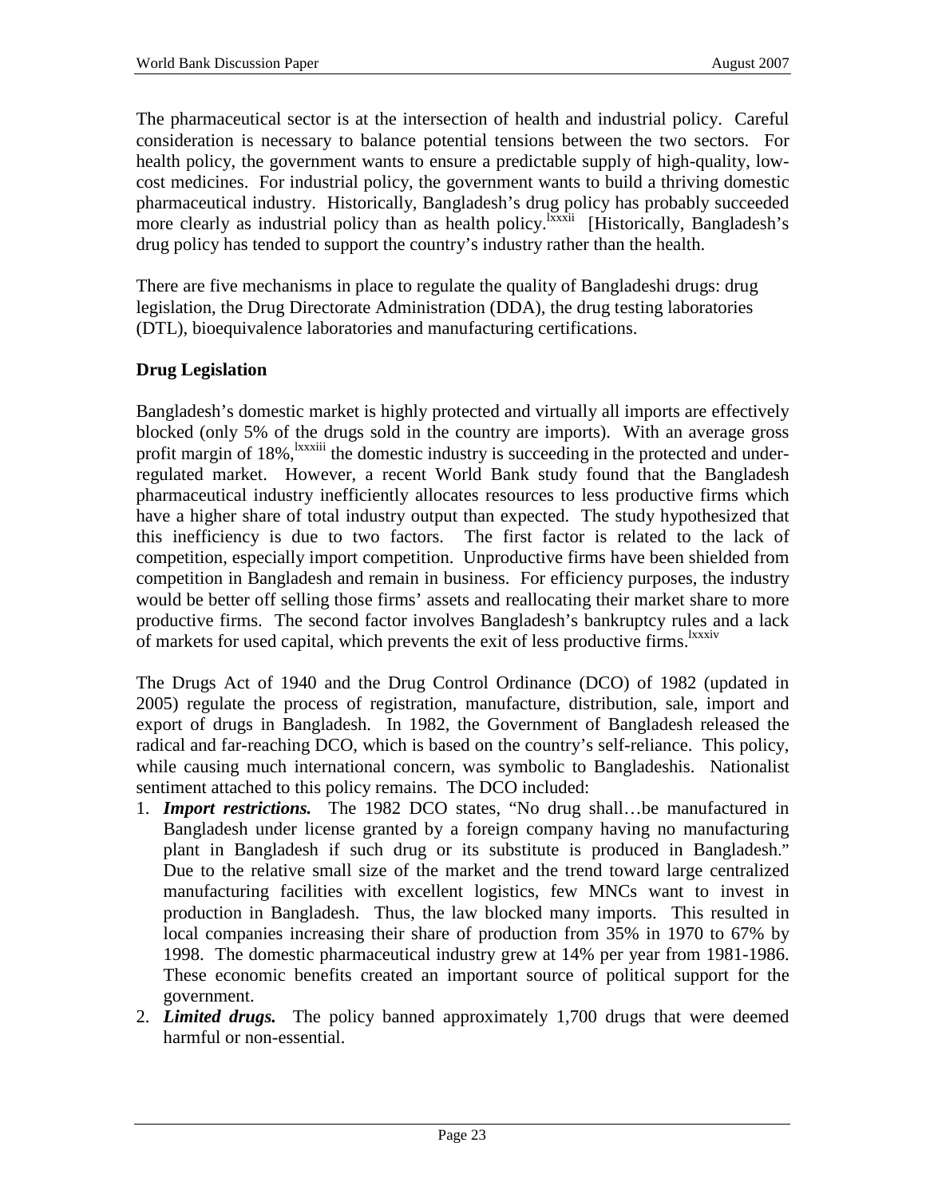The pharmaceutical sector is at the intersection of health and industrial policy. Careful consideration is necessary to balance potential tensions between the two sectors. For health policy, the government wants to ensure a predictable supply of high-quality, low-cost medicines. For industrial policy, the government wants to build a thriving domestic pharmaceutical industry. Historically, Bangladesh's drug policy has probably succeeded more clearly as industrial policy than as health policy.[lxxxii] [Historically, Bangladesh's drug policy has tended to support the country's industry rather than the health.

There are five mechanisms in place to regulate the quality of Bangladeshi drugs: drug legislation, the Drug Directorate Administration (DDA), the drug testing laboratories (DTL), bioequivalence laboratories and manufacturing certifications.

**Drug Legislation**

Bangladesh's domestic market is highly protected and virtually all imports are effectively blocked (only 5% of the drugs sold in the country are imports). With an average gross profit margin of 18%,[lxxxiii] the domestic industry is succeeding in the protected and under-regulated market. However, a recent World Bank study found that the Bangladesh pharmaceutical industry inefficiently allocates resources to less productive firms which have a higher share of total industry output than expected. The study hypothesized that this inefficiency is due to two factors. The first factor is related to the lack of competition, especially import competition. Unproductive firms have been shielded from competition in Bangladesh and remain in business. For efficiency purposes, the industry would be better off selling those firms' assets and reallocating their market share to more productive firms. The second factor involves Bangladesh's bankruptcy rules and a lack of markets for used capital, which prevents the exit of less productive firms.[lxxxiv]

The Drugs Act of 1940 and the Drug Control Ordinance (DCO) of 1982 (updated in 2005) regulate the process of registration, manufacture, distribution, sale, import and export of drugs in Bangladesh. In 1982, the Government of Bangladesh released the radical and far-reaching DCO, which is based on the country's self-reliance. This policy, while causing much international concern, was symbolic to Bangladeshis. Nationalist sentiment attached to this policy remains. The DCO included:

1. ***Import restrictions.*** The 1982 DCO states, "No drug shall…be manufactured in Bangladesh under license granted by a foreign company having no manufacturing plant in Bangladesh if such drug or its substitute is produced in Bangladesh." Due to the relative small size of the market and the trend toward large centralized manufacturing facilities with excellent logistics, few MNCs want to invest in production in Bangladesh. Thus, the law blocked many imports. This resulted in local companies increasing their share of production from 35% in 1970 to 67% by 1998. The domestic pharmaceutical industry grew at 14% per year from 1981-1986. These economic benefits created an important source of political support for the government.
2. ***Limited drugs.*** The policy banned approximately 1,700 drugs that were deemed harmful or non-essential.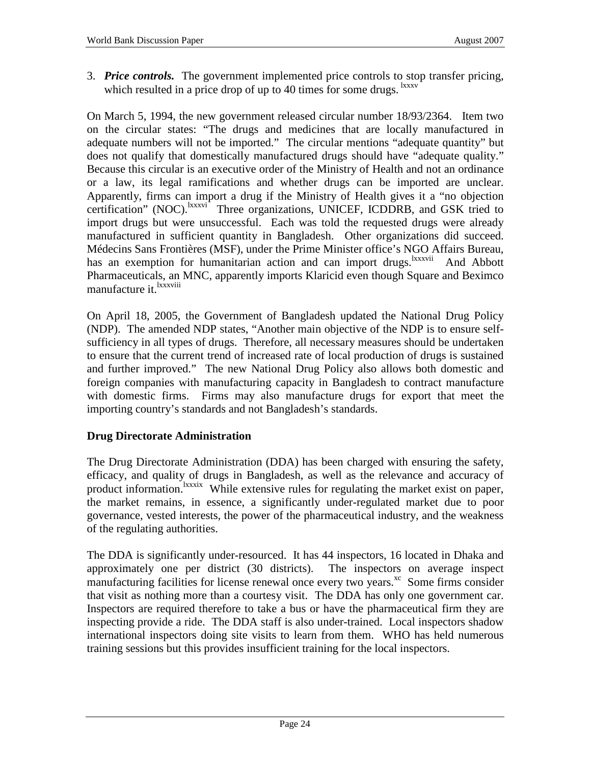3. ***Price controls.*** The government implemented price controls to stop transfer pricing, which resulted in a price drop of up to 40 times for some drugs.[lxxxv]

On March 5, 1994, the new government released circular number 18/93/2364. Item two on the circular states: "The drugs and medicines that are locally manufactured in adequate numbers will not be imported." The circular mentions "adequate quantity" but does not qualify that domestically manufactured drugs should have "adequate quality." Because this circular is an executive order of the Ministry of Health and not an ordinance or a law, its legal ramifications and whether drugs can be imported are unclear. Apparently, firms can import a drug if the Ministry of Health gives it a "no objection certification" (NOC).[lxxxvi] Three organizations, UNICEF, ICDDRB, and GSK tried to import drugs but were unsuccessful. Each was told the requested drugs were already manufactured in sufficient quantity in Bangladesh. Other organizations did succeed. Médecins Sans Frontières (MSF), under the Prime Minister office's NGO Affairs Bureau, has an exemption for humanitarian action and can import drugs.[lxxxvii] And Abbott Pharmaceuticals, an MNC, apparently imports Klaricid even though Square and Beximco manufacture it.[lxxxviii]

On April 18, 2005, the Government of Bangladesh updated the National Drug Policy (NDP). The amended NDP states, "Another main objective of the NDP is to ensure self-sufficiency in all types of drugs. Therefore, all necessary measures should be undertaken to ensure that the current trend of increased rate of local production of drugs is sustained and further improved." The new National Drug Policy also allows both domestic and foreign companies with manufacturing capacity in Bangladesh to contract manufacture with domestic firms. Firms may also manufacture drugs for export that meet the importing country's standards and not Bangladesh's standards.

## Drug Directorate Administration

The Drug Directorate Administration (DDA) has been charged with ensuring the safety, efficacy, and quality of drugs in Bangladesh, as well as the relevance and accuracy of product information.[lxxxix] While extensive rules for regulating the market exist on paper, the market remains, in essence, a significantly under-regulated market due to poor governance, vested interests, the power of the pharmaceutical industry, and the weakness of the regulating authorities.

The DDA is significantly under-resourced. It has 44 inspectors, 16 located in Dhaka and approximately one per district (30 districts). The inspectors on average inspect manufacturing facilities for license renewal once every two years.[xc] Some firms consider that visit as nothing more than a courtesy visit. The DDA has only one government car. Inspectors are required therefore to take a bus or have the pharmaceutical firm they are inspecting provide a ride. The DDA staff is also under-trained. Local inspectors shadow international inspectors doing site visits to learn from them. WHO has held numerous training sessions but this provides insufficient training for the local inspectors.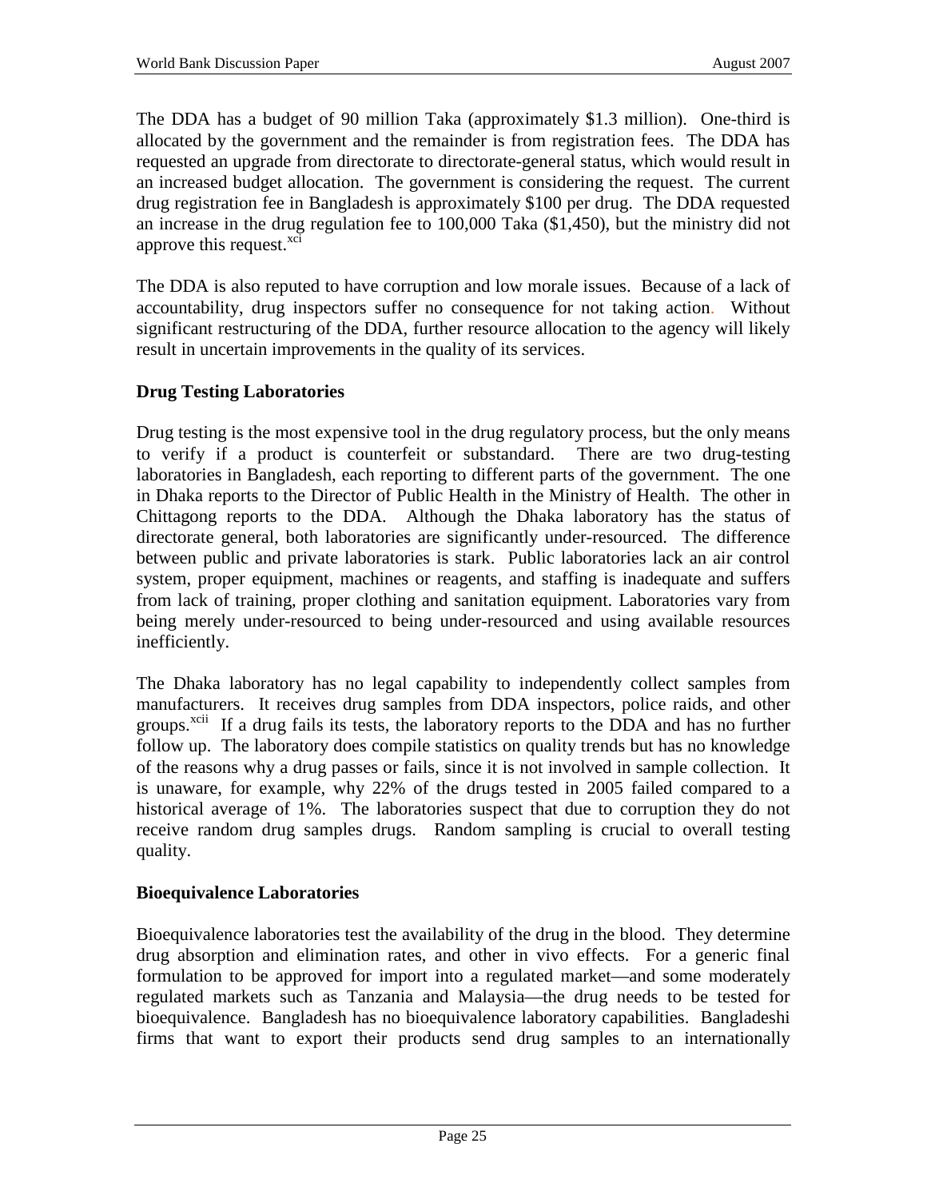The DDA has a budget of 90 million Taka (approximately $1.3 million). One-third is allocated by the government and the remainder is from registration fees. The DDA has requested an upgrade from directorate to directorate-general status, which would result in an increased budget allocation. The government is considering the request. The current drug registration fee in Bangladesh is approximately $100 per drug. The DDA requested an increase in the drug regulation fee to 100,000 Taka ($1,450), but the ministry did not approve this request.[xci]

The DDA is also reputed to have corruption and low morale issues. Because of a lack of accountability, drug inspectors suffer no consequence for not taking action. Without significant restructuring of the DDA, further resource allocation to the agency will likely result in uncertain improvements in the quality of its services.

**Drug Testing Laboratories**

Drug testing is the most expensive tool in the drug regulatory process, but the only means to verify if a product is counterfeit or substandard. There are two drug-testing laboratories in Bangladesh, each reporting to different parts of the government. The one in Dhaka reports to the Director of Public Health in the Ministry of Health. The other in Chittagong reports to the DDA. Although the Dhaka laboratory has the status of directorate general, both laboratories are significantly under-resourced. The difference between public and private laboratories is stark. Public laboratories lack an air control system, proper equipment, machines or reagents, and staffing is inadequate and suffers from lack of training, proper clothing and sanitation equipment. Laboratories vary from being merely under-resourced to being under-resourced and using available resources inefficiently.

The Dhaka laboratory has no legal capability to independently collect samples from manufacturers. It receives drug samples from DDA inspectors, police raids, and other groups.[xcii] If a drug fails its tests, the laboratory reports to the DDA and has no further follow up. The laboratory does compile statistics on quality trends but has no knowledge of the reasons why a drug passes or fails, since it is not involved in sample collection. It is unaware, for example, why 22% of the drugs tested in 2005 failed compared to a historical average of 1%. The laboratories suspect that due to corruption they do not receive random drug samples drugs. Random sampling is crucial to overall testing quality.

**Bioequivalence Laboratories**

Bioequivalence laboratories test the availability of the drug in the blood. They determine drug absorption and elimination rates, and other in vivo effects. For a generic final formulation to be approved for import into a regulated market—and some moderately regulated markets such as Tanzania and Malaysia—the drug needs to be tested for bioequivalence. Bangladesh has no bioequivalence laboratory capabilities. Bangladeshi firms that want to export their products send drug samples to an internationally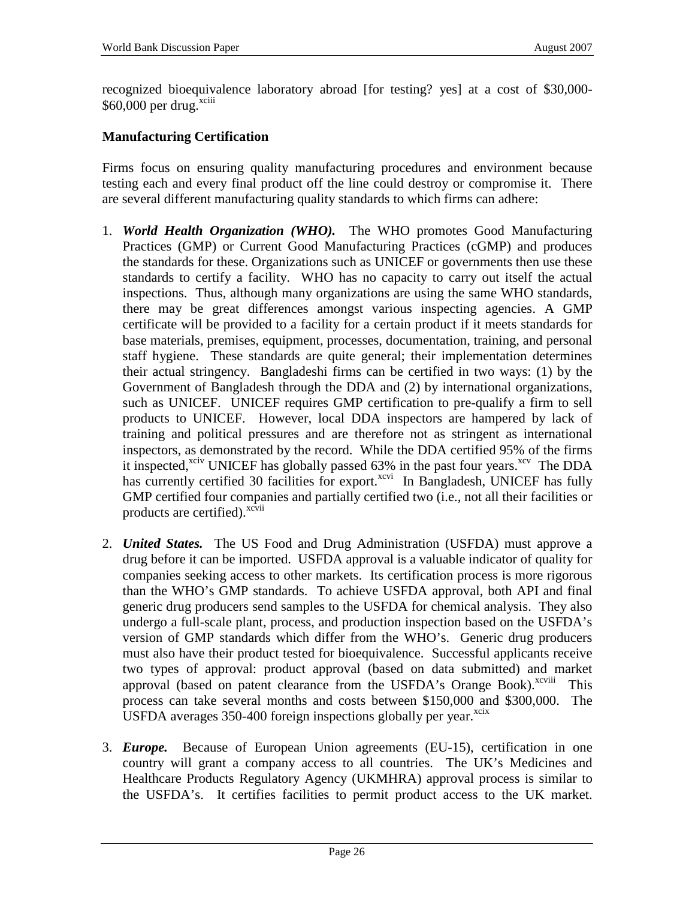recognized bioequivalence laboratory abroad [for testing? yes] at a cost of $30,000-$60,000 per drug.[xciii]

**Manufacturing Certification**

Firms focus on ensuring quality manufacturing procedures and environment because testing each and every final product off the line could destroy or compromise it. There are several different manufacturing quality standards to which firms can adhere:

1. ***World Health Organization (WHO).*** The WHO promotes Good Manufacturing Practices (GMP) or Current Good Manufacturing Practices (cGMP) and produces the standards for these. Organizations such as UNICEF or governments then use these standards to certify a facility. WHO has no capacity to carry out itself the actual inspections. Thus, although many organizations are using the same WHO standards, there may be great differences amongst various inspecting agencies. A GMP certificate will be provided to a facility for a certain product if it meets standards for base materials, premises, equipment, processes, documentation, training, and personal staff hygiene. These standards are quite general; their implementation determines their actual stringency. Bangladeshi firms can be certified in two ways: (1) by the Government of Bangladesh through the DDA and (2) by international organizations, such as UNICEF. UNICEF requires GMP certification to pre-qualify a firm to sell products to UNICEF. However, local DDA inspectors are hampered by lack of training and political pressures and are therefore not as stringent as international inspectors, as demonstrated by the record. While the DDA certified 95% of the firms it inspected,[xciv] UNICEF has globally passed 63% in the past four years.[xcv] The DDA has currently certified 30 facilities for export.[xcvi] In Bangladesh, UNICEF has fully GMP certified four companies and partially certified two (i.e., not all their facilities or products are certified).[xcvii]

2. ***United States.*** The US Food and Drug Administration (USFDA) must approve a drug before it can be imported. USFDA approval is a valuable indicator of quality for companies seeking access to other markets. Its certification process is more rigorous than the WHO's GMP standards. To achieve USFDA approval, both API and final generic drug producers send samples to the USFDA for chemical analysis. They also undergo a full-scale plant, process, and production inspection based on the USFDA's version of GMP standards which differ from the WHO's. Generic drug producers must also have their product tested for bioequivalence. Successful applicants receive two types of approval: product approval (based on data submitted) and market approval (based on patent clearance from the USFDA's Orange Book).[xcviii] This process can take several months and costs between $150,000 and $300,000. The USFDA averages 350-400 foreign inspections globally per year.[xcix]

3. ***Europe.*** Because of European Union agreements (EU-15), certification in one country will grant a company access to all countries. The UK's Medicines and Healthcare Products Regulatory Agency (UKMHRA) approval process is similar to the USFDA's. It certifies facilities to permit product access to the UK market.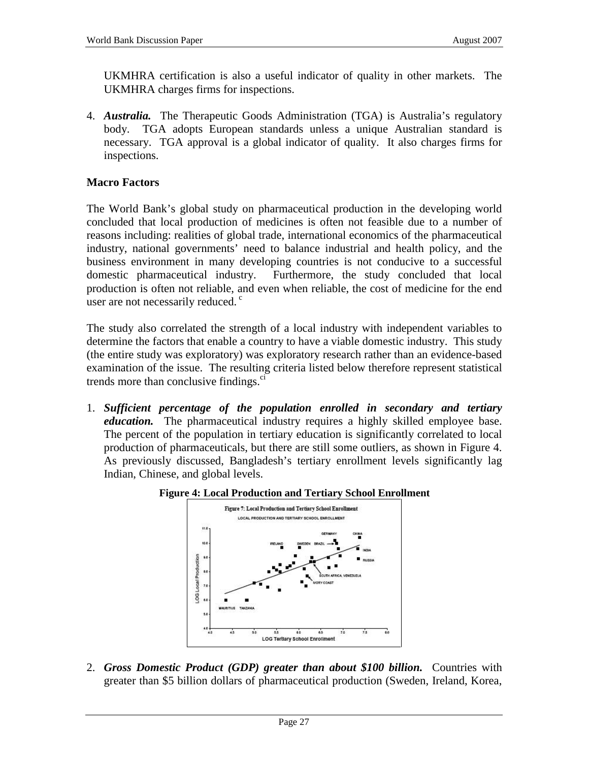UKMHRA certification is also a useful indicator of quality in other markets. The UKMHRA charges firms for inspections.

4. ***Australia.*** The Therapeutic Goods Administration (TGA) is Australia's regulatory body. TGA adopts European standards unless a unique Australian standard is necessary. TGA approval is a global indicator of quality. It also charges firms for inspections.

**Macro Factors**

The World Bank's global study on pharmaceutical production in the developing world concluded that local production of medicines is often not feasible due to a number of reasons including: realities of global trade, international economics of the pharmaceutical industry, national governments' need to balance industrial and health policy, and the business environment in many developing countries is not conducive to a successful domestic pharmaceutical industry. Furthermore, the study concluded that local production is often not reliable, and even when reliable, the cost of medicine for the end user are not necessarily reduced. [c]

The study also correlated the strength of a local industry with independent variables to determine the factors that enable a country to have a viable domestic industry. This study (the entire study was exploratory) was exploratory research rather than an evidence-based examination of the issue. The resulting criteria listed below therefore represent statistical trends more than conclusive findings.[ci]

1. ***Sufficient percentage of the population enrolled in secondary and tertiary education.*** The pharmaceutical industry requires a highly skilled employee base. The percent of the population in tertiary education is significantly correlated to local production of pharmaceuticals, but there are still some outliers, as shown in Figure 4. As previously discussed, Bangladesh's tertiary enrollment levels significantly lag Indian, Chinese, and global levels.

**Figure 4: Local Production and Tertiary School Enrollment**

2. ***Gross Domestic Product (GDP) greater than about $100 billion.*** Countries with greater than $5 billion dollars of pharmaceutical production (Sweden, Ireland, Korea,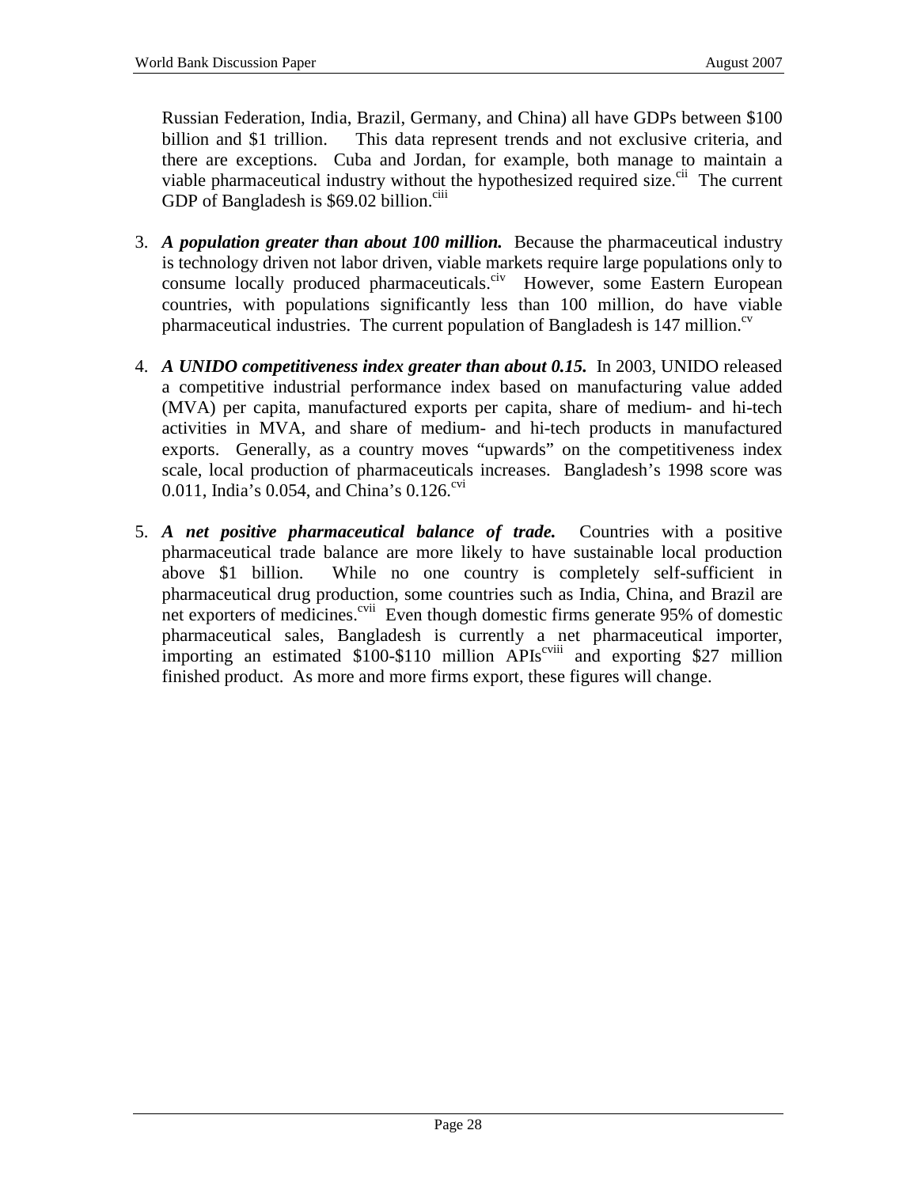Russian Federation, India, Brazil, Germany, and China) all have GDPs between $100 billion and $1 trillion. This data represent trends and not exclusive criteria, and there are exceptions. Cuba and Jordan, for example, both manage to maintain a viable pharmaceutical industry without the hypothesized required size.[cii] The current GDP of Bangladesh is $69.02 billion.[ciii]

3. ***A population greater than about 100 million.*** Because the pharmaceutical industry is technology driven not labor driven, viable markets require large populations only to consume locally produced pharmaceuticals.[civ] However, some Eastern European countries, with populations significantly less than 100 million, do have viable pharmaceutical industries. The current population of Bangladesh is 147 million.[cv]

4. ***A UNIDO competitiveness index greater than about 0.15.*** In 2003, UNIDO released a competitive industrial performance index based on manufacturing value added (MVA) per capita, manufactured exports per capita, share of medium- and hi-tech activities in MVA, and share of medium- and hi-tech products in manufactured exports. Generally, as a country moves "upwards" on the competitiveness index scale, local production of pharmaceuticals increases. Bangladesh's 1998 score was 0.011, India's 0.054, and China's 0.126.[cvi]

5. ***A net positive pharmaceutical balance of trade.*** Countries with a positive pharmaceutical trade balance are more likely to have sustainable local production above $1 billion. While no one country is completely self-sufficient in pharmaceutical drug production, some countries such as India, China, and Brazil are net exporters of medicines.[cvii] Even though domestic firms generate 95% of domestic pharmaceutical sales, Bangladesh is currently a net pharmaceutical importer, importing an estimated $100-$110 million APIs[cviii] and exporting $27 million finished product. As more and more firms export, these figures will change.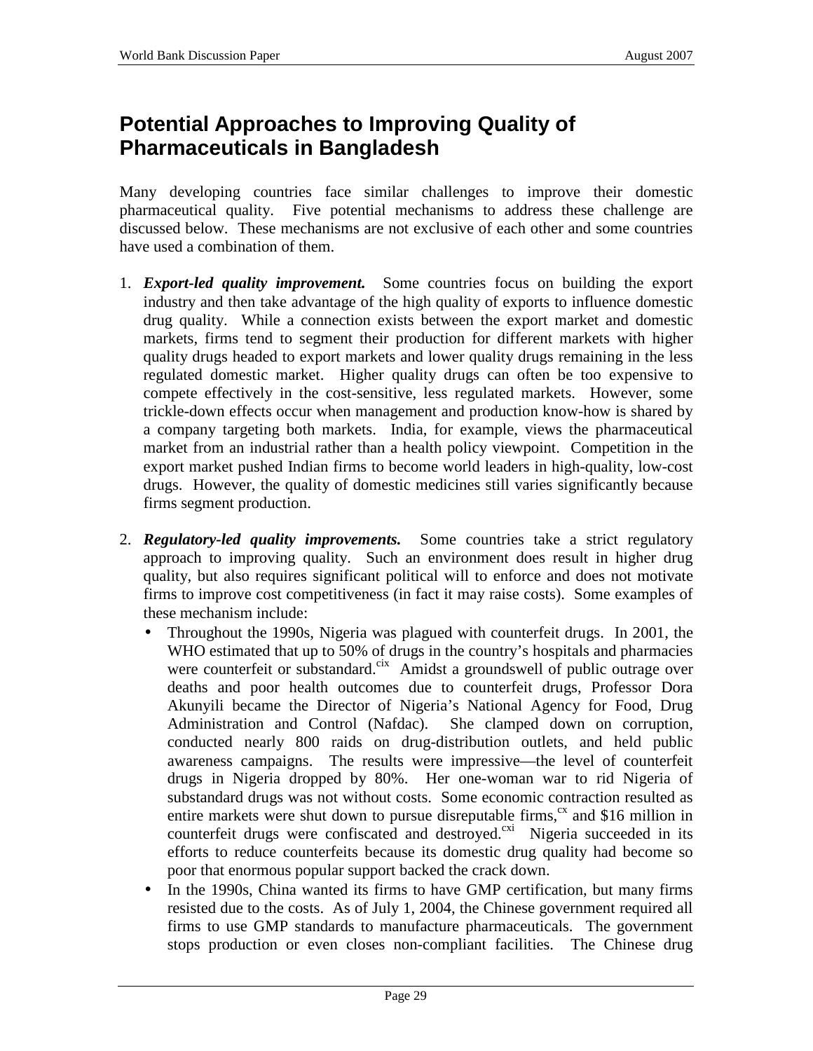# Potential Approaches to Improving Quality of Pharmaceuticals in Bangladesh

Many developing countries face similar challenges to improve their domestic pharmaceutical quality. Five potential mechanisms to address these challenge are discussed below. These mechanisms are not exclusive of each other and some countries have used a combination of them.

1. ***Export-led quality improvement.*** Some countries focus on building the export industry and then take advantage of the high quality of exports to influence domestic drug quality. While a connection exists between the export market and domestic markets, firms tend to segment their production for different markets with higher quality drugs headed to export markets and lower quality drugs remaining in the less regulated domestic market. Higher quality drugs can often be too expensive to compete effectively in the cost-sensitive, less regulated markets. However, some trickle-down effects occur when management and production know-how is shared by a company targeting both markets. India, for example, views the pharmaceutical market from an industrial rather than a health policy viewpoint. Competition in the export market pushed Indian firms to become world leaders in high-quality, low-cost drugs. However, the quality of domestic medicines still varies significantly because firms segment production.

2. ***Regulatory-led quality improvements.*** Some countries take a strict regulatory approach to improving quality. Such an environment does result in higher drug quality, but also requires significant political will to enforce and does not motivate firms to improve cost competitiveness (in fact it may raise costs). Some examples of these mechanism include:
   - Throughout the 1990s, Nigeria was plagued with counterfeit drugs. In 2001, the WHO estimated that up to 50% of drugs in the country's hospitals and pharmacies were counterfeit or substandard.[cix] Amidst a groundswell of public outrage over deaths and poor health outcomes due to counterfeit drugs, Professor Dora Akunyili became the Director of Nigeria's National Agency for Food, Drug Administration and Control (Nafdac). She clamped down on corruption, conducted nearly 800 raids on drug-distribution outlets, and held public awareness campaigns. The results were impressive—the level of counterfeit drugs in Nigeria dropped by 80%. Her one-woman war to rid Nigeria of substandard drugs was not without costs. Some economic contraction resulted as entire markets were shut down to pursue disreputable firms,[cx] and $16 million in counterfeit drugs were confiscated and destroyed.[cxi] Nigeria succeeded in its efforts to reduce counterfeits because its domestic drug quality had become so poor that enormous popular support backed the crack down.
   - In the 1990s, China wanted its firms to have GMP certification, but many firms resisted due to the costs. As of July 1, 2004, the Chinese government required all firms to use GMP standards to manufacture pharmaceuticals. The government stops production or even closes non-compliant facilities. The Chinese drug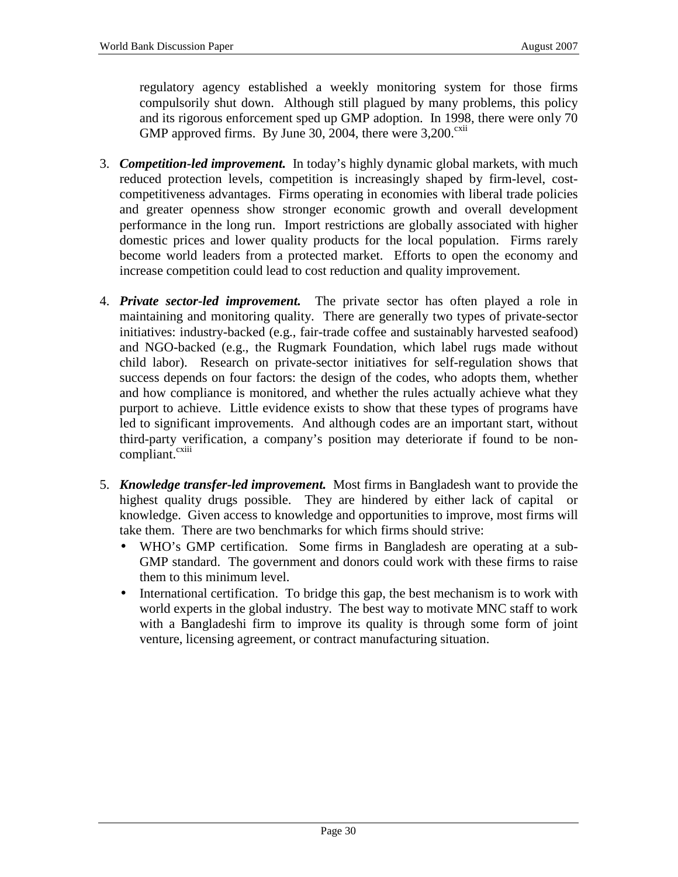regulatory agency established a weekly monitoring system for those firms compulsorily shut down. Although still plagued by many problems, this policy and its rigorous enforcement sped up GMP adoption. In 1998, there were only 70 GMP approved firms. By June 30, 2004, there were 3,200.[cxii]

3. ***Competition-led improvement.*** In today's highly dynamic global markets, with much reduced protection levels, competition is increasingly shaped by firm-level, cost-competitiveness advantages. Firms operating in economies with liberal trade policies and greater openness show stronger economic growth and overall development performance in the long run. Import restrictions are globally associated with higher domestic prices and lower quality products for the local population. Firms rarely become world leaders from a protected market. Efforts to open the economy and increase competition could lead to cost reduction and quality improvement.

4. ***Private sector-led improvement.*** The private sector has often played a role in maintaining and monitoring quality. There are generally two types of private-sector initiatives: industry-backed (e.g., fair-trade coffee and sustainably harvested seafood) and NGO-backed (e.g., the Rugmark Foundation, which label rugs made without child labor). Research on private-sector initiatives for self-regulation shows that success depends on four factors: the design of the codes, who adopts them, whether and how compliance is monitored, and whether the rules actually achieve what they purport to achieve. Little evidence exists to show that these types of programs have led to significant improvements. And although codes are an important start, without third-party verification, a company's position may deteriorate if found to be non-compliant.[cxiii]

5. ***Knowledge transfer-led improvement.*** Most firms in Bangladesh want to provide the highest quality drugs possible. They are hindered by either lack of capital or knowledge. Given access to knowledge and opportunities to improve, most firms will take them. There are two benchmarks for which firms should strive:
   - WHO's GMP certification. Some firms in Bangladesh are operating at a sub-GMP standard. The government and donors could work with these firms to raise them to this minimum level.
   - International certification. To bridge this gap, the best mechanism is to work with world experts in the global industry. The best way to motivate MNC staff to work with a Bangladeshi firm to improve its quality is through some form of joint venture, licensing agreement, or contract manufacturing situation.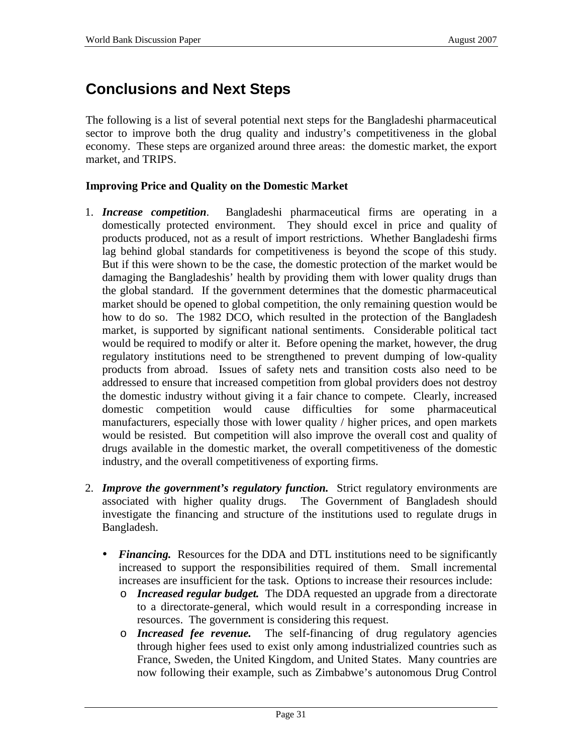# Conclusions and Next Steps

The following is a list of several potential next steps for the Bangladeshi pharmaceutical sector to improve both the drug quality and industry's competitiveness in the global economy. These steps are organized around three areas: the domestic market, the export market, and TRIPS.

**Improving Price and Quality on the Domestic Market**

1. ***Increase competition***. Bangladeshi pharmaceutical firms are operating in a domestically protected environment. They should excel in price and quality of products produced, not as a result of import restrictions. Whether Bangladeshi firms lag behind global standards for competitiveness is beyond the scope of this study. But if this were shown to be the case, the domestic protection of the market would be damaging the Bangladeshis' health by providing them with lower quality drugs than the global standard. If the government determines that the domestic pharmaceutical market should be opened to global competition, the only remaining question would be how to do so. The 1982 DCO, which resulted in the protection of the Bangladesh market, is supported by significant national sentiments. Considerable political tact would be required to modify or alter it. Before opening the market, however, the drug regulatory institutions need to be strengthened to prevent dumping of low-quality products from abroad. Issues of safety nets and transition costs also need to be addressed to ensure that increased competition from global providers does not destroy the domestic industry without giving it a fair chance to compete. Clearly, increased domestic competition would cause difficulties for some pharmaceutical manufacturers, especially those with lower quality / higher prices, and open markets would be resisted. But competition will also improve the overall cost and quality of drugs available in the domestic market, the overall competitiveness of the domestic industry, and the overall competitiveness of exporting firms.

2. ***Improve the government's regulatory function.*** Strict regulatory environments are associated with higher quality drugs. The Government of Bangladesh should investigate the financing and structure of the institutions used to regulate drugs in Bangladesh.

   - ***Financing.*** Resources for the DDA and DTL institutions need to be significantly increased to support the responsibilities required of them. Small incremental increases are insufficient for the task. Options to increase their resources include:
     - ***Increased regular budget.*** The DDA requested an upgrade from a directorate to a directorate-general, which would result in a corresponding increase in resources. The government is considering this request.
     - ***Increased fee revenue.*** The self-financing of drug regulatory agencies through higher fees used to exist only among industrialized countries such as France, Sweden, the United Kingdom, and United States. Many countries are now following their example, such as Zimbabwe's autonomous Drug Control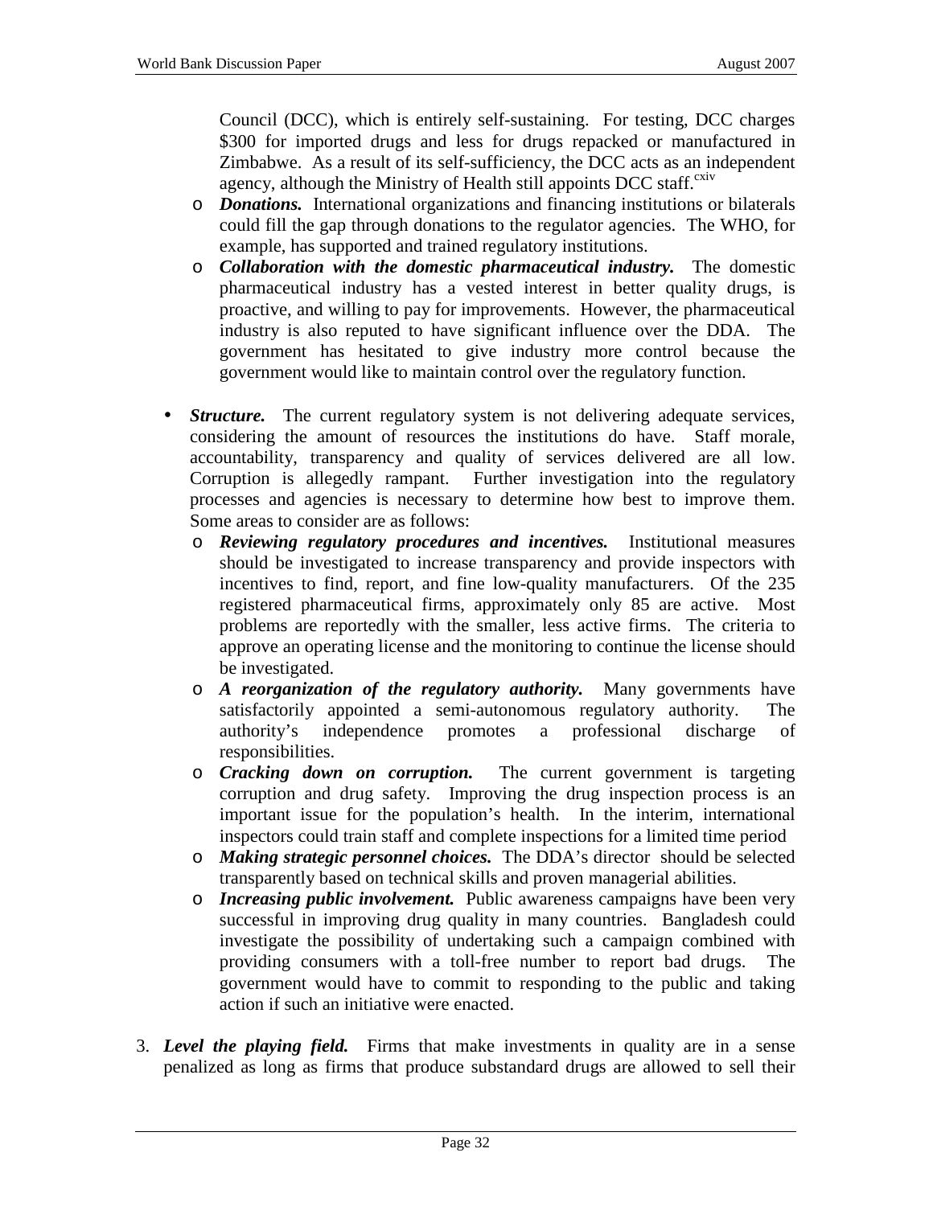Council (DCC), which is entirely self-sustaining. For testing, DCC charges $300 for imported drugs and less for drugs repacked or manufactured in Zimbabwe. As a result of its self-sufficiency, the DCC acts as an independent agency, although the Ministry of Health still appoints DCC staff.[cxiv]

  - ***Donations.*** International organizations and financing institutions or bilaterals could fill the gap through donations to the regulator agencies. The WHO, for example, has supported and trained regulatory institutions.
  - ***Collaboration with the domestic pharmaceutical industry.*** The domestic pharmaceutical industry has a vested interest in better quality drugs, is proactive, and willing to pay for improvements. However, the pharmaceutical industry is also reputed to have significant influence over the DDA. The government has hesitated to give industry more control because the government would like to maintain control over the regulatory function.

- ***Structure.*** The current regulatory system is not delivering adequate services, considering the amount of resources the institutions do have. Staff morale, accountability, transparency and quality of services delivered are all low. Corruption is allegedly rampant. Further investigation into the regulatory processes and agencies is necessary to determine how best to improve them. Some areas to consider are as follows:
  - ***Reviewing regulatory procedures and incentives.*** Institutional measures should be investigated to increase transparency and provide inspectors with incentives to find, report, and fine low-quality manufacturers. Of the 235 registered pharmaceutical firms, approximately only 85 are active. Most problems are reportedly with the smaller, less active firms. The criteria to approve an operating license and the monitoring to continue the license should be investigated.
  - ***A reorganization of the regulatory authority.*** Many governments have satisfactorily appointed a semi-autonomous regulatory authority. The authority's independence promotes a professional discharge of responsibilities.
  - ***Cracking down on corruption.*** The current government is targeting corruption and drug safety. Improving the drug inspection process is an important issue for the population's health. In the interim, international inspectors could train staff and complete inspections for a limited time period
  - ***Making strategic personnel choices.*** The DDA's director should be selected transparently based on technical skills and proven managerial abilities.
  - ***Increasing public involvement.*** Public awareness campaigns have been very successful in improving drug quality in many countries. Bangladesh could investigate the possibility of undertaking such a campaign combined with providing consumers with a toll-free number to report bad drugs. The government would have to commit to responding to the public and taking action if such an initiative were enacted.

3. ***Level the playing field.*** Firms that make investments in quality are in a sense penalized as long as firms that produce substandard drugs are allowed to sell their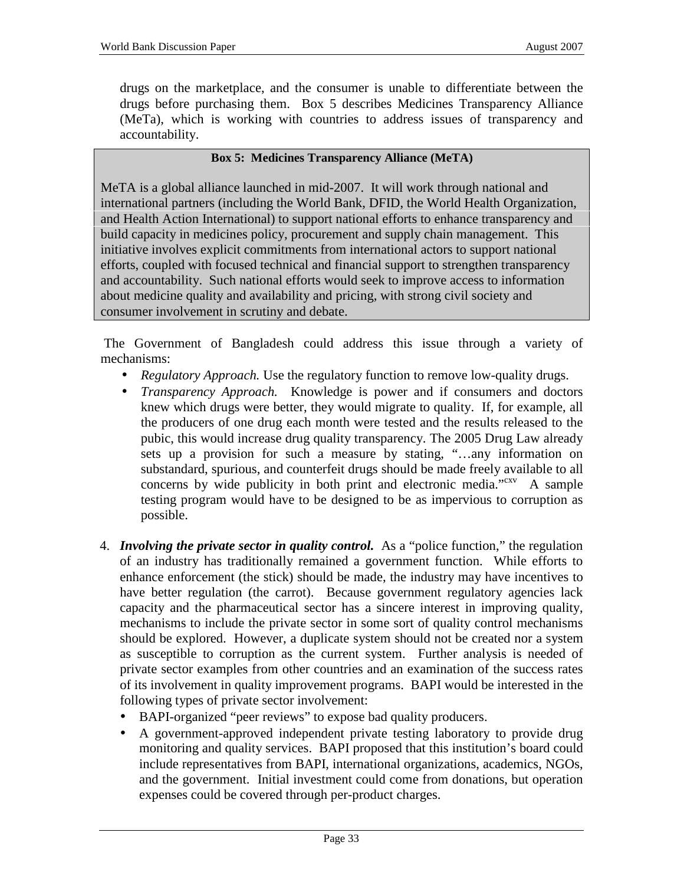drugs on the marketplace, and the consumer is unable to differentiate between the drugs before purchasing them. Box 5 describes Medicines Transparency Alliance (MeTa), which is working with countries to address issues of transparency and accountability.

> **Box 5: Medicines Transparency Alliance (MeTA)**
>
> MeTA is a global alliance launched in mid-2007. It will work through national and international partners (including the World Bank, DFID, the World Health Organization, and Health Action International) to support national efforts to enhance transparency and build capacity in medicines policy, procurement and supply chain management. This initiative involves explicit commitments from international actors to support national efforts, coupled with focused technical and financial support to strengthen transparency and accountability. Such national efforts would seek to improve access to information about medicine quality and availability and pricing, with strong civil society and consumer involvement in scrutiny and debate.

The Government of Bangladesh could address this issue through a variety of mechanisms:

- *Regulatory Approach.* Use the regulatory function to remove low-quality drugs.
- *Transparency Approach.* Knowledge is power and if consumers and doctors knew which drugs were better, they would migrate to quality. If, for example, all the producers of one drug each month were tested and the results released to the pubic, this would increase drug quality transparency. The 2005 Drug Law already sets up a provision for such a measure by stating, "…any information on substandard, spurious, and counterfeit drugs should be made freely available to all concerns by wide publicity in both print and electronic media."[cxv] A sample testing program would have to be designed to be as impervious to corruption as possible.

4. ***Involving the private sector in quality control.*** As a "police function," the regulation of an industry has traditionally remained a government function. While efforts to enhance enforcement (the stick) should be made, the industry may have incentives to have better regulation (the carrot). Because government regulatory agencies lack capacity and the pharmaceutical sector has a sincere interest in improving quality, mechanisms to include the private sector in some sort of quality control mechanisms should be explored. However, a duplicate system should not be created nor a system as susceptible to corruption as the current system. Further analysis is needed of private sector examples from other countries and an examination of the success rates of its involvement in quality improvement programs. BAPI would be interested in the following types of private sector involvement:
   - BAPI-organized "peer reviews" to expose bad quality producers.
   - A government-approved independent private testing laboratory to provide drug monitoring and quality services. BAPI proposed that this institution's board could include representatives from BAPI, international organizations, academics, NGOs, and the government. Initial investment could come from donations, but operation expenses could be covered through per-product charges.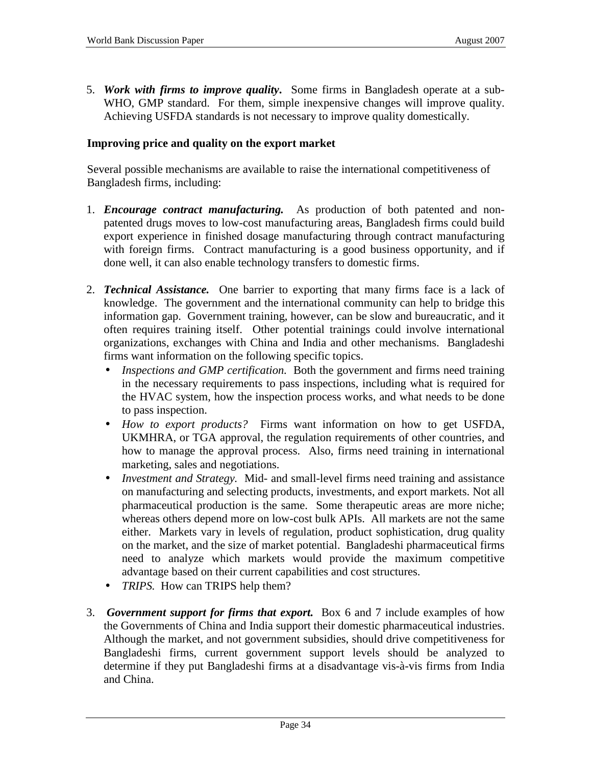5. ***Work with firms to improve quality.*** Some firms in Bangladesh operate at a sub-WHO, GMP standard. For them, simple inexpensive changes will improve quality. Achieving USFDA standards is not necessary to improve quality domestically.

**Improving price and quality on the export market**

Several possible mechanisms are available to raise the international competitiveness of Bangladesh firms, including:

1. ***Encourage contract manufacturing.*** As production of both patented and non-patented drugs moves to low-cost manufacturing areas, Bangladesh firms could build export experience in finished dosage manufacturing through contract manufacturing with foreign firms. Contract manufacturing is a good business opportunity, and if done well, it can also enable technology transfers to domestic firms.

2. ***Technical Assistance.*** One barrier to exporting that many firms face is a lack of knowledge. The government and the international community can help to bridge this information gap. Government training, however, can be slow and bureaucratic, and it often requires training itself. Other potential trainings could involve international organizations, exchanges with China and India and other mechanisms. Bangladeshi firms want information on the following specific topics.
   - *Inspections and GMP certification.* Both the government and firms need training in the necessary requirements to pass inspections, including what is required for the HVAC system, how the inspection process works, and what needs to be done to pass inspection.
   - *How to export products?* Firms want information on how to get USFDA, UKMHRA, or TGA approval, the regulation requirements of other countries, and how to manage the approval process. Also, firms need training in international marketing, sales and negotiations.
   - *Investment and Strategy.* Mid- and small-level firms need training and assistance on manufacturing and selecting products, investments, and export markets. Not all pharmaceutical production is the same. Some therapeutic areas are more niche; whereas others depend more on low-cost bulk APIs. All markets are not the same either. Markets vary in levels of regulation, product sophistication, drug quality on the market, and the size of market potential. Bangladeshi pharmaceutical firms need to analyze which markets would provide the maximum competitive advantage based on their current capabilities and cost structures.
   - *TRIPS.* How can TRIPS help them?

3. ***Government support for firms that export.*** Box 6 and 7 include examples of how the Governments of China and India support their domestic pharmaceutical industries. Although the market, and not government subsidies, should drive competitiveness for Bangladeshi firms, current government support levels should be analyzed to determine if they put Bangladeshi firms at a disadvantage vis-à-vis firms from India and China.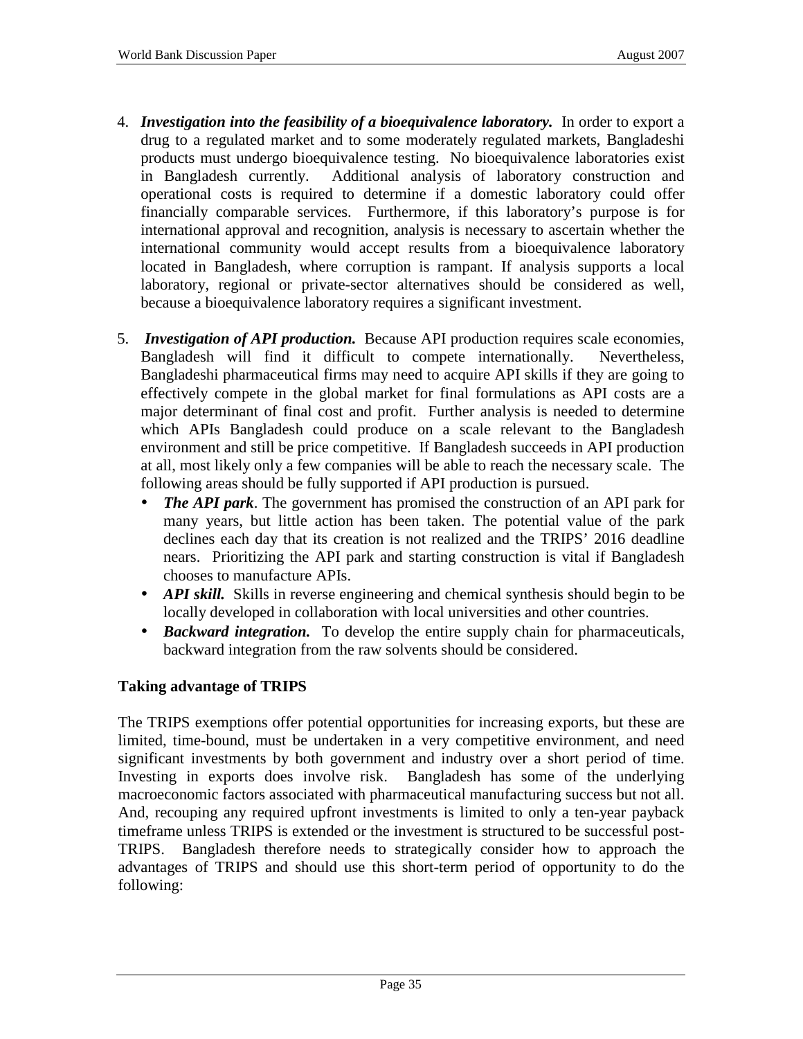4. ***Investigation into the feasibility of a bioequivalence laboratory.*** In order to export a drug to a regulated market and to some moderately regulated markets, Bangladeshi products must undergo bioequivalence testing. No bioequivalence laboratories exist in Bangladesh currently. Additional analysis of laboratory construction and operational costs is required to determine if a domestic laboratory could offer financially comparable services. Furthermore, if this laboratory's purpose is for international approval and recognition, analysis is necessary to ascertain whether the international community would accept results from a bioequivalence laboratory located in Bangladesh, where corruption is rampant. If analysis supports a local laboratory, regional or private-sector alternatives should be considered as well, because a bioequivalence laboratory requires a significant investment.

5. ***Investigation of API production.*** Because API production requires scale economies, Bangladesh will find it difficult to compete internationally. Nevertheless, Bangladeshi pharmaceutical firms may need to acquire API skills if they are going to effectively compete in the global market for final formulations as API costs are a major determinant of final cost and profit. Further analysis is needed to determine which APIs Bangladesh could produce on a scale relevant to the Bangladesh environment and still be price competitive. If Bangladesh succeeds in API production at all, most likely only a few companies will be able to reach the necessary scale. The following areas should be fully supported if API production is pursued.
   - ***The API park***. The government has promised the construction of an API park for many years, but little action has been taken. The potential value of the park declines each day that its creation is not realized and the TRIPS' 2016 deadline nears. Prioritizing the API park and starting construction is vital if Bangladesh chooses to manufacture APIs.
   - ***API skill.*** Skills in reverse engineering and chemical synthesis should begin to be locally developed in collaboration with local universities and other countries.
   - ***Backward integration.*** To develop the entire supply chain for pharmaceuticals, backward integration from the raw solvents should be considered.

### Taking advantage of TRIPS

The TRIPS exemptions offer potential opportunities for increasing exports, but these are limited, time-bound, must be undertaken in a very competitive environment, and need significant investments by both government and industry over a short period of time. Investing in exports does involve risk. Bangladesh has some of the underlying macroeconomic factors associated with pharmaceutical manufacturing success but not all. And, recouping any required upfront investments is limited to only a ten-year payback timeframe unless TRIPS is extended or the investment is structured to be successful post-TRIPS. Bangladesh therefore needs to strategically consider how to approach the advantages of TRIPS and should use this short-term period of opportunity to do the following: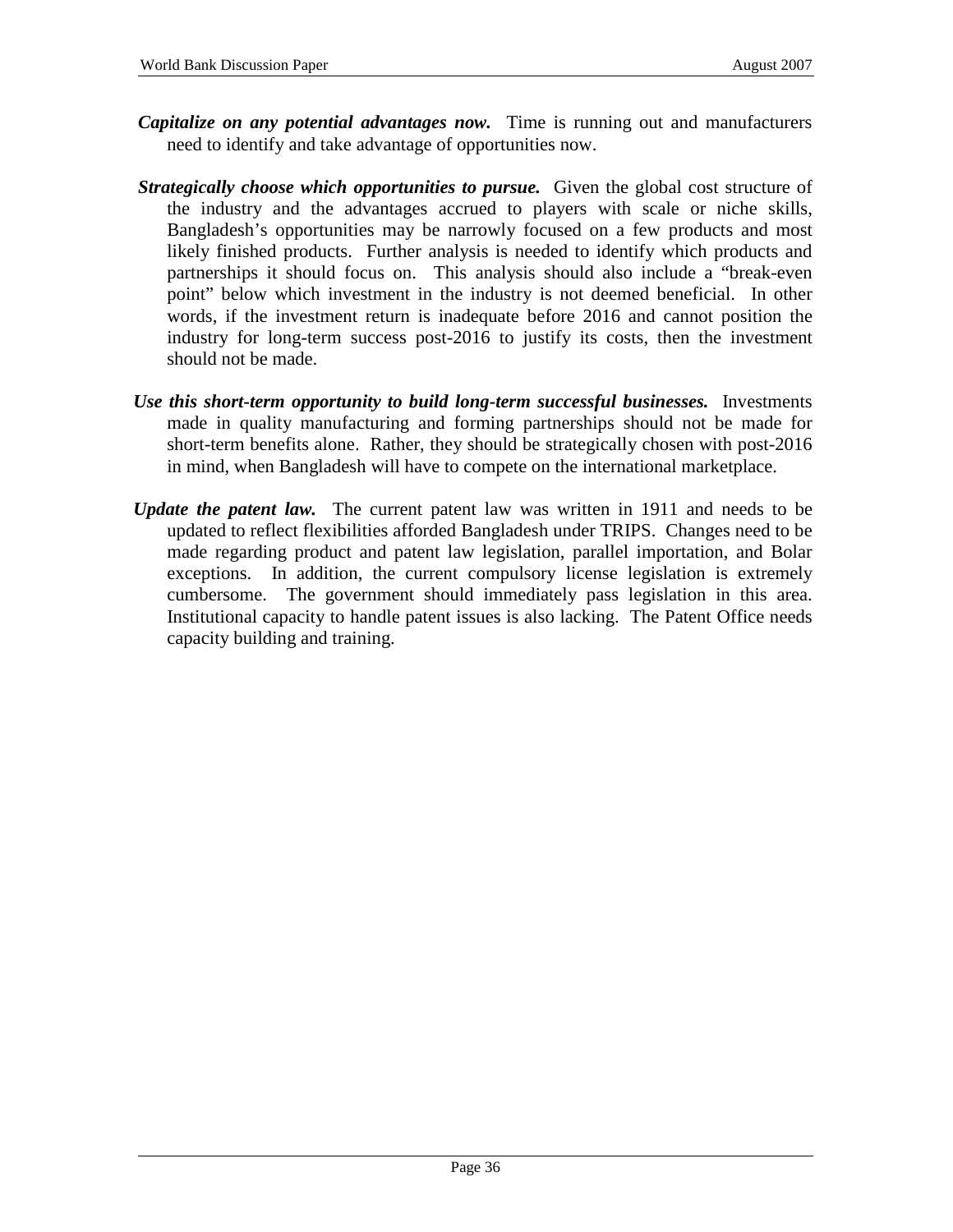***Capitalize on any potential advantages now.*** Time is running out and manufacturers need to identify and take advantage of opportunities now.

***Strategically choose which opportunities to pursue.*** Given the global cost structure of the industry and the advantages accrued to players with scale or niche skills, Bangladesh's opportunities may be narrowly focused on a few products and most likely finished products. Further analysis is needed to identify which products and partnerships it should focus on. This analysis should also include a "break-even point" below which investment in the industry is not deemed beneficial. In other words, if the investment return is inadequate before 2016 and cannot position the industry for long-term success post-2016 to justify its costs, then the investment should not be made.

***Use this short-term opportunity to build long-term successful businesses.*** Investments made in quality manufacturing and forming partnerships should not be made for short-term benefits alone. Rather, they should be strategically chosen with post-2016 in mind, when Bangladesh will have to compete on the international marketplace.

***Update the patent law.*** The current patent law was written in 1911 and needs to be updated to reflect flexibilities afforded Bangladesh under TRIPS. Changes need to be made regarding product and patent law legislation, parallel importation, and Bolar exceptions. In addition, the current compulsory license legislation is extremely cumbersome. The government should immediately pass legislation in this area. Institutional capacity to handle patent issues is also lacking. The Patent Office needs capacity building and training.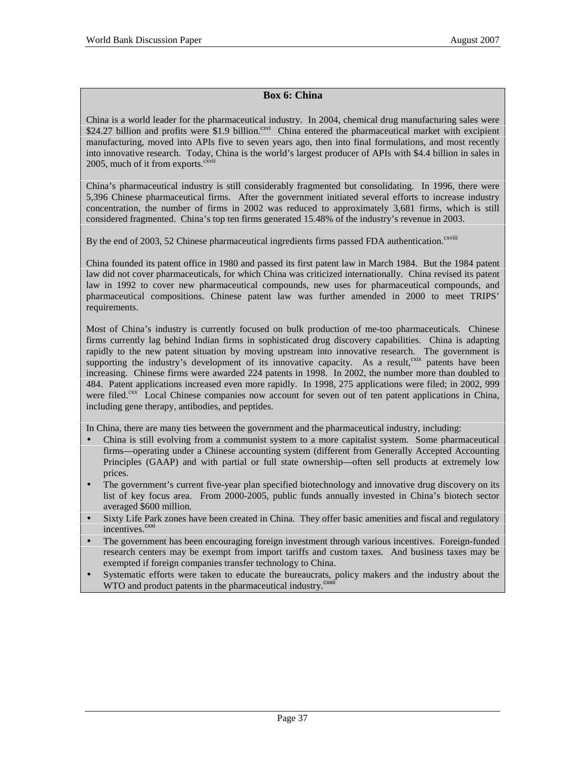### Box 6: China

China is a world leader for the pharmaceutical industry. In 2004, chemical drug manufacturing sales were $24.27 billion and profits were $1.9 billion.[cxvi] China entered the pharmaceutical market with excipient manufacturing, moved into APIs five to seven years ago, then into final formulations, and most recently into innovative research. Today, China is the world's largest producer of APIs with $4.4 billion in sales in 2005, much of it from exports.[cxvii]

China's pharmaceutical industry is still considerably fragmented but consolidating. In 1996, there were 5,396 Chinese pharmaceutical firms. After the government initiated several efforts to increase industry concentration, the number of firms in 2002 was reduced to approximately 3,681 firms, which is still considered fragmented. China's top ten firms generated 15.48% of the industry's revenue in 2003.

By the end of 2003, 52 Chinese pharmaceutical ingredients firms passed FDA authentication.[cxviii]

China founded its patent office in 1980 and passed its first patent law in March 1984. But the 1984 patent law did not cover pharmaceuticals, for which China was criticized internationally. China revised its patent law in 1992 to cover new pharmaceutical compounds, new uses for pharmaceutical compounds, and pharmaceutical compositions. Chinese patent law was further amended in 2000 to meet TRIPS' requirements.

Most of China's industry is currently focused on bulk production of me-too pharmaceuticals. Chinese firms currently lag behind Indian firms in sophisticated drug discovery capabilities. China is adapting rapidly to the new patent situation by moving upstream into innovative research. The government is supporting the industry's development of its innovative capacity. As a result,[cxix] patents have been increasing. Chinese firms were awarded 224 patents in 1998. In 2002, the number more than doubled to 484. Patent applications increased even more rapidly. In 1998, 275 applications were filed; in 2002, 999 were filed.[cxx] Local Chinese companies now account for seven out of ten patent applications in China, including gene therapy, antibodies, and peptides.

In China, there are many ties between the government and the pharmaceutical industry, including:

- China is still evolving from a communist system to a more capitalist system. Some pharmaceutical firms—operating under a Chinese accounting system (different from Generally Accepted Accounting Principles (GAAP) and with partial or full state ownership—often sell products at extremely low prices.
- The government's current five-year plan specified biotechnology and innovative drug discovery on its list of key focus area. From 2000-2005, public funds annually invested in China's biotech sector averaged $600 million.
- Sixty Life Park zones have been created in China. They offer basic amenities and fiscal and regulatory incentives.[cxxi]
- The government has been encouraging foreign investment through various incentives. Foreign-funded research centers may be exempt from import tariffs and custom taxes. And business taxes may be exempted if foreign companies transfer technology to China.
- Systematic efforts were taken to educate the bureaucrats, policy makers and the industry about the WTO and product patents in the pharmaceutical industry.[cxxii]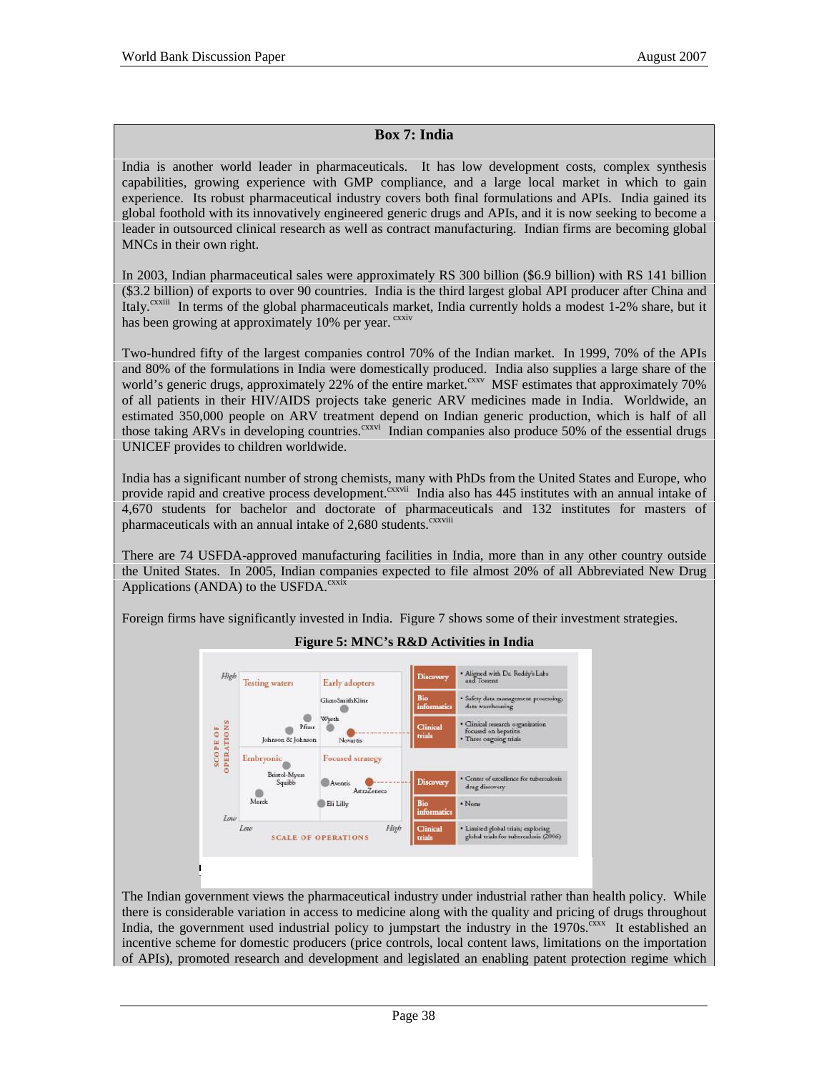### Box 7: India

India is another world leader in pharmaceuticals. It has low development costs, complex synthesis capabilities, growing experience with GMP compliance, and a large local market in which to gain experience. Its robust pharmaceutical industry covers both final formulations and APIs. India gained its global foothold with its innovatively engineered generic drugs and APIs, and it is now seeking to become a leader in outsourced clinical research as well as contract manufacturing. Indian firms are becoming global MNCs in their own right.

In 2003, Indian pharmaceutical sales were approximately RS 300 billion ($6.9 billion) with RS 141 billion ($3.2 billion) of exports to over 90 countries. India is the third largest global API producer after China and Italy.[cxxiii] In terms of the global pharmaceuticals market, India currently holds a modest 1-2% share, but it has been growing at approximately 10% per year.[cxxiv]

Two-hundred fifty of the largest companies control 70% of the Indian market. In 1999, 70% of the APIs and 80% of the formulations in India were domestically produced. India also supplies a large share of the world's generic drugs, approximately 22% of the entire market.[cxxv] MSF estimates that approximately 70% of all patients in their HIV/AIDS projects take generic ARV medicines made in India. Worldwide, an estimated 350,000 people on ARV treatment depend on Indian generic production, which is half of all those taking ARVs in developing countries.[cxxvi] Indian companies also produce 50% of the essential drugs UNICEF provides to children worldwide.

India has a significant number of strong chemists, many with PhDs from the United States and Europe, who provide rapid and creative process development.[cxxvii] India also has 445 institutes with an annual intake of 4,670 students for bachelor and doctorate of pharmaceuticals and 132 institutes for masters of pharmaceuticals with an annual intake of 2,680 students.[cxxviii]

There are 74 USFDA-approved manufacturing facilities in India, more than in any other country outside the United States. In 2005, Indian companies expected to file almost 20% of all Abbreviated New Drug Applications (ANDA) to the USFDA.[cxxix]

Foreign firms have significantly invested in India. Figure 7 shows some of their investment strategies.

**Figure 5: MNC's R&D Activities in India**

The Indian government views the pharmaceutical industry under industrial rather than health policy. While there is considerable variation in access to medicine along with the quality and pricing of drugs throughout India, the government used industrial policy to jumpstart the industry in the 1970s.[cxxx] It established an incentive scheme for domestic producers (price controls, local content laws, limitations on the importation of APIs), promoted research and development and legislated an enabling patent protection regime which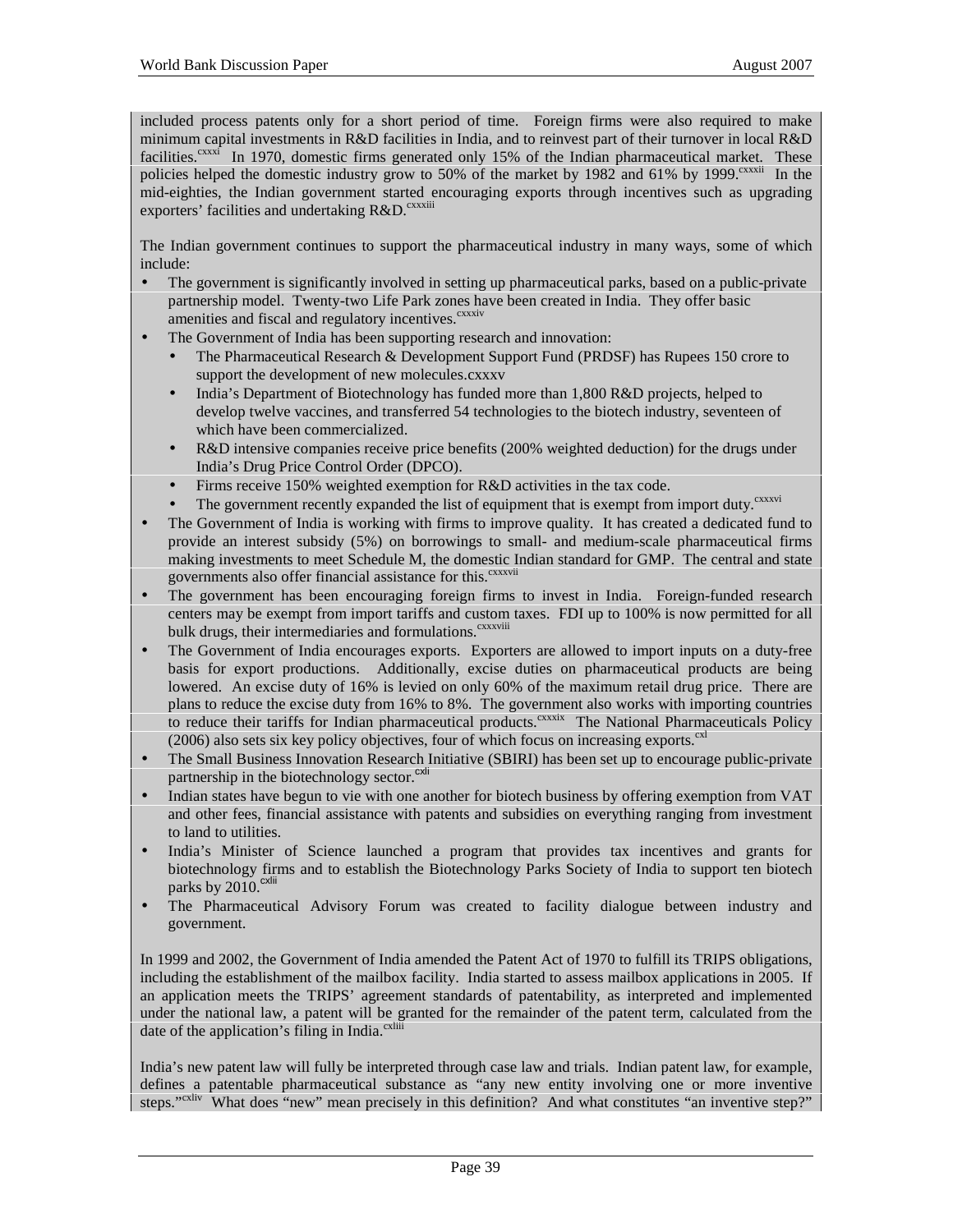included process patents only for a short period of time. Foreign firms were also required to make minimum capital investments in R&D facilities in India, and to reinvest part of their turnover in local R&D facilities.[cxxxi] In 1970, domestic firms generated only 15% of the Indian pharmaceutical market. These policies helped the domestic industry grow to 50% of the market by 1982 and 61% by 1999.[cxxxii] In the mid-eighties, the Indian government started encouraging exports through incentives such as upgrading exporters' facilities and undertaking R&D.[cxxxiii]

The Indian government continues to support the pharmaceutical industry in many ways, some of which include:

- The government is significantly involved in setting up pharmaceutical parks, based on a public-private partnership model. Twenty-two Life Park zones have been created in India. They offer basic amenities and fiscal and regulatory incentives.[cxxxiv]
- The Government of India has been supporting research and innovation:
  - The Pharmaceutical Research & Development Support Fund (PRDSF) has Rupees 150 crore to support the development of new molecules.cxxxv
  - India's Department of Biotechnology has funded more than 1,800 R&D projects, helped to develop twelve vaccines, and transferred 54 technologies to the biotech industry, seventeen of which have been commercialized.
  - R&D intensive companies receive price benefits (200% weighted deduction) for the drugs under India's Drug Price Control Order (DPCO).
  - Firms receive 150% weighted exemption for R&D activities in the tax code.
  - The government recently expanded the list of equipment that is exempt from import duty.[cxxxvi]
- The Government of India is working with firms to improve quality. It has created a dedicated fund to provide an interest subsidy (5%) on borrowings to small- and medium-scale pharmaceutical firms making investments to meet Schedule M, the domestic Indian standard for GMP. The central and state governments also offer financial assistance for this.[cxxxvii]
- The government has been encouraging foreign firms to invest in India. Foreign-funded research centers may be exempt from import tariffs and custom taxes. FDI up to 100% is now permitted for all bulk drugs, their intermediaries and formulations.[cxxxviii]
- The Government of India encourages exports. Exporters are allowed to import inputs on a duty-free basis for export productions. Additionally, excise duties on pharmaceutical products are being lowered. An excise duty of 16% is levied on only 60% of the maximum retail drug price. There are plans to reduce the excise duty from 16% to 8%. The government also works with importing countries to reduce their tariffs for Indian pharmaceutical products.[cxxxix] The National Pharmaceuticals Policy (2006) also sets six key policy objectives, four of which focus on increasing exports.[cxl]
- The Small Business Innovation Research Initiative (SBIRI) has been set up to encourage public-private partnership in the biotechnology sector.[cxli]
- Indian states have begun to vie with one another for biotech business by offering exemption from VAT and other fees, financial assistance with patents and subsidies on everything ranging from investment to land to utilities.
- India's Minister of Science launched a program that provides tax incentives and grants for biotechnology firms and to establish the Biotechnology Parks Society of India to support ten biotech parks by 2010.[cxlii]
- The Pharmaceutical Advisory Forum was created to facility dialogue between industry and government.

In 1999 and 2002, the Government of India amended the Patent Act of 1970 to fulfill its TRIPS obligations, including the establishment of the mailbox facility. India started to assess mailbox applications in 2005. If an application meets the TRIPS' agreement standards of patentability, as interpreted and implemented under the national law, a patent will be granted for the remainder of the patent term, calculated from the date of the application's filing in India.[cxliii]

India's new patent law will fully be interpreted through case law and trials. Indian patent law, for example, defines a patentable pharmaceutical substance as "any new entity involving one or more inventive steps."[cxliv] What does "new" mean precisely in this definition? And what constitutes "an inventive step?"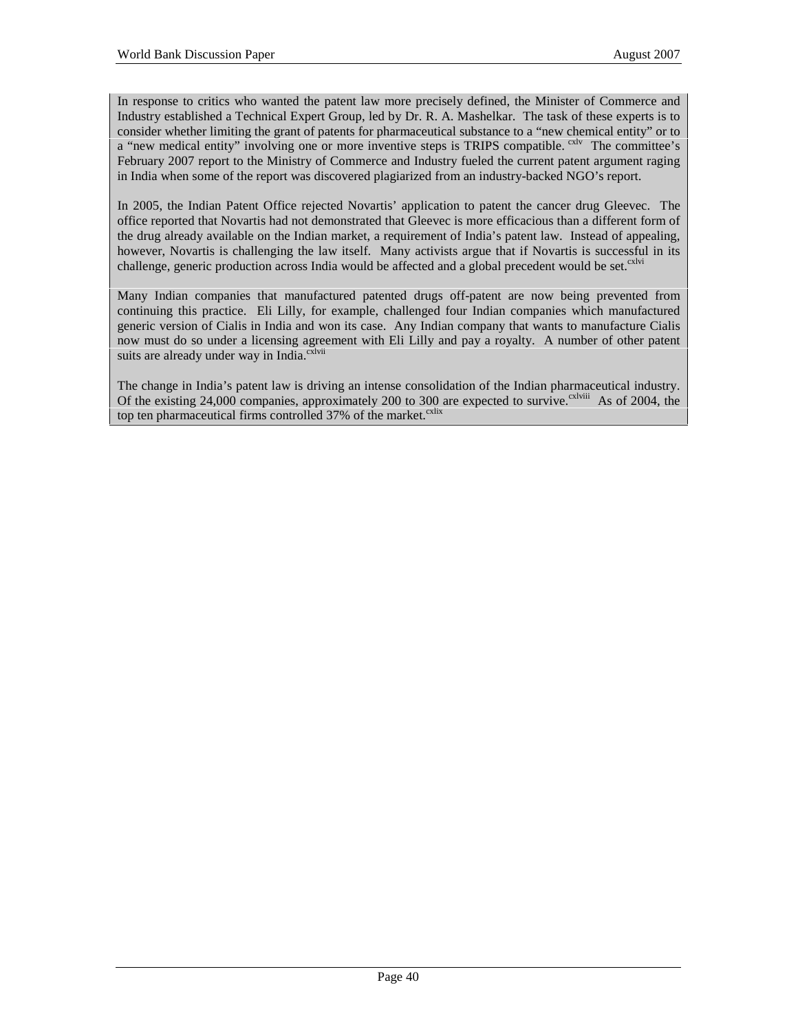In response to critics who wanted the patent law more precisely defined, the Minister of Commerce and Industry established a Technical Expert Group, led by Dr. R. A. Mashelkar. The task of these experts is to consider whether limiting the grant of patents for pharmaceutical substance to a "new chemical entity" or to a "new medical entity" involving one or more inventive steps is TRIPS compatible.[cxlv] The committee's February 2007 report to the Ministry of Commerce and Industry fueled the current patent argument raging in India when some of the report was discovered plagiarized from an industry-backed NGO's report.

In 2005, the Indian Patent Office rejected Novartis' application to patent the cancer drug Gleevec. The office reported that Novartis had not demonstrated that Gleevec is more efficacious than a different form of the drug already available on the Indian market, a requirement of India's patent law. Instead of appealing, however, Novartis is challenging the law itself. Many activists argue that if Novartis is successful in its challenge, generic production across India would be affected and a global precedent would be set.[cxlvi]

Many Indian companies that manufactured patented drugs off-patent are now being prevented from continuing this practice. Eli Lilly, for example, challenged four Indian companies which manufactured generic version of Cialis in India and won its case. Any Indian company that wants to manufacture Cialis now must do so under a licensing agreement with Eli Lilly and pay a royalty. A number of other patent suits are already under way in India.[cxlvii]

The change in India's patent law is driving an intense consolidation of the Indian pharmaceutical industry. Of the existing 24,000 companies, approximately 200 to 300 are expected to survive.[cxlviii] As of 2004, the top ten pharmaceutical firms controlled 37% of the market.[cxlix]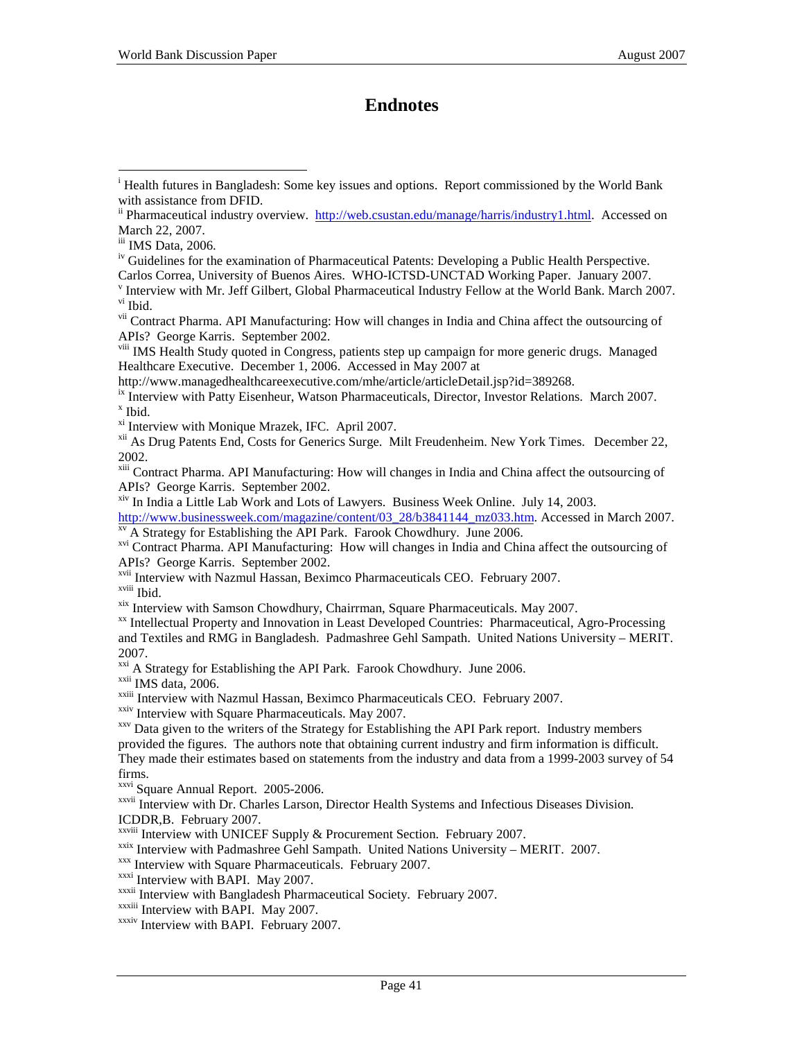# Endnotes

[i] Health futures in Bangladesh: Some key issues and options. Report commissioned by the World Bank with assistance from DFID.

[ii] Pharmaceutical industry overview. http://web.csustan.edu/manage/harris/industry1.html. Accessed on March 22, 2007.

[iii] IMS Data, 2006.

[iv] Guidelines for the examination of Pharmaceutical Patents: Developing a Public Health Perspective. Carlos Correa, University of Buenos Aires. WHO-ICTSD-UNCTAD Working Paper. January 2007.

[v] Interview with Mr. Jeff Gilbert, Global Pharmaceutical Industry Fellow at the World Bank. March 2007.

[vi] Ibid.

[vii] Contract Pharma. API Manufacturing: How will changes in India and China affect the outsourcing of APIs? George Karris. September 2002.

[viii] IMS Health Study quoted in Congress, patients step up campaign for more generic drugs. Managed Healthcare Executive. December 1, 2006. Accessed in May 2007 at http://www.managedhealthcareexecutive.com/mhe/article/articleDetail.jsp?id=389268.

[ix] Interview with Patty Eisenheur, Watson Pharmaceuticals, Director, Investor Relations. March 2007.

[x] Ibid.

[xi] Interview with Monique Mrazek, IFC. April 2007.

[xii] As Drug Patents End, Costs for Generics Surge. Milt Freudenheim. New York Times. December 22, 2002.

[xiii] Contract Pharma. API Manufacturing: How will changes in India and China affect the outsourcing of APIs? George Karris. September 2002.

[xiv] In India a Little Lab Work and Lots of Lawyers. Business Week Online. July 14, 2003. http://www.businessweek.com/magazine/content/03_28/b3841144_mz033.htm. Accessed in March 2007.

[xv] A Strategy for Establishing the API Park. Farook Chowdhury. June 2006.

[xvi] Contract Pharma. API Manufacturing: How will changes in India and China affect the outsourcing of APIs? George Karris. September 2002.

[xvii] Interview with Nazmul Hassan, Beximco Pharmaceuticals CEO. February 2007.

[xviii] Ibid.

[xix] Interview with Samson Chowdhury, Chairrman, Square Pharmaceuticals. May 2007.

[xx] Intellectual Property and Innovation in Least Developed Countries: Pharmaceutical, Agro-Processing and Textiles and RMG in Bangladesh. Padmashree Gehl Sampath. United Nations University – MERIT. 2007.

[xxi] A Strategy for Establishing the API Park. Farook Chowdhury. June 2006.

[xxii] IMS data, 2006.

[xxiii] Interview with Nazmul Hassan, Beximco Pharmaceuticals CEO. February 2007.

[xxiv] Interview with Square Pharmaceuticals. May 2007.

[xxv] Data given to the writers of the Strategy for Establishing the API Park report. Industry members provided the figures. The authors note that obtaining current industry and firm information is difficult. They made their estimates based on statements from the industry and data from a 1999-2003 survey of 54 firms.

[xxvi] Square Annual Report. 2005-2006.

[xxvii] Interview with Dr. Charles Larson, Director Health Systems and Infectious Diseases Division. ICDDR,B. February 2007.

[xxviii] Interview with UNICEF Supply & Procurement Section. February 2007.

[xxix] Interview with Padmashree Gehl Sampath. United Nations University – MERIT. 2007.

[xxx] Interview with Square Pharmaceuticals. February 2007.

[xxxi] Interview with BAPI. May 2007.

[xxxii] Interview with Bangladesh Pharmaceutical Society. February 2007.

[xxxiii] Interview with BAPI. May 2007.

[xxxiv] Interview with BAPI. February 2007.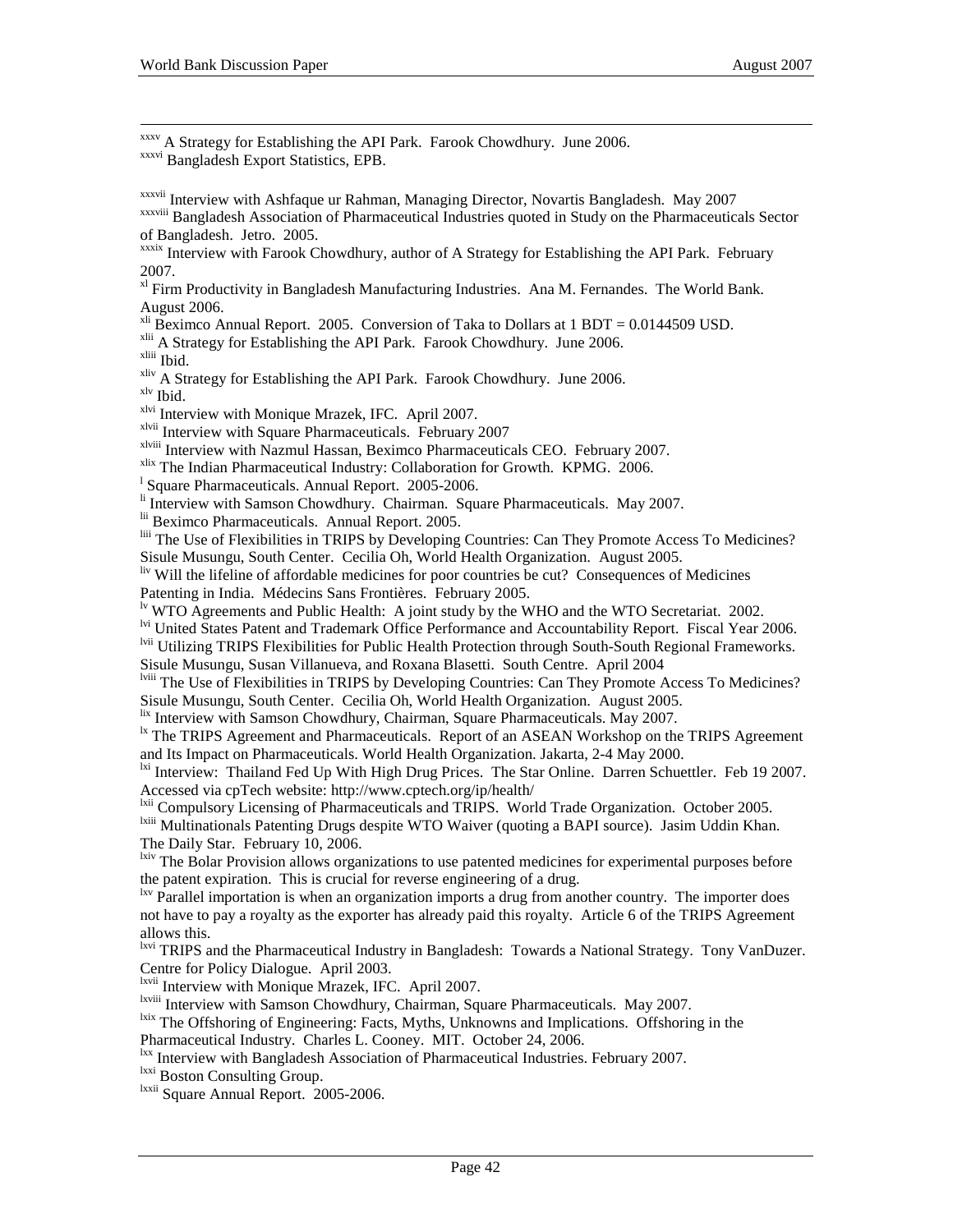[xxxv] A Strategy for Establishing the API Park. Farook Chowdhury. June 2006.

[xxxvi] Bangladesh Export Statistics, EPB.

[xxxvii] Interview with Ashfaque ur Rahman, Managing Director, Novartis Bangladesh. May 2007

[xxxviii] Bangladesh Association of Pharmaceutical Industries quoted in Study on the Pharmaceuticals Sector of Bangladesh. Jetro. 2005.

[xxxix] Interview with Farook Chowdhury, author of A Strategy for Establishing the API Park. February 2007.

[xl] Firm Productivity in Bangladesh Manufacturing Industries. Ana M. Fernandes. The World Bank. August 2006.

[xli] Beximco Annual Report. 2005. Conversion of Taka to Dollars at 1 BDT = 0.0144509 USD.

[xlii] A Strategy for Establishing the API Park. Farook Chowdhury. June 2006.

[xliii] Ibid.

[xliv] A Strategy for Establishing the API Park. Farook Chowdhury. June 2006.

[xlv] Ibid.

[xlvi] Interview with Monique Mrazek, IFC. April 2007.

[xlvii] Interview with Square Pharmaceuticals. February 2007

[xlviii] Interview with Nazmul Hassan, Beximco Pharmaceuticals CEO. February 2007.

[xlix] The Indian Pharmaceutical Industry: Collaboration for Growth. KPMG. 2006.

[l] Square Pharmaceuticals. Annual Report. 2005-2006.

[li] Interview with Samson Chowdhury. Chairman. Square Pharmaceuticals. May 2007.

[lii] Beximco Pharmaceuticals. Annual Report. 2005.

[liii] The Use of Flexibilities in TRIPS by Developing Countries: Can They Promote Access To Medicines? Sisule Musungu, South Center. Cecilia Oh, World Health Organization. August 2005.

[liv] Will the lifeline of affordable medicines for poor countries be cut? Consequences of Medicines Patenting in India. Médecins Sans Frontières. February 2005.

[lv] WTO Agreements and Public Health: A joint study by the WHO and the WTO Secretariat. 2002.

[lvi] United States Patent and Trademark Office Performance and Accountability Report. Fiscal Year 2006.

[lvii] Utilizing TRIPS Flexibilities for Public Health Protection through South-South Regional Frameworks. Sisule Musungu, Susan Villanueva, and Roxana Blasetti. South Centre. April 2004

[lviii] The Use of Flexibilities in TRIPS by Developing Countries: Can They Promote Access To Medicines? Sisule Musungu, South Center. Cecilia Oh, World Health Organization. August 2005.

[lix] Interview with Samson Chowdhury, Chairman, Square Pharmaceuticals. May 2007.

[lx] The TRIPS Agreement and Pharmaceuticals. Report of an ASEAN Workshop on the TRIPS Agreement and Its Impact on Pharmaceuticals. World Health Organization. Jakarta, 2-4 May 2000.

[lxi] Interview: Thailand Fed Up With High Drug Prices. The Star Online. Darren Schuettler. Feb 19 2007. Accessed via cpTech website: http://www.cptech.org/ip/health/

[lxii] Compulsory Licensing of Pharmaceuticals and TRIPS. World Trade Organization. October 2005.

[lxiii] Multinationals Patenting Drugs despite WTO Waiver (quoting a BAPI source). Jasim Uddin Khan. The Daily Star. February 10, 2006.

[lxiv] The Bolar Provision allows organizations to use patented medicines for experimental purposes before the patent expiration. This is crucial for reverse engineering of a drug.

[lxv] Parallel importation is when an organization imports a drug from another country. The importer does not have to pay a royalty as the exporter has already paid this royalty. Article 6 of the TRIPS Agreement allows this.

[lxvi] TRIPS and the Pharmaceutical Industry in Bangladesh: Towards a National Strategy. Tony VanDuzer. Centre for Policy Dialogue. April 2003.

[lxvii] Interview with Monique Mrazek, IFC. April 2007.

[lxviii] Interview with Samson Chowdhury, Chairman, Square Pharmaceuticals. May 2007.

[lxix] The Offshoring of Engineering: Facts, Myths, Unknowns and Implications. Offshoring in the Pharmaceutical Industry. Charles L. Cooney. MIT. October 24, 2006.

[lxx] Interview with Bangladesh Association of Pharmaceutical Industries. February 2007.

[lxxi] Boston Consulting Group.

[lxxii] Square Annual Report. 2005-2006.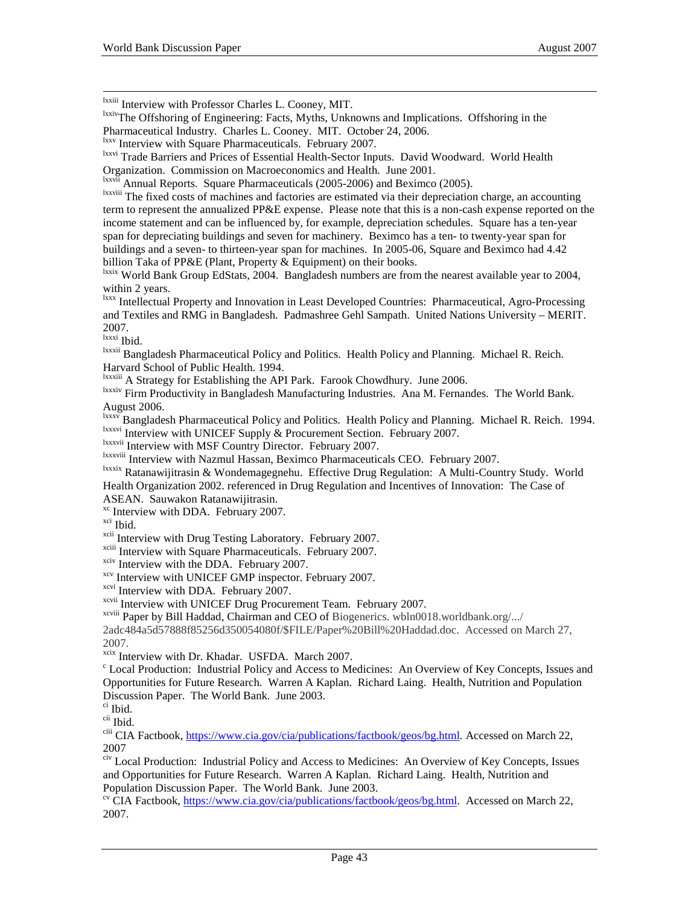[lxxiii] Interview with Professor Charles L. Cooney, MIT.

[lxxiv]The Offshoring of Engineering: Facts, Myths, Unknowns and Implications. Offshoring in the Pharmaceutical Industry. Charles L. Cooney. MIT. October 24, 2006.

[lxxv] Interview with Square Pharmaceuticals. February 2007.

[lxxvi] Trade Barriers and Prices of Essential Health-Sector Inputs. David Woodward. World Health Organization. Commission on Macroeconomics and Health. June 2001.

[lxxvii] Annual Reports. Square Pharmaceuticals (2005-2006) and Beximco (2005).

[lxxviii] The fixed costs of machines and factories are estimated via their depreciation charge, an accounting term to represent the annualized PP&E expense. Please note that this is a non-cash expense reported on the income statement and can be influenced by, for example, depreciation schedules. Square has a ten-year span for depreciating buildings and seven for machinery. Beximco has a ten- to twenty-year span for buildings and a seven- to thirteen-year span for machines. In 2005-06, Square and Beximco had 4.42 billion Taka of PP&E (Plant, Property & Equipment) on their books.

[lxxix] World Bank Group EdStats, 2004. Bangladesh numbers are from the nearest available year to 2004, within 2 years.

[lxxx] Intellectual Property and Innovation in Least Developed Countries: Pharmaceutical, Agro-Processing and Textiles and RMG in Bangladesh. Padmashree Gehl Sampath. United Nations University – MERIT. 2007.

[lxxxi] Ibid.

[lxxxii] Bangladesh Pharmaceutical Policy and Politics. Health Policy and Planning. Michael R. Reich. Harvard School of Public Health. 1994.

[lxxxiii] A Strategy for Establishing the API Park. Farook Chowdhury. June 2006.

[lxxxiv] Firm Productivity in Bangladesh Manufacturing Industries. Ana M. Fernandes. The World Bank. August 2006.

[lxxxv] Bangladesh Pharmaceutical Policy and Politics. Health Policy and Planning. Michael R. Reich. 1994.

[lxxxvi] Interview with UNICEF Supply & Procurement Section. February 2007.

[lxxxvii] Interview with MSF Country Director. February 2007.

[lxxxviii] Interview with Nazmul Hassan, Beximco Pharmaceuticals CEO. February 2007.

[lxxxix] Ratanawijitrasin & Wondemagegnehu. Effective Drug Regulation: A Multi-Country Study. World Health Organization 2002. referenced in Drug Regulation and Incentives of Innovation: The Case of ASEAN. Sauwakon Ratanawijitrasin.

[xc] Interview with DDA. February 2007.

[xci] Ibid.

[xcii] Interview with Drug Testing Laboratory. February 2007.

[xciii] Interview with Square Pharmaceuticals. February 2007.

[xciv] Interview with the DDA. February 2007.

[xcv] Interview with UNICEF GMP inspector. February 2007.

[xcvi] Interview with DDA. February 2007.

[xcvii] Interview with UNICEF Drug Procurement Team. February 2007.

[xcviii] Paper by Bill Haddad, Chairman and CEO of Biogenerics. wbln0018.worldbank.org/.../2adc484a5d57888f85256d350054080f/$FILE/Paper%20Bill%20Haddad.doc. Accessed on March 27, 2007.

[xcix] Interview with Dr. Khadar. USFDA. March 2007.

[c] Local Production: Industrial Policy and Access to Medicines: An Overview of Key Concepts, Issues and Opportunities for Future Research. Warren A Kaplan. Richard Laing. Health, Nutrition and Population Discussion Paper. The World Bank. June 2003.

[ci] Ibid.

[cii] Ibid.

[ciii] CIA Factbook, https://www.cia.gov/cia/publications/factbook/geos/bg.html. Accessed on March 22, 2007

[civ] Local Production: Industrial Policy and Access to Medicines: An Overview of Key Concepts, Issues and Opportunities for Future Research. Warren A Kaplan. Richard Laing. Health, Nutrition and Population Discussion Paper. The World Bank. June 2003.

[cv] CIA Factbook, https://www.cia.gov/cia/publications/factbook/geos/bg.html. Accessed on March 22, 2007.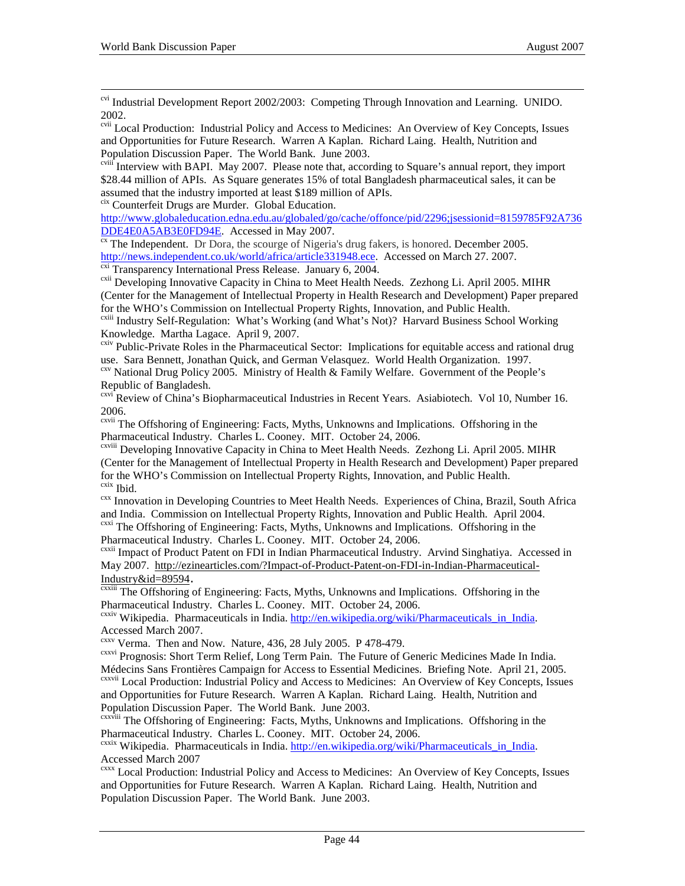[cvi] Industrial Development Report 2002/2003: Competing Through Innovation and Learning. UNIDO. 2002.

[cvii] Local Production: Industrial Policy and Access to Medicines: An Overview of Key Concepts, Issues and Opportunities for Future Research. Warren A Kaplan. Richard Laing. Health, Nutrition and Population Discussion Paper. The World Bank. June 2003.

[cviii] Interview with BAPI. May 2007. Please note that, according to Square's annual report, they import $28.44 million of APIs. As Square generates 15% of total Bangladesh pharmaceutical sales, it can be assumed that the industry imported at least $189 million of APIs.

[cix] Counterfeit Drugs are Murder. Global Education. http://www.globaleducation.edna.edu.au/globaled/go/cache/offonce/pid/2296;jsessionid=8159785F92A736DDE4E0A5AB3E0FD94E. Accessed in May 2007.

[cx] The Independent. Dr Dora, the scourge of Nigeria's drug fakers, is honored. December 2005. http://news.independent.co.uk/world/africa/article331948.ece. Accessed on March 27. 2007.

[cxi] Transparency International Press Release. January 6, 2004.

[cxii] Developing Innovative Capacity in China to Meet Health Needs. Zezhong Li. April 2005. MIHR (Center for the Management of Intellectual Property in Health Research and Development) Paper prepared for the WHO's Commission on Intellectual Property Rights, Innovation, and Public Health.

[cxiii] Industry Self-Regulation: What's Working (and What's Not)? Harvard Business School Working Knowledge. Martha Lagace. April 9, 2007.

[cxiv] Public-Private Roles in the Pharmaceutical Sector: Implications for equitable access and rational drug use. Sara Bennett, Jonathan Quick, and German Velasquez. World Health Organization. 1997.

[cxv] National Drug Policy 2005. Ministry of Health & Family Welfare. Government of the People's Republic of Bangladesh.

[cxvi] Review of China's Biopharmaceutical Industries in Recent Years. Asiabiotech. Vol 10, Number 16. 2006.

[cxvii] The Offshoring of Engineering: Facts, Myths, Unknowns and Implications. Offshoring in the Pharmaceutical Industry. Charles L. Cooney. MIT. October 24, 2006.

[cxviii] Developing Innovative Capacity in China to Meet Health Needs. Zezhong Li. April 2005. MIHR (Center for the Management of Intellectual Property in Health Research and Development) Paper prepared for the WHO's Commission on Intellectual Property Rights, Innovation, and Public Health.

[cxix] Ibid.

[cxx] Innovation in Developing Countries to Meet Health Needs. Experiences of China, Brazil, South Africa and India. Commission on Intellectual Property Rights, Innovation and Public Health. April 2004.

[cxxi] The Offshoring of Engineering: Facts, Myths, Unknowns and Implications. Offshoring in the Pharmaceutical Industry. Charles L. Cooney. MIT. October 24, 2006.

[cxxii] Impact of Product Patent on FDI in Indian Pharmaceutical Industry. Arvind Singhatiya. Accessed in May 2007. http://ezinearticles.com/?Impact-of-Product-Patent-on-FDI-in-Indian-Pharmaceutical-Industry&id=89594.

[cxxiii] The Offshoring of Engineering: Facts, Myths, Unknowns and Implications. Offshoring in the Pharmaceutical Industry. Charles L. Cooney. MIT. October 24, 2006.

[cxxiv] Wikipedia. Pharmaceuticals in India. http://en.wikipedia.org/wiki/Pharmaceuticals_in_India. Accessed March 2007.

[cxxv] Verma. Then and Now. Nature, 436, 28 July 2005. P 478-479.

[cxxvi] Prognosis: Short Term Relief, Long Term Pain. The Future of Generic Medicines Made In India. Médecins Sans Frontières Campaign for Access to Essential Medicines. Briefing Note. April 21, 2005.

[cxxvii] Local Production: Industrial Policy and Access to Medicines: An Overview of Key Concepts, Issues and Opportunities for Future Research. Warren A Kaplan. Richard Laing. Health, Nutrition and Population Discussion Paper. The World Bank. June 2003.

[cxxviii] The Offshoring of Engineering: Facts, Myths, Unknowns and Implications. Offshoring in the Pharmaceutical Industry. Charles L. Cooney. MIT. October 24, 2006.

[cxxix] Wikipedia. Pharmaceuticals in India. http://en.wikipedia.org/wiki/Pharmaceuticals_in_India. Accessed March 2007

[cxxx] Local Production: Industrial Policy and Access to Medicines: An Overview of Key Concepts, Issues and Opportunities for Future Research. Warren A Kaplan. Richard Laing. Health, Nutrition and Population Discussion Paper. The World Bank. June 2003.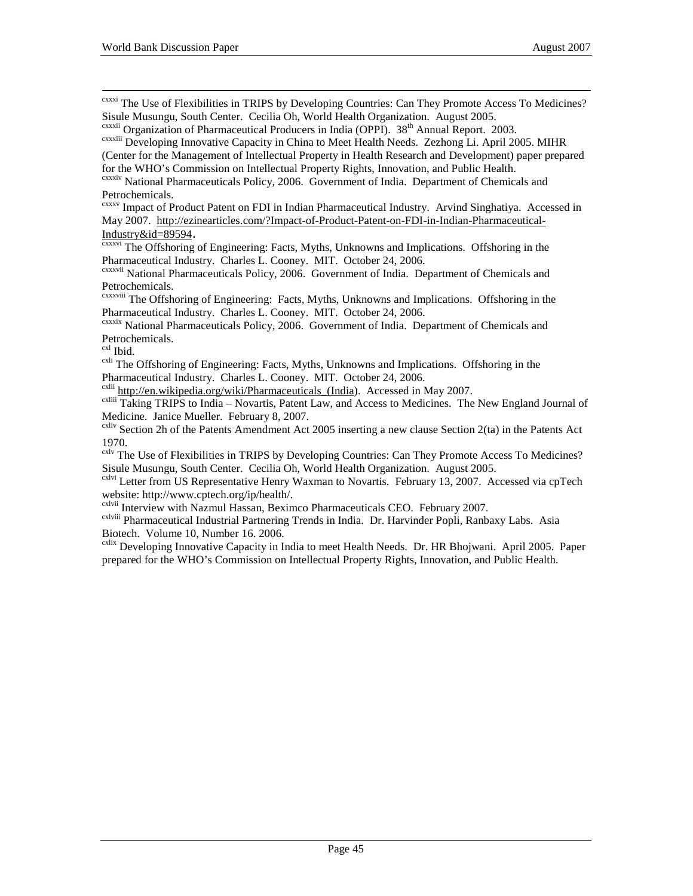[cxxxi] The Use of Flexibilities in TRIPS by Developing Countries: Can They Promote Access To Medicines? Sisule Musungu, South Center. Cecilia Oh, World Health Organization. August 2005.

[cxxxii] Organization of Pharmaceutical Producers in India (OPPI). 38th Annual Report. 2003.

[cxxxiii] Developing Innovative Capacity in China to Meet Health Needs. Zezhong Li. April 2005. MIHR (Center for the Management of Intellectual Property in Health Research and Development) paper prepared for the WHO's Commission on Intellectual Property Rights, Innovation, and Public Health.

[cxxxiv] National Pharmaceuticals Policy, 2006. Government of India. Department of Chemicals and Petrochemicals.

[cxxxv] Impact of Product Patent on FDI in Indian Pharmaceutical Industry. Arvind Singhatiya. Accessed in May 2007. http://ezinearticles.com/?Impact-of-Product-Patent-on-FDI-in-Indian-Pharmaceutical-Industry&id=89594.

[cxxxvi] The Offshoring of Engineering: Facts, Myths, Unknowns and Implications. Offshoring in the Pharmaceutical Industry. Charles L. Cooney. MIT. October 24, 2006.

[cxxxvii] National Pharmaceuticals Policy, 2006. Government of India. Department of Chemicals and Petrochemicals.

[cxxxviii] The Offshoring of Engineering: Facts, Myths, Unknowns and Implications. Offshoring in the Pharmaceutical Industry. Charles L. Cooney. MIT. October 24, 2006.

[cxxxix] National Pharmaceuticals Policy, 2006. Government of India. Department of Chemicals and Petrochemicals.

[cxl] Ibid.

[cxli] The Offshoring of Engineering: Facts, Myths, Unknowns and Implications. Offshoring in the Pharmaceutical Industry. Charles L. Cooney. MIT. October 24, 2006.

[cxlii] http://en.wikipedia.org/wiki/Pharmaceuticals_(India). Accessed in May 2007.

[cxliii] Taking TRIPS to India – Novartis, Patent Law, and Access to Medicines. The New England Journal of Medicine. Janice Mueller. February 8, 2007.

[cxliv] Section 2h of the Patents Amendment Act 2005 inserting a new clause Section 2(ta) in the Patents Act 1970.

[cxlv] The Use of Flexibilities in TRIPS by Developing Countries: Can They Promote Access To Medicines? Sisule Musungu, South Center. Cecilia Oh, World Health Organization. August 2005.

[cxlvi] Letter from US Representative Henry Waxman to Novartis. February 13, 2007. Accessed via cpTech website: http://www.cptech.org/ip/health/.

[cxlvii] Interview with Nazmul Hassan, Beximco Pharmaceuticals CEO. February 2007.

[cxlviii] Pharmaceutical Industrial Partnering Trends in India. Dr. Harvinder Popli, Ranbaxy Labs. Asia Biotech. Volume 10, Number 16. 2006.

[cxlix] Developing Innovative Capacity in India to meet Health Needs. Dr. HR Bhojwani. April 2005. Paper prepared for the WHO's Commission on Intellectual Property Rights, Innovation, and Public Health.